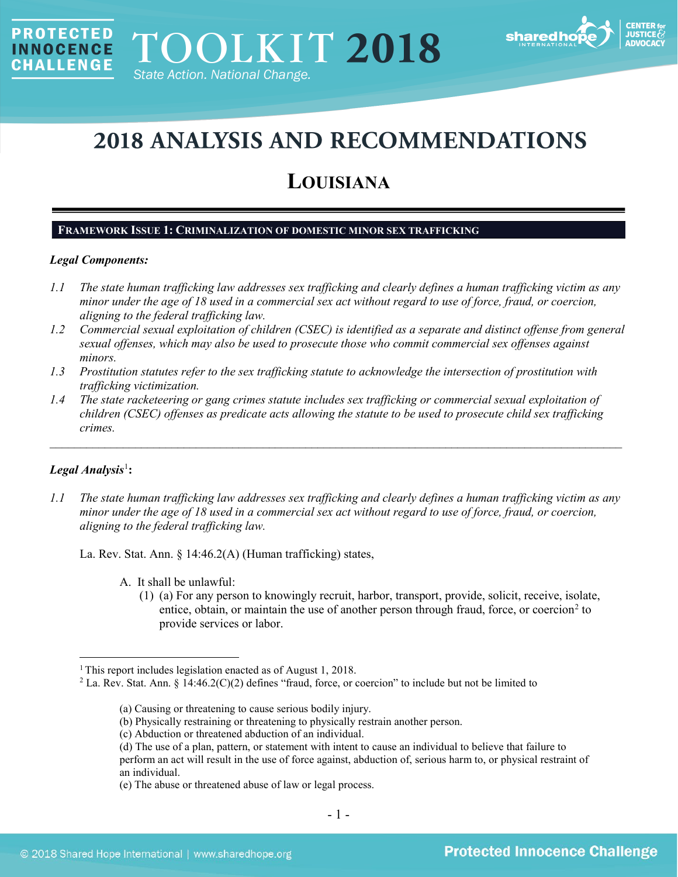PROTECTED INNOCENCE CHALLENGE

# TOOLKIT 2018

*State Action. National Change.*

# 2018 ANALYSIS AND RECOMMENDATIONS

## LOUISIANA

**FRAMEWORK ISSUE 1: CRIMINALIZATION OF DOMESTIC MINOR SEX TRAFFICKING**

***Legal Components:***

*1.1 The state human trafficking law addresses sex trafficking and clearly defines a human trafficking victim as any minor under the age of 18 used in a commercial sex act without regard to use of force, fraud, or coercion, aligning to the federal trafficking law.*

*1.2 Commercial sexual exploitation of children (CSEC) is identified as a separate and distinct offense from general sexual offenses, which may also be used to prosecute those who commit commercial sex offenses against minors.*

*1.3 Prostitution statutes refer to the sex trafficking statute to acknowledge the intersection of prostitution with trafficking victimization.*

*1.4 The state racketeering or gang crimes statute includes sex trafficking or commercial sexual exploitation of children (CSEC) offenses as predicate acts allowing the statute to be used to prosecute child sex trafficking crimes.*

---

***Legal Analysis***[1]**:**

*1.1 The state human trafficking law addresses sex trafficking and clearly defines a human trafficking victim as any minor under the age of 18 used in a commercial sex act without regard to use of force, fraud, or coercion, aligning to the federal trafficking law.*

La. Rev. Stat. Ann. § 14:46.2(A) (Human trafficking) states,

> A. It shall be unlawful:
>
> (1) (a) For any person to knowingly recruit, harbor, transport, provide, solicit, receive, isolate, entice, obtain, or maintain the use of another person through fraud, force, or coercion[2] to provide services or labor.

---

[1] This report includes legislation enacted as of August 1, 2018.

[2] La. Rev. Stat. Ann. § 14:46.2(C)(2) defines "fraud, force, or coercion" to include but not be limited to

> (a) Causing or threatening to cause serious bodily injury.
> (b) Physically restraining or threatening to physically restrain another person.
> (c) Abduction or threatened abduction of an individual.
> (d) The use of a plan, pattern, or statement with intent to cause an individual to believe that failure to perform an act will result in the use of force against, abduction of, serious harm to, or physical restraint of an individual.
> (e) The abuse or threatened abuse of law or legal process.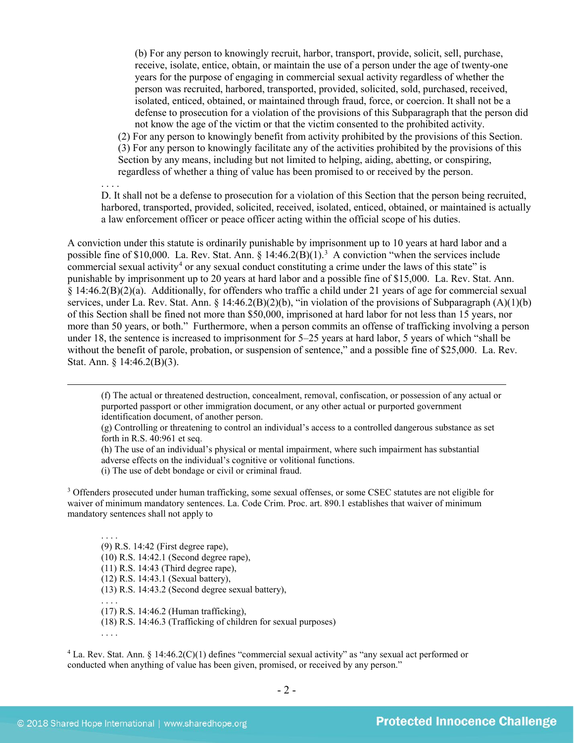> (b) For any person to knowingly recruit, harbor, transport, provide, solicit, sell, purchase, receive, isolate, entice, obtain, or maintain the use of a person under the age of twenty-one years for the purpose of engaging in commercial sexual activity regardless of whether the person was recruited, harbored, transported, provided, solicited, sold, purchased, received, isolated, enticed, obtained, or maintained through fraud, force, or coercion. It shall not be a defense to prosecution for a violation of the provisions of this Subparagraph that the person did not know the age of the victim or that the victim consented to the prohibited activity.
>
> (2) For any person to knowingly benefit from activity prohibited by the provisions of this Section.
>
> (3) For any person to knowingly facilitate any of the activities prohibited by the provisions of this Section by any means, including but not limited to helping, aiding, abetting, or conspiring, regardless of whether a thing of value has been promised to or received by the person.
>
> . . . .
>
> D. It shall not be a defense to prosecution for a violation of this Section that the person being recruited, harbored, transported, provided, solicited, received, isolated, enticed, obtained, or maintained is actually a law enforcement officer or peace officer acting within the official scope of his duties.

A conviction under this statute is ordinarily punishable by imprisonment up to 10 years at hard labor and a possible fine of $10,000. La. Rev. Stat. Ann. § 14:46.2(B)(1).[3] A conviction "when the services include commercial sexual activity[4] or any sexual conduct constituting a crime under the laws of this state" is punishable by imprisonment up to 20 years at hard labor and a possible fine of $15,000. La. Rev. Stat. Ann. § 14:46.2(B)(2)(a). Additionally, for offenders who traffic a child under 21 years of age for commercial sexual services, under La. Rev. Stat. Ann. § 14:46.2(B)(2)(b), "in violation of the provisions of Subparagraph (A)(1)(b) of this Section shall be fined not more than $50,000, imprisoned at hard labor for not less than 15 years, nor more than 50 years, or both." Furthermore, when a person commits an offense of trafficking involving a person under 18, the sentence is increased to imprisonment for 5–25 years at hard labor, 5 years of which "shall be without the benefit of parole, probation, or suspension of sentence," and a possible fine of $25,000. La. Rev. Stat. Ann. § 14:46.2(B)(3).

---

> (f) The actual or threatened destruction, concealment, removal, confiscation, or possession of any actual or purported passport or other immigration document, or any other actual or purported government identification document, of another person.
>
> (g) Controlling or threatening to control an individual's access to a controlled dangerous substance as set forth in R.S. 40:961 et seq.
>
> (h) The use of an individual's physical or mental impairment, where such impairment has substantial adverse effects on the individual's cognitive or volitional functions.
>
> (i) The use of debt bondage or civil or criminal fraud.

[3] Offenders prosecuted under human trafficking, some sexual offenses, or some CSEC statutes are not eligible for waiver of minimum mandatory sentences. La. Code Crim. Proc. art. 890.1 establishes that waiver of minimum mandatory sentences shall not apply to

> . . . .
>
> (9) R.S. 14:42 (First degree rape),
>
> (10) R.S. 14:42.1 (Second degree rape),
>
> (11) R.S. 14:43 (Third degree rape),
>
> (12) R.S. 14:43.1 (Sexual battery),
>
> (13) R.S. 14:43.2 (Second degree sexual battery),
>
> . . . .
>
> (17) R.S. 14:46.2 (Human trafficking),
>
> (18) R.S. 14:46.3 (Trafficking of children for sexual purposes)
>
> . . . .

[4] La. Rev. Stat. Ann. § 14:46.2(C)(1) defines "commercial sexual activity" as "any sexual act performed or conducted when anything of value has been given, promised, or received by any person."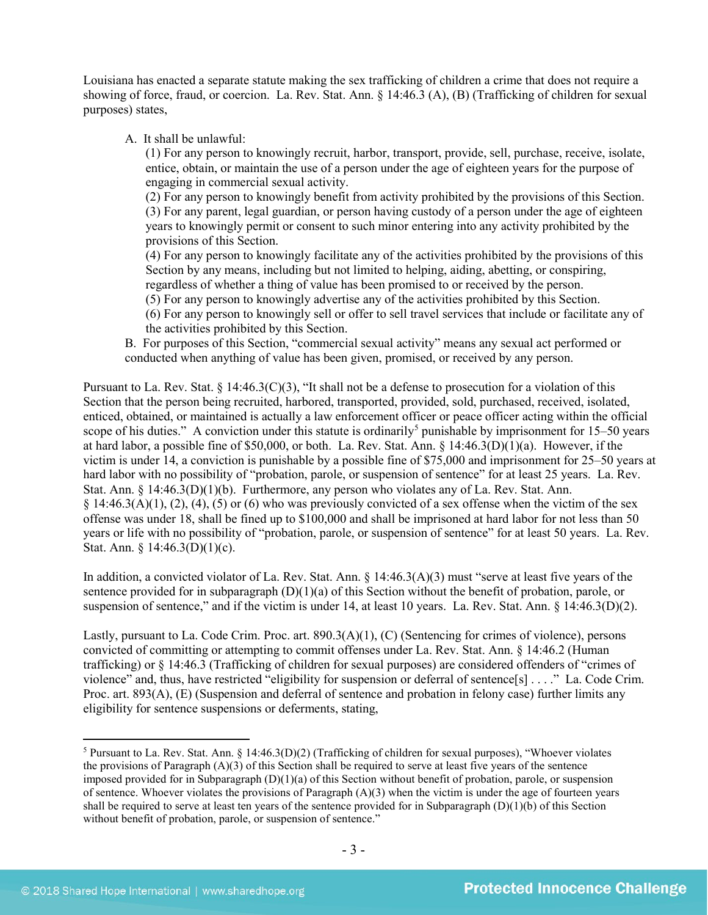Louisiana has enacted a separate statute making the sex trafficking of children a crime that does not require a showing of force, fraud, or coercion. La. Rev. Stat. Ann. § 14:46.3 (A), (B) (Trafficking of children for sexual purposes) states,

> A. It shall be unlawful:
>
> (1) For any person to knowingly recruit, harbor, transport, provide, sell, purchase, receive, isolate, entice, obtain, or maintain the use of a person under the age of eighteen years for the purpose of engaging in commercial sexual activity.
>
> (2) For any person to knowingly benefit from activity prohibited by the provisions of this Section.
>
> (3) For any parent, legal guardian, or person having custody of a person under the age of eighteen years to knowingly permit or consent to such minor entering into any activity prohibited by the provisions of this Section.
>
> (4) For any person to knowingly facilitate any of the activities prohibited by the provisions of this Section by any means, including but not limited to helping, aiding, abetting, or conspiring, regardless of whether a thing of value has been promised to or received by the person.
>
> (5) For any person to knowingly advertise any of the activities prohibited by this Section.
>
> (6) For any person to knowingly sell or offer to sell travel services that include or facilitate any of the activities prohibited by this Section.
>
> B. For purposes of this Section, "commercial sexual activity" means any sexual act performed or conducted when anything of value has been given, promised, or received by any person.

Pursuant to La. Rev. Stat. § 14:46.3(C)(3), "It shall not be a defense to prosecution for a violation of this Section that the person being recruited, harbored, transported, provided, sold, purchased, received, isolated, enticed, obtained, or maintained is actually a law enforcement officer or peace officer acting within the official scope of his duties." A conviction under this statute is ordinarily[5] punishable by imprisonment for 15–50 years at hard labor, a possible fine of $50,000, or both. La. Rev. Stat. Ann. § 14:46.3(D)(1)(a). However, if the victim is under 14, a conviction is punishable by a possible fine of $75,000 and imprisonment for 25–50 years at hard labor with no possibility of "probation, parole, or suspension of sentence" for at least 25 years. La. Rev. Stat. Ann. § 14:46.3(D)(1)(b). Furthermore, any person who violates any of La. Rev. Stat. Ann. § 14:46.3(A)(1), (2), (4), (5) or (6) who was previously convicted of a sex offense when the victim of the sex offense was under 18, shall be fined up to $100,000 and shall be imprisoned at hard labor for not less than 50 years or life with no possibility of "probation, parole, or suspension of sentence" for at least 50 years. La. Rev. Stat. Ann. § 14:46.3(D)(1)(c).

In addition, a convicted violator of La. Rev. Stat. Ann. § 14:46.3(A)(3) must "serve at least five years of the sentence provided for in subparagraph (D)(1)(a) of this Section without the benefit of probation, parole, or suspension of sentence," and if the victim is under 14, at least 10 years. La. Rev. Stat. Ann. § 14:46.3(D)(2).

Lastly, pursuant to La. Code Crim. Proc. art. 890.3(A)(1), (C) (Sentencing for crimes of violence), persons convicted of committing or attempting to commit offenses under La. Rev. Stat. Ann. § 14:46.2 (Human trafficking) or § 14:46.3 (Trafficking of children for sexual purposes) are considered offenders of "crimes of violence" and, thus, have restricted "eligibility for suspension or deferral of sentence[s] . . . ." La. Code Crim. Proc. art. 893(A), (E) (Suspension and deferral of sentence and probation in felony case) further limits any eligibility for sentence suspensions or deferments, stating,

---

[5] Pursuant to La. Rev. Stat. Ann. § 14:46.3(D)(2) (Trafficking of children for sexual purposes), "Whoever violates the provisions of Paragraph (A)(3) of this Section shall be required to serve at least five years of the sentence imposed provided for in Subparagraph (D)(1)(a) of this Section without benefit of probation, parole, or suspension of sentence. Whoever violates the provisions of Paragraph (A)(3) when the victim is under the age of fourteen years shall be required to serve at least ten years of the sentence provided for in Subparagraph (D)(1)(b) of this Section without benefit of probation, parole, or suspension of sentence."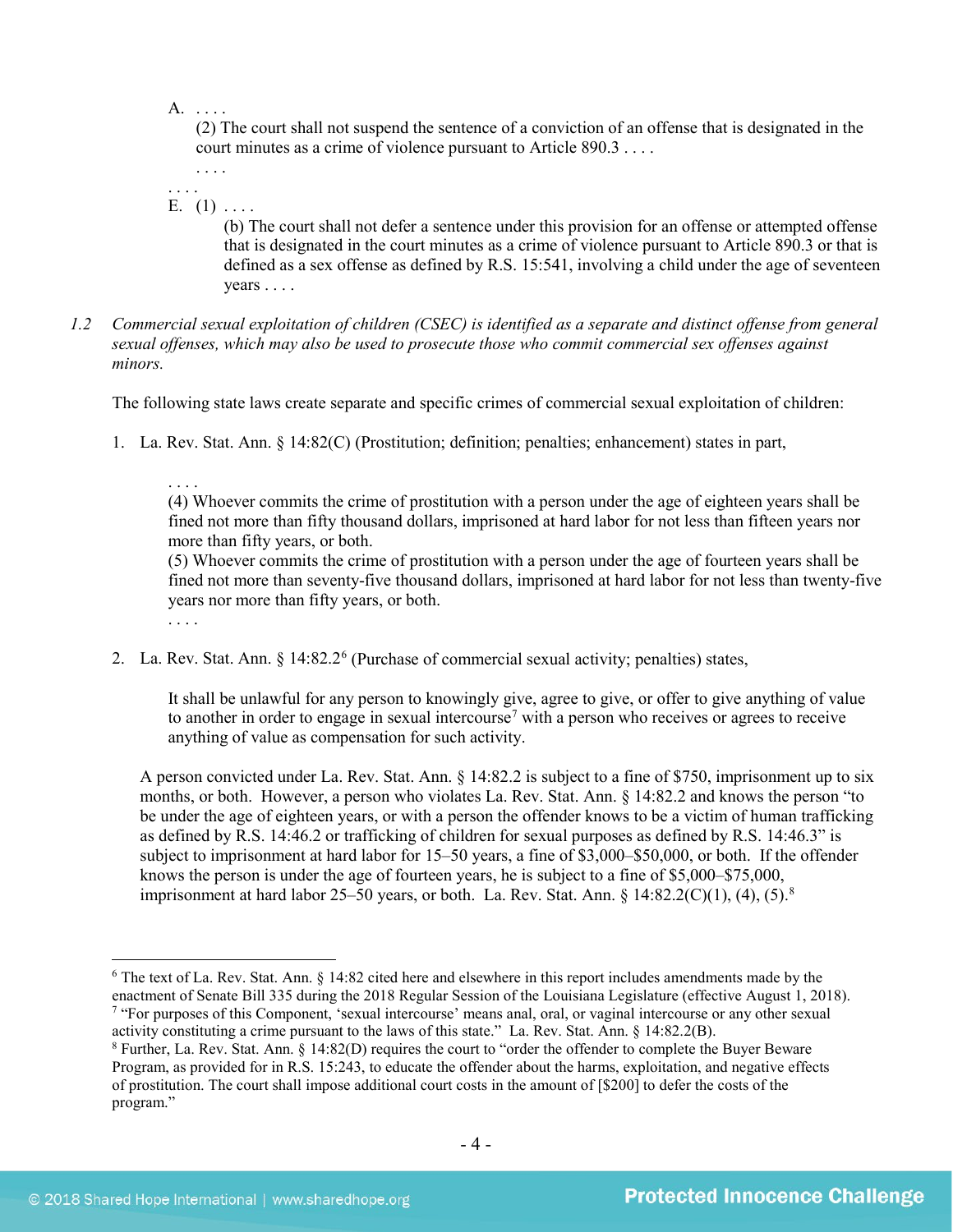A. . . . .

(2) The court shall not suspend the sentence of a conviction of an offense that is designated in the court minutes as a crime of violence pursuant to Article 890.3 . . . .

. . . .

. . . .

E. (1) . . . .

(b) The court shall not defer a sentence under this provision for an offense or attempted offense that is designated in the court minutes as a crime of violence pursuant to Article 890.3 or that is defined as a sex offense as defined by R.S. 15:541, involving a child under the age of seventeen years . . . .

1.2 *Commercial sexual exploitation of children (CSEC) is identified as a separate and distinct offense from general sexual offenses, which may also be used to prosecute those who commit commercial sex offenses against minors.*

The following state laws create separate and specific crimes of commercial sexual exploitation of children:

1. La. Rev. Stat. Ann. § 14:82(C) (Prostitution; definition; penalties; enhancement) states in part,

   . . . .

   (4) Whoever commits the crime of prostitution with a person under the age of eighteen years shall be fined not more than fifty thousand dollars, imprisoned at hard labor for not less than fifteen years nor more than fifty years, or both.

   (5) Whoever commits the crime of prostitution with a person under the age of fourteen years shall be fined not more than seventy-five thousand dollars, imprisoned at hard labor for not less than twenty-five years nor more than fifty years, or both.

   . . . .

2. La. Rev. Stat. Ann. § 14:82.2[6] (Purchase of commercial sexual activity; penalties) states,

   It shall be unlawful for any person to knowingly give, agree to give, or offer to give anything of value to another in order to engage in sexual intercourse[7] with a person who receives or agrees to receive anything of value as compensation for such activity.

   A person convicted under La. Rev. Stat. Ann. § 14:82.2 is subject to a fine of $750, imprisonment up to six months, or both. However, a person who violates La. Rev. Stat. Ann. § 14:82.2 and knows the person "to be under the age of eighteen years, or with a person the offender knows to be a victim of human trafficking as defined by R.S. 14:46.2 or trafficking of children for sexual purposes as defined by R.S. 14:46.3" is subject to imprisonment at hard labor for 15–50 years, a fine of $3,000–$50,000, or both. If the offender knows the person is under the age of fourteen years, he is subject to a fine of $5,000–$75,000, imprisonment at hard labor 25–50 years, or both. La. Rev. Stat. Ann. § 14:82.2(C)(1), (4), (5).[8]

[6] The text of La. Rev. Stat. Ann. § 14:82 cited here and elsewhere in this report includes amendments made by the enactment of Senate Bill 335 during the 2018 Regular Session of the Louisiana Legislature (effective August 1, 2018).

[7] "For purposes of this Component, 'sexual intercourse' means anal, oral, or vaginal intercourse or any other sexual activity constituting a crime pursuant to the laws of this state." La. Rev. Stat. Ann. § 14:82.2(B).

[8] Further, La. Rev. Stat. Ann. § 14:82(D) requires the court to "order the offender to complete the Buyer Beware Program, as provided for in R.S. 15:243, to educate the offender about the harms, exploitation, and negative effects of prostitution. The court shall impose additional court costs in the amount of [$200] to defer the costs of the program."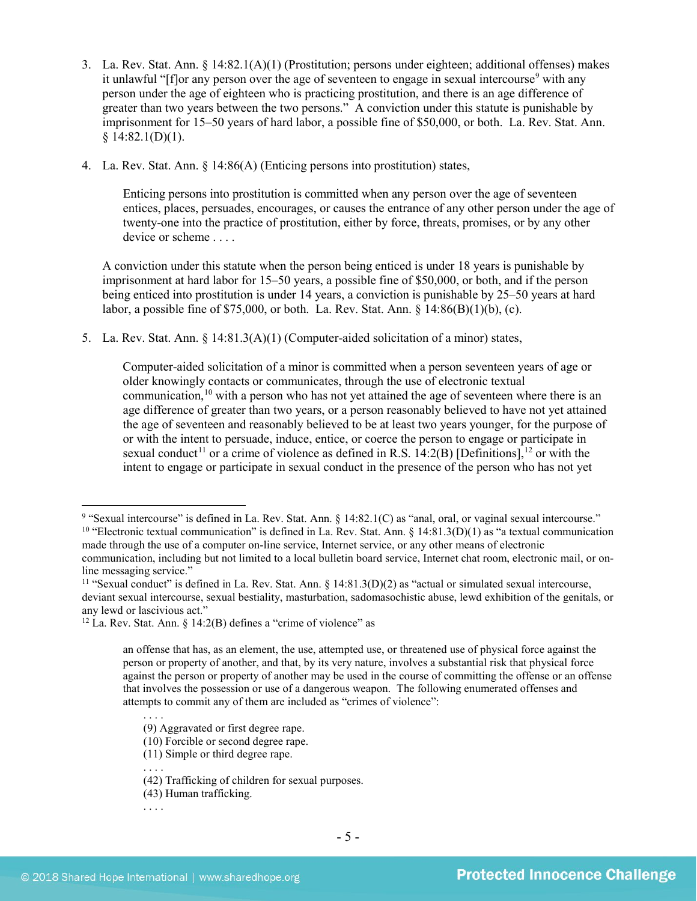3. La. Rev. Stat. Ann. § 14:82.1(A)(1) (Prostitution; persons under eighteen; additional offenses) makes it unlawful "[f]or any person over the age of seventeen to engage in sexual intercourse[9] with any person under the age of eighteen who is practicing prostitution, and there is an age difference of greater than two years between the two persons." A conviction under this statute is punishable by imprisonment for 15–50 years of hard labor, a possible fine of $50,000, or both. La. Rev. Stat. Ann. § 14:82.1(D)(1).

4. La. Rev. Stat. Ann. § 14:86(A) (Enticing persons into prostitution) states,

   > Enticing persons into prostitution is committed when any person over the age of seventeen entices, places, persuades, encourages, or causes the entrance of any other person under the age of twenty-one into the practice of prostitution, either by force, threats, promises, or by any other device or scheme . . . .

   A conviction under this statute when the person being enticed is under 18 years is punishable by imprisonment at hard labor for 15–50 years, a possible fine of $50,000, or both, and if the person being enticed into prostitution is under 14 years, a conviction is punishable by 25–50 years at hard labor, a possible fine of $75,000, or both. La. Rev. Stat. Ann. § 14:86(B)(1)(b), (c).

5. La. Rev. Stat. Ann. § 14:81.3(A)(1) (Computer-aided solicitation of a minor) states,

   > Computer-aided solicitation of a minor is committed when a person seventeen years of age or older knowingly contacts or communicates, through the use of electronic textual communication,[10] with a person who has not yet attained the age of seventeen where there is an age difference of greater than two years, or a person reasonably believed to have not yet attained the age of seventeen and reasonably believed to be at least two years younger, for the purpose of or with the intent to persuade, induce, entice, or coerce the person to engage or participate in sexual conduct[11] or a crime of violence as defined in R.S. 14:2(B) [Definitions],[12] or with the intent to engage or participate in sexual conduct in the presence of the person who has not yet

---

[9] "Sexual intercourse" is defined in La. Rev. Stat. Ann. § 14:82.1(C) as "anal, oral, or vaginal sexual intercourse."

[10] "Electronic textual communication" is defined in La. Rev. Stat. Ann. § 14:81.3(D)(1) as "a textual communication made through the use of a computer on-line service, Internet service, or any other means of electronic communication, including but not limited to a local bulletin board service, Internet chat room, electronic mail, or on-line messaging service."

[11] "Sexual conduct" is defined in La. Rev. Stat. Ann. § 14:81.3(D)(2) as "actual or simulated sexual intercourse, deviant sexual intercourse, sexual bestiality, masturbation, sadomasochistic abuse, lewd exhibition of the genitals, or any lewd or lascivious act."

[12] La. Rev. Stat. Ann. § 14:2(B) defines a "crime of violence" as

> an offense that has, as an element, the use, attempted use, or threatened use of physical force against the person or property of another, and that, by its very nature, involves a substantial risk that physical force against the person or property of another may be used in the course of committing the offense or an offense that involves the possession or use of a dangerous weapon. The following enumerated offenses and attempts to commit any of them are included as "crimes of violence":
>
> . . . .
> (9) Aggravated or first degree rape.
> (10) Forcible or second degree rape.
> (11) Simple or third degree rape.
> . . . .
> (42) Trafficking of children for sexual purposes.
> (43) Human trafficking.
> . . . .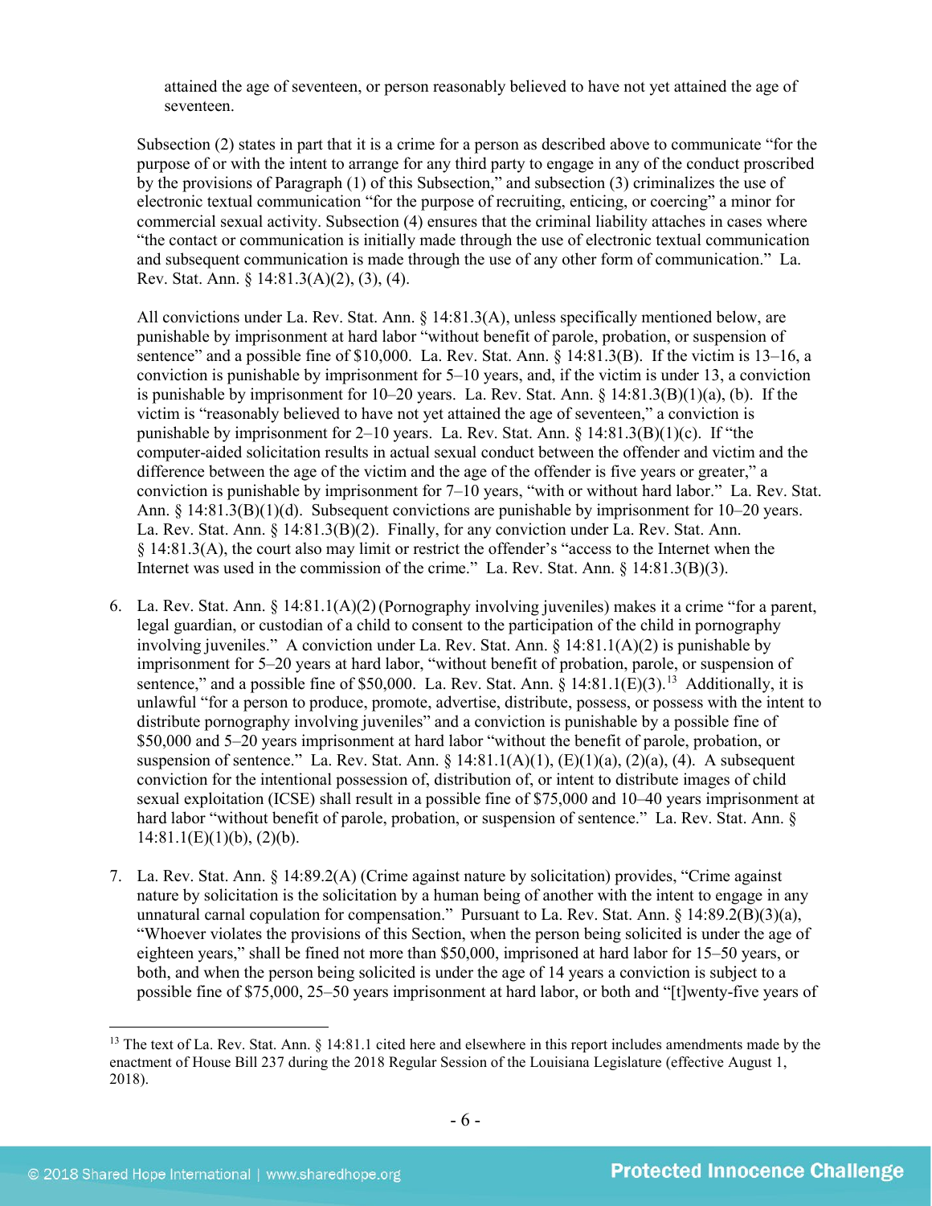attained the age of seventeen, or person reasonably believed to have not yet attained the age of seventeen.

Subsection (2) states in part that it is a crime for a person as described above to communicate "for the purpose of or with the intent to arrange for any third party to engage in any of the conduct proscribed by the provisions of Paragraph (1) of this Subsection," and subsection (3) criminalizes the use of electronic textual communication "for the purpose of recruiting, enticing, or coercing" a minor for commercial sexual activity. Subsection (4) ensures that the criminal liability attaches in cases where "the contact or communication is initially made through the use of electronic textual communication and subsequent communication is made through the use of any other form of communication." La. Rev. Stat. Ann. § 14:81.3(A)(2), (3), (4).

All convictions under La. Rev. Stat. Ann. § 14:81.3(A), unless specifically mentioned below, are punishable by imprisonment at hard labor "without benefit of parole, probation, or suspension of sentence" and a possible fine of $10,000. La. Rev. Stat. Ann. § 14:81.3(B). If the victim is 13–16, a conviction is punishable by imprisonment for 5–10 years, and, if the victim is under 13, a conviction is punishable by imprisonment for 10–20 years. La. Rev. Stat. Ann. § 14:81.3(B)(1)(a), (b). If the victim is "reasonably believed to have not yet attained the age of seventeen," a conviction is punishable by imprisonment for 2–10 years. La. Rev. Stat. Ann. § 14:81.3(B)(1)(c). If "the computer-aided solicitation results in actual sexual conduct between the offender and victim and the difference between the age of the victim and the age of the offender is five years or greater," a conviction is punishable by imprisonment for 7–10 years, "with or without hard labor." La. Rev. Stat. Ann. § 14:81.3(B)(1)(d). Subsequent convictions are punishable by imprisonment for 10–20 years. La. Rev. Stat. Ann. § 14:81.3(B)(2). Finally, for any conviction under La. Rev. Stat. Ann. § 14:81.3(A), the court also may limit or restrict the offender's "access to the Internet when the Internet was used in the commission of the crime." La. Rev. Stat. Ann. § 14:81.3(B)(3).

6. La. Rev. Stat. Ann. § 14:81.1(A)(2) (Pornography involving juveniles) makes it a crime "for a parent, legal guardian, or custodian of a child to consent to the participation of the child in pornography involving juveniles." A conviction under La. Rev. Stat. Ann. § 14:81.1(A)(2) is punishable by imprisonment for 5–20 years at hard labor, "without benefit of probation, parole, or suspension of sentence," and a possible fine of $50,000. La. Rev. Stat. Ann. § 14:81.1(E)(3).[13] Additionally, it is unlawful "for a person to produce, promote, advertise, distribute, possess, or possess with the intent to distribute pornography involving juveniles" and a conviction is punishable by a possible fine of $50,000 and 5–20 years imprisonment at hard labor "without the benefit of parole, probation, or suspension of sentence." La. Rev. Stat. Ann. § 14:81.1(A)(1), (E)(1)(a), (2)(a), (4). A subsequent conviction for the intentional possession of, distribution of, or intent to distribute images of child sexual exploitation (ICSE) shall result in a possible fine of $75,000 and 10–40 years imprisonment at hard labor "without benefit of parole, probation, or suspension of sentence." La. Rev. Stat. Ann. § 14:81.1(E)(1)(b), (2)(b).

7. La. Rev. Stat. Ann. § 14:89.2(A) (Crime against nature by solicitation) provides, "Crime against nature by solicitation is the solicitation by a human being of another with the intent to engage in any unnatural carnal copulation for compensation." Pursuant to La. Rev. Stat. Ann. § 14:89.2(B)(3)(a), "Whoever violates the provisions of this Section, when the person being solicited is under the age of eighteen years," shall be fined not more than $50,000, imprisoned at hard labor for 15–50 years, or both, and when the person being solicited is under the age of 14 years a conviction is subject to a possible fine of $75,000, 25–50 years imprisonment at hard labor, or both and "[t]wenty-five years of

[13] The text of La. Rev. Stat. Ann. § 14:81.1 cited here and elsewhere in this report includes amendments made by the enactment of House Bill 237 during the 2018 Regular Session of the Louisiana Legislature (effective August 1, 2018).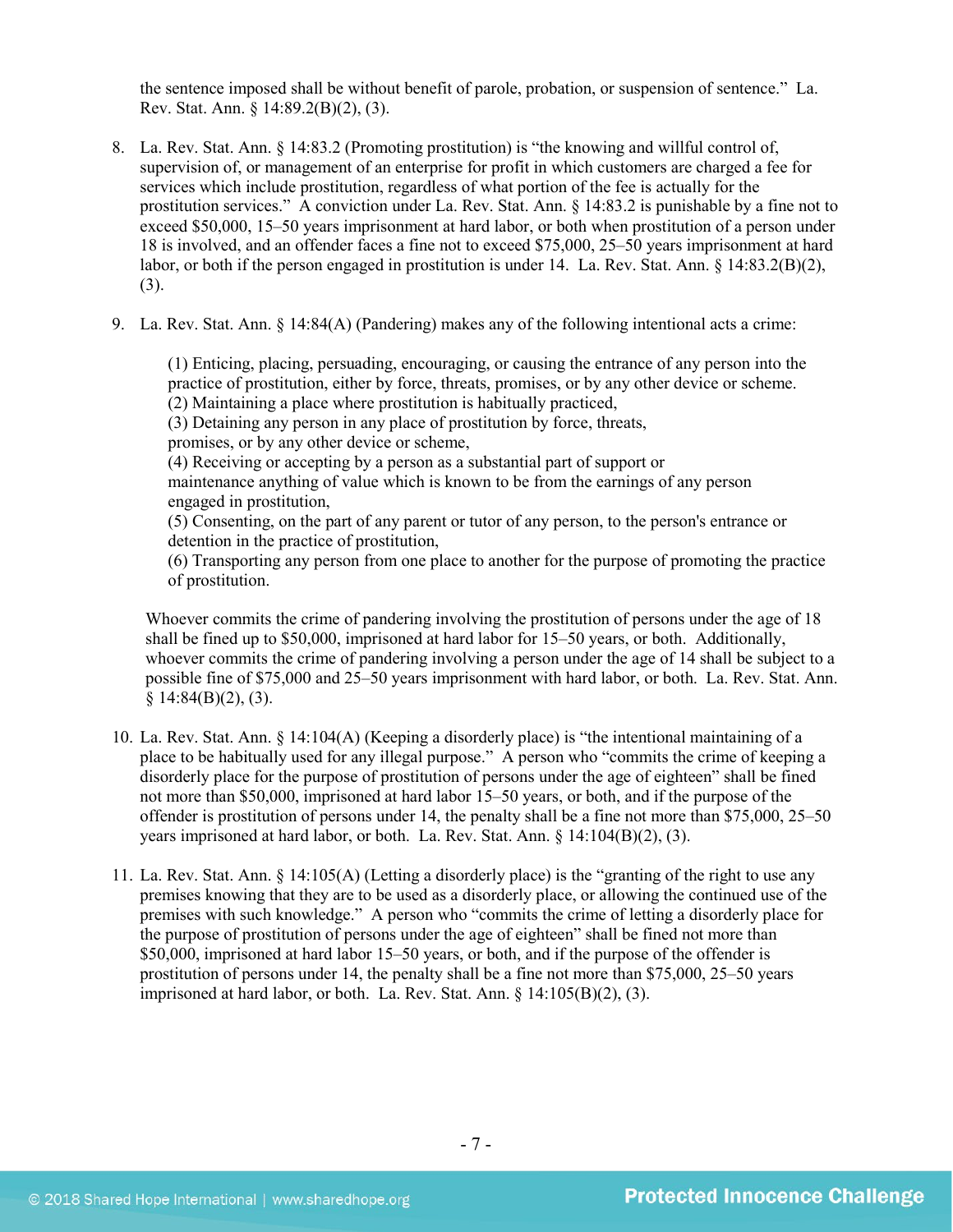the sentence imposed shall be without benefit of parole, probation, or suspension of sentence." La. Rev. Stat. Ann. § 14:89.2(B)(2), (3).

8. La. Rev. Stat. Ann. § 14:83.2 (Promoting prostitution) is "the knowing and willful control of, supervision of, or management of an enterprise for profit in which customers are charged a fee for services which include prostitution, regardless of what portion of the fee is actually for the prostitution services." A conviction under La. Rev. Stat. Ann. § 14:83.2 is punishable by a fine not to exceed $50,000, 15–50 years imprisonment at hard labor, or both when prostitution of a person under 18 is involved, and an offender faces a fine not to exceed $75,000, 25–50 years imprisonment at hard labor, or both if the person engaged in prostitution is under 14. La. Rev. Stat. Ann. § 14:83.2(B)(2), (3).

9. La. Rev. Stat. Ann. § 14:84(A) (Pandering) makes any of the following intentional acts a crime:

   (1) Enticing, placing, persuading, encouraging, or causing the entrance of any person into the practice of prostitution, either by force, threats, promises, or by any other device or scheme.
   (2) Maintaining a place where prostitution is habitually practiced,
   (3) Detaining any person in any place of prostitution by force, threats, promises, or by any other device or scheme,
   (4) Receiving or accepting by a person as a substantial part of support or maintenance anything of value which is known to be from the earnings of any person engaged in prostitution,
   (5) Consenting, on the part of any parent or tutor of any person, to the person's entrance or detention in the practice of prostitution,
   (6) Transporting any person from one place to another for the purpose of promoting the practice of prostitution.

   Whoever commits the crime of pandering involving the prostitution of persons under the age of 18 shall be fined up to $50,000, imprisoned at hard labor for 15–50 years, or both. Additionally, whoever commits the crime of pandering involving a person under the age of 14 shall be subject to a possible fine of $75,000 and 25–50 years imprisonment with hard labor, or both. La. Rev. Stat. Ann. § 14:84(B)(2), (3).

10. La. Rev. Stat. Ann. § 14:104(A) (Keeping a disorderly place) is "the intentional maintaining of a place to be habitually used for any illegal purpose." A person who "commits the crime of keeping a disorderly place for the purpose of prostitution of persons under the age of eighteen" shall be fined not more than $50,000, imprisoned at hard labor 15–50 years, or both, and if the purpose of the offender is prostitution of persons under 14, the penalty shall be a fine not more than $75,000, 25–50 years imprisoned at hard labor, or both. La. Rev. Stat. Ann. § 14:104(B)(2), (3).

11. La. Rev. Stat. Ann. § 14:105(A) (Letting a disorderly place) is the "granting of the right to use any premises knowing that they are to be used as a disorderly place, or allowing the continued use of the premises with such knowledge." A person who "commits the crime of letting a disorderly place for the purpose of prostitution of persons under the age of eighteen" shall be fined not more than $50,000, imprisoned at hard labor 15–50 years, or both, and if the purpose of the offender is prostitution of persons under 14, the penalty shall be a fine not more than $75,000, 25–50 years imprisoned at hard labor, or both. La. Rev. Stat. Ann. § 14:105(B)(2), (3).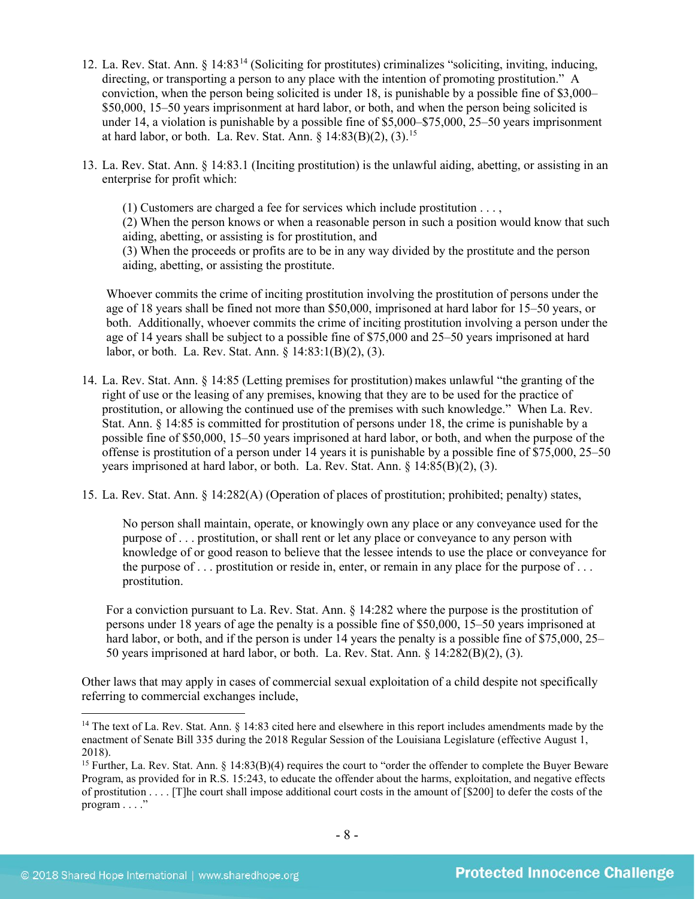12. La. Rev. Stat. Ann. § 14:83[14] (Soliciting for prostitutes) criminalizes "soliciting, inviting, inducing, directing, or transporting a person to any place with the intention of promoting prostitution." A conviction, when the person being solicited is under 18, is punishable by a possible fine of $3,000–$50,000, 15–50 years imprisonment at hard labor, or both, and when the person being solicited is under 14, a violation is punishable by a possible fine of $5,000–$75,000, 25–50 years imprisonment at hard labor, or both. La. Rev. Stat. Ann. § 14:83(B)(2), (3).[15]

13. La. Rev. Stat. Ann. § 14:83.1 (Inciting prostitution) is the unlawful aiding, abetting, or assisting in an enterprise for profit which:

    (1) Customers are charged a fee for services which include prostitution . . . ,
    (2) When the person knows or when a reasonable person in such a position would know that such aiding, abetting, or assisting is for prostitution, and
    (3) When the proceeds or profits are to be in any way divided by the prostitute and the person aiding, abetting, or assisting the prostitute.

    Whoever commits the crime of inciting prostitution involving the prostitution of persons under the age of 18 years shall be fined not more than $50,000, imprisoned at hard labor for 15–50 years, or both. Additionally, whoever commits the crime of inciting prostitution involving a person under the age of 14 years shall be subject to a possible fine of $75,000 and 25–50 years imprisoned at hard labor, or both. La. Rev. Stat. Ann. § 14:83:1(B)(2), (3).

14. La. Rev. Stat. Ann. § 14:85 (Letting premises for prostitution) makes unlawful "the granting of the right of use or the leasing of any premises, knowing that they are to be used for the practice of prostitution, or allowing the continued use of the premises with such knowledge." When La. Rev. Stat. Ann. § 14:85 is committed for prostitution of persons under 18, the crime is punishable by a possible fine of $50,000, 15–50 years imprisoned at hard labor, or both, and when the purpose of the offense is prostitution of a person under 14 years it is punishable by a possible fine of $75,000, 25–50 years imprisoned at hard labor, or both. La. Rev. Stat. Ann. § 14:85(B)(2), (3).

15. La. Rev. Stat. Ann. § 14:282(A) (Operation of places of prostitution; prohibited; penalty) states,

    No person shall maintain, operate, or knowingly own any place or any conveyance used for the purpose of . . . prostitution, or shall rent or let any place or conveyance to any person with knowledge of or good reason to believe that the lessee intends to use the place or conveyance for the purpose of . . . prostitution or reside in, enter, or remain in any place for the purpose of . . . prostitution.

    For a conviction pursuant to La. Rev. Stat. Ann. § 14:282 where the purpose is the prostitution of persons under 18 years of age the penalty is a possible fine of $50,000, 15–50 years imprisoned at hard labor, or both, and if the person is under 14 years the penalty is a possible fine of $75,000, 25–50 years imprisoned at hard labor, or both. La. Rev. Stat. Ann. § 14:282(B)(2), (3).

Other laws that may apply in cases of commercial sexual exploitation of a child despite not specifically referring to commercial exchanges include,

---

[14] The text of La. Rev. Stat. Ann. § 14:83 cited here and elsewhere in this report includes amendments made by the enactment of Senate Bill 335 during the 2018 Regular Session of the Louisiana Legislature (effective August 1, 2018).

[15] Further, La. Rev. Stat. Ann. § 14:83(B)(4) requires the court to "order the offender to complete the Buyer Beware Program, as provided for in R.S. 15:243, to educate the offender about the harms, exploitation, and negative effects of prostitution . . . . [T]he court shall impose additional court costs in the amount of [$200] to defer the costs of the program . . . ."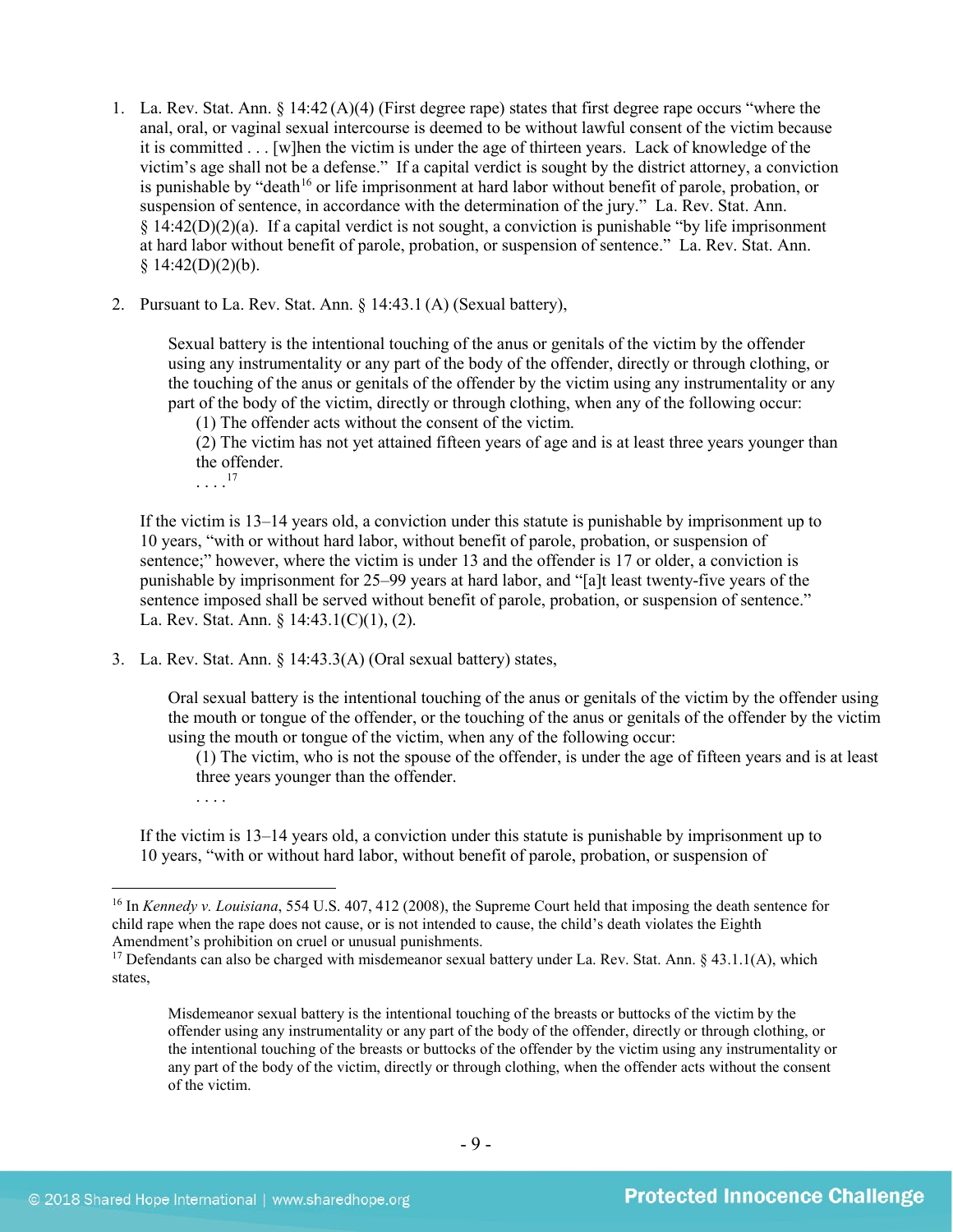1. La. Rev. Stat. Ann. § 14:42 (A)(4) (First degree rape) states that first degree rape occurs "where the anal, oral, or vaginal sexual intercourse is deemed to be without lawful consent of the victim because it is committed . . . [w]hen the victim is under the age of thirteen years. Lack of knowledge of the victim's age shall not be a defense." If a capital verdict is sought by the district attorney, a conviction is punishable by "death[16] or life imprisonment at hard labor without benefit of parole, probation, or suspension of sentence, in accordance with the determination of the jury." La. Rev. Stat. Ann. § 14:42(D)(2)(a). If a capital verdict is not sought, a conviction is punishable "by life imprisonment at hard labor without benefit of parole, probation, or suspension of sentence." La. Rev. Stat. Ann. § 14:42(D)(2)(b).

2. Pursuant to La. Rev. Stat. Ann. § 14:43.1 (A) (Sexual battery),

   > Sexual battery is the intentional touching of the anus or genitals of the victim by the offender using any instrumentality or any part of the body of the offender, directly or through clothing, or the touching of the anus or genitals of the offender by the victim using any instrumentality or any part of the body of the victim, directly or through clothing, when any of the following occur:
   >
   > (1) The offender acts without the consent of the victim.
   >
   > (2) The victim has not yet attained fifteen years of age and is at least three years younger than the offender.
   >
   > . . . .[17]

   If the victim is 13–14 years old, a conviction under this statute is punishable by imprisonment up to 10 years, "with or without hard labor, without benefit of parole, probation, or suspension of sentence;" however, where the victim is under 13 and the offender is 17 or older, a conviction is punishable by imprisonment for 25–99 years at hard labor, and "[a]t least twenty-five years of the sentence imposed shall be served without benefit of parole, probation, or suspension of sentence." La. Rev. Stat. Ann. § 14:43.1(C)(1), (2).

3. La. Rev. Stat. Ann. § 14:43.3(A) (Oral sexual battery) states,

   > Oral sexual battery is the intentional touching of the anus or genitals of the victim by the offender using the mouth or tongue of the offender, or the touching of the anus or genitals of the offender by the victim using the mouth or tongue of the victim, when any of the following occur:
   >
   > (1) The victim, who is not the spouse of the offender, is under the age of fifteen years and is at least three years younger than the offender.
   >
   > . . . .

   If the victim is 13–14 years old, a conviction under this statute is punishable by imprisonment up to 10 years, "with or without hard labor, without benefit of parole, probation, or suspension of

---

[16] In *Kennedy v. Louisiana*, 554 U.S. 407, 412 (2008), the Supreme Court held that imposing the death sentence for child rape when the rape does not cause, or is not intended to cause, the child's death violates the Eighth Amendment's prohibition on cruel or unusual punishments.

[17] Defendants can also be charged with misdemeanor sexual battery under La. Rev. Stat. Ann. § 43.1.1(A), which states,

> Misdemeanor sexual battery is the intentional touching of the breasts or buttocks of the victim by the offender using any instrumentality or any part of the body of the offender, directly or through clothing, or the intentional touching of the breasts or buttocks of the offender by the victim using any instrumentality or any part of the body of the victim, directly or through clothing, when the offender acts without the consent of the victim.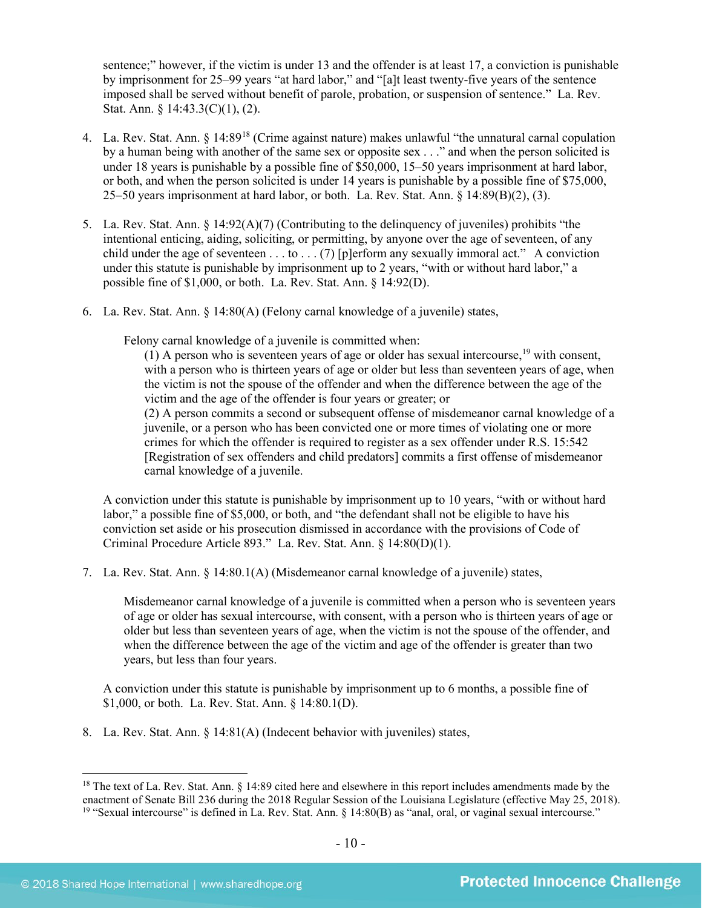sentence;" however, if the victim is under 13 and the offender is at least 17, a conviction is punishable by imprisonment for 25–99 years "at hard labor," and "[a]t least twenty-five years of the sentence imposed shall be served without benefit of parole, probation, or suspension of sentence." La. Rev. Stat. Ann. § 14:43.3(C)(1), (2).

4. La. Rev. Stat. Ann. § 14:89[18] (Crime against nature) makes unlawful "the unnatural carnal copulation by a human being with another of the same sex or opposite sex . . ." and when the person solicited is under 18 years is punishable by a possible fine of $50,000, 15–50 years imprisonment at hard labor, or both, and when the person solicited is under 14 years is punishable by a possible fine of $75,000, 25–50 years imprisonment at hard labor, or both. La. Rev. Stat. Ann. § 14:89(B)(2), (3).

5. La. Rev. Stat. Ann. § 14:92(A)(7) (Contributing to the delinquency of juveniles) prohibits "the intentional enticing, aiding, soliciting, or permitting, by anyone over the age of seventeen, of any child under the age of seventeen . . . to . . . (7) [p]erform any sexually immoral act." A conviction under this statute is punishable by imprisonment up to 2 years, "with or without hard labor," a possible fine of $1,000, or both. La. Rev. Stat. Ann. § 14:92(D).

6. La. Rev. Stat. Ann. § 14:80(A) (Felony carnal knowledge of a juvenile) states,

   > Felony carnal knowledge of a juvenile is committed when:
   >
   > (1) A person who is seventeen years of age or older has sexual intercourse,[19] with consent, with a person who is thirteen years of age or older but less than seventeen years of age, when the victim is not the spouse of the offender and when the difference between the age of the victim and the age of the offender is four years or greater; or
   >
   > (2) A person commits a second or subsequent offense of misdemeanor carnal knowledge of a juvenile, or a person who has been convicted one or more times of violating one or more crimes for which the offender is required to register as a sex offender under R.S. 15:542 [Registration of sex offenders and child predators] commits a first offense of misdemeanor carnal knowledge of a juvenile.

   A conviction under this statute is punishable by imprisonment up to 10 years, "with or without hard labor," a possible fine of $5,000, or both, and "the defendant shall not be eligible to have his conviction set aside or his prosecution dismissed in accordance with the provisions of Code of Criminal Procedure Article 893." La. Rev. Stat. Ann. § 14:80(D)(1).

7. La. Rev. Stat. Ann. § 14:80.1(A) (Misdemeanor carnal knowledge of a juvenile) states,

   > Misdemeanor carnal knowledge of a juvenile is committed when a person who is seventeen years of age or older has sexual intercourse, with consent, with a person who is thirteen years of age or older but less than seventeen years of age, when the victim is not the spouse of the offender, and when the difference between the age of the victim and age of the offender is greater than two years, but less than four years.

   A conviction under this statute is punishable by imprisonment up to 6 months, a possible fine of $1,000, or both. La. Rev. Stat. Ann. § 14:80.1(D).

8. La. Rev. Stat. Ann. § 14:81(A) (Indecent behavior with juveniles) states,

---

[18] The text of La. Rev. Stat. Ann. § 14:89 cited here and elsewhere in this report includes amendments made by the enactment of Senate Bill 236 during the 2018 Regular Session of the Louisiana Legislature (effective May 25, 2018).

[19] "Sexual intercourse" is defined in La. Rev. Stat. Ann. § 14:80(B) as "anal, oral, or vaginal sexual intercourse."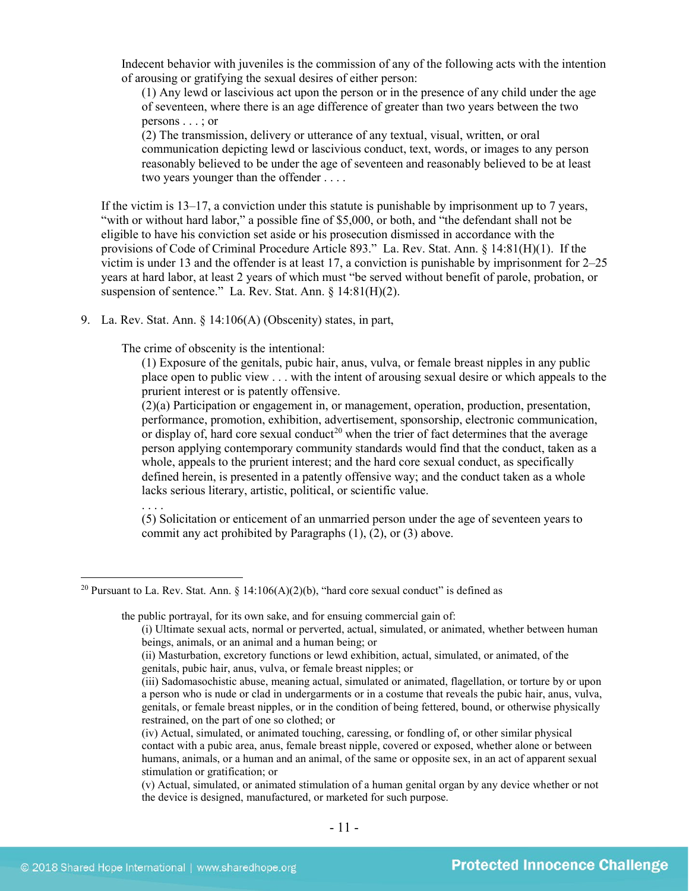> Indecent behavior with juveniles is the commission of any of the following acts with the intention of arousing or gratifying the sexual desires of either person:
>
> (1) Any lewd or lascivious act upon the person or in the presence of any child under the age of seventeen, where there is an age difference of greater than two years between the two persons . . . ; or
>
> (2) The transmission, delivery or utterance of any textual, visual, written, or oral communication depicting lewd or lascivious conduct, text, words, or images to any person reasonably believed to be under the age of seventeen and reasonably believed to be at least two years younger than the offender . . . .

If the victim is 13–17, a conviction under this statute is punishable by imprisonment up to 7 years, "with or without hard labor," a possible fine of $5,000, or both, and "the defendant shall not be eligible to have his conviction set aside or his prosecution dismissed in accordance with the provisions of Code of Criminal Procedure Article 893." La. Rev. Stat. Ann. § 14:81(H)(1). If the victim is under 13 and the offender is at least 17, a conviction is punishable by imprisonment for 2–25 years at hard labor, at least 2 years of which must "be served without benefit of parole, probation, or suspension of sentence." La. Rev. Stat. Ann. § 14:81(H)(2).

9. La. Rev. Stat. Ann. § 14:106(A) (Obscenity) states, in part,

> The crime of obscenity is the intentional:
>
> (1) Exposure of the genitals, pubic hair, anus, vulva, or female breast nipples in any public place open to public view . . . with the intent of arousing sexual desire or which appeals to the prurient interest or is patently offensive.
>
> (2)(a) Participation or engagement in, or management, operation, production, presentation, performance, promotion, exhibition, advertisement, sponsorship, electronic communication, or display of, hard core sexual conduct[20] when the trier of fact determines that the average person applying contemporary community standards would find that the conduct, taken as a whole, appeals to the prurient interest; and the hard core sexual conduct, as specifically defined herein, is presented in a patently offensive way; and the conduct taken as a whole lacks serious literary, artistic, political, or scientific value.
>
> . . . .
>
> (5) Solicitation or enticement of an unmarried person under the age of seventeen years to commit any act prohibited by Paragraphs (1), (2), or (3) above.

---

[20] Pursuant to La. Rev. Stat. Ann. § 14:106(A)(2)(b), "hard core sexual conduct" is defined as

> the public portrayal, for its own sake, and for ensuing commercial gain of:
>
> (i) Ultimate sexual acts, normal or perverted, actual, simulated, or animated, whether between human beings, animals, or an animal and a human being; or
>
> (ii) Masturbation, excretory functions or lewd exhibition, actual, simulated, or animated, of the genitals, pubic hair, anus, vulva, or female breast nipples; or
>
> (iii) Sadomasochistic abuse, meaning actual, simulated or animated, flagellation, or torture by or upon a person who is nude or clad in undergarments or in a costume that reveals the pubic hair, anus, vulva, genitals, or female breast nipples, or in the condition of being fettered, bound, or otherwise physically restrained, on the part of one so clothed; or
>
> (iv) Actual, simulated, or animated touching, caressing, or fondling of, or other similar physical contact with a pubic area, anus, female breast nipple, covered or exposed, whether alone or between humans, animals, or a human and an animal, of the same or opposite sex, in an act of apparent sexual stimulation or gratification; or
>
> (v) Actual, simulated, or animated stimulation of a human genital organ by any device whether or not the device is designed, manufactured, or marketed for such purpose.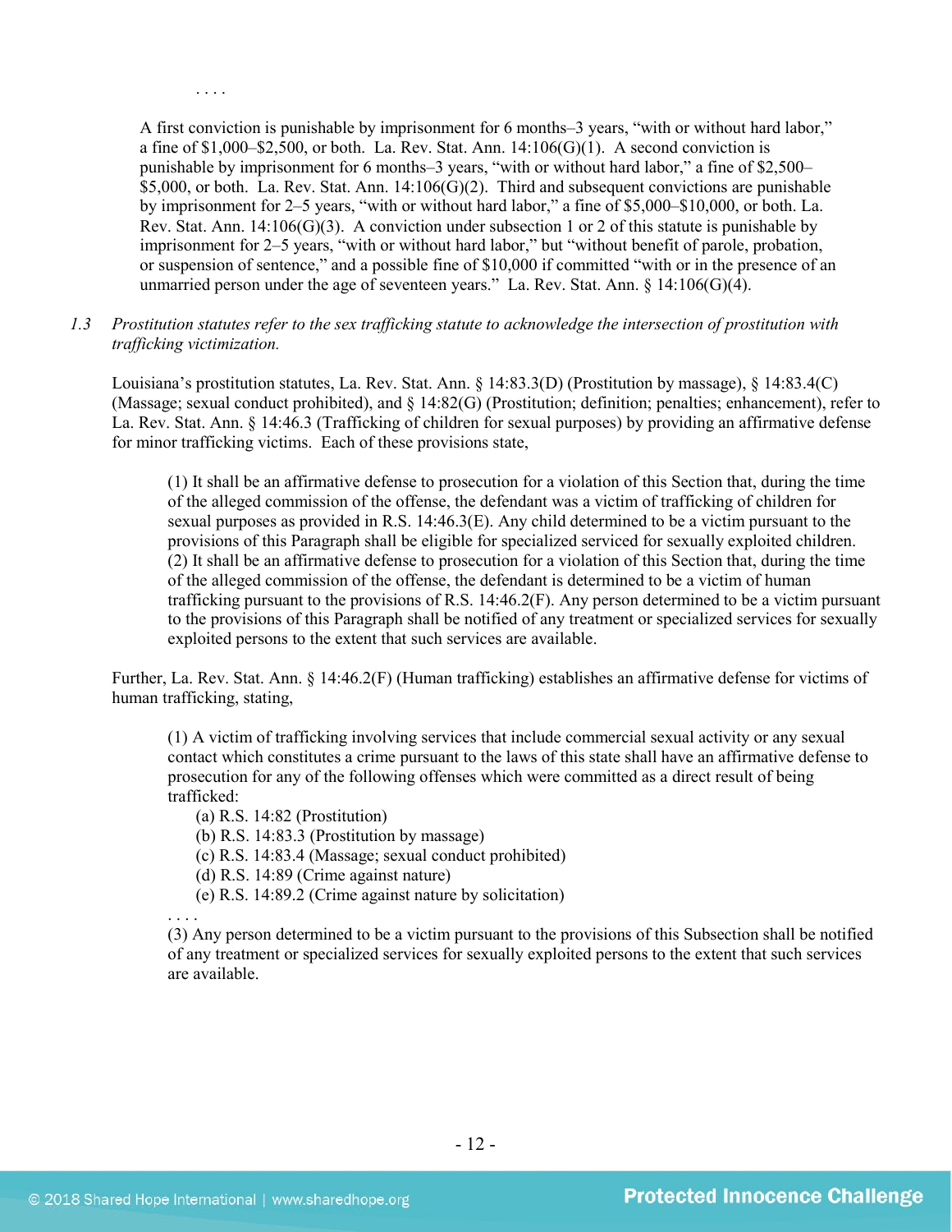. . . .

A first conviction is punishable by imprisonment for 6 months–3 years, "with or without hard labor," a fine of $1,000–$2,500, or both. La. Rev. Stat. Ann. 14:106(G)(1). A second conviction is punishable by imprisonment for 6 months–3 years, "with or without hard labor," a fine of $2,500–$5,000, or both. La. Rev. Stat. Ann. 14:106(G)(2). Third and subsequent convictions are punishable by imprisonment for 2–5 years, "with or without hard labor," a fine of $5,000–$10,000, or both. La. Rev. Stat. Ann. 14:106(G)(3). A conviction under subsection 1 or 2 of this statute is punishable by imprisonment for 2–5 years, "with or without hard labor," but "without benefit of parole, probation, or suspension of sentence," and a possible fine of $10,000 if committed "with or in the presence of an unmarried person under the age of seventeen years." La. Rev. Stat. Ann. § 14:106(G)(4).

1.3 *Prostitution statutes refer to the sex trafficking statute to acknowledge the intersection of prostitution with trafficking victimization.*

Louisiana's prostitution statutes, La. Rev. Stat. Ann. § 14:83.3(D) (Prostitution by massage), § 14:83.4(C) (Massage; sexual conduct prohibited), and § 14:82(G) (Prostitution; definition; penalties; enhancement), refer to La. Rev. Stat. Ann. § 14:46.3 (Trafficking of children for sexual purposes) by providing an affirmative defense for minor trafficking victims. Each of these provisions state,

> (1) It shall be an affirmative defense to prosecution for a violation of this Section that, during the time of the alleged commission of the offense, the defendant was a victim of trafficking of children for sexual purposes as provided in R.S. 14:46.3(E). Any child determined to be a victim pursuant to the provisions of this Paragraph shall be eligible for specialized serviced for sexually exploited children.
> (2) It shall be an affirmative defense to prosecution for a violation of this Section that, during the time of the alleged commission of the offense, the defendant is determined to be a victim of human trafficking pursuant to the provisions of R.S. 14:46.2(F). Any person determined to be a victim pursuant to the provisions of this Paragraph shall be notified of any treatment or specialized services for sexually exploited persons to the extent that such services are available.

Further, La. Rev. Stat. Ann. § 14:46.2(F) (Human trafficking) establishes an affirmative defense for victims of human trafficking, stating,

> (1) A victim of trafficking involving services that include commercial sexual activity or any sexual contact which constitutes a crime pursuant to the laws of this state shall have an affirmative defense to prosecution for any of the following offenses which were committed as a direct result of being trafficked:
> (a) R.S. 14:82 (Prostitution)
> (b) R.S. 14:83.3 (Prostitution by massage)
> (c) R.S. 14:83.4 (Massage; sexual conduct prohibited)
> (d) R.S. 14:89 (Crime against nature)
> (e) R.S. 14:89.2 (Crime against nature by solicitation)
> . . . .
> (3) Any person determined to be a victim pursuant to the provisions of this Subsection shall be notified of any treatment or specialized services for sexually exploited persons to the extent that such services are available.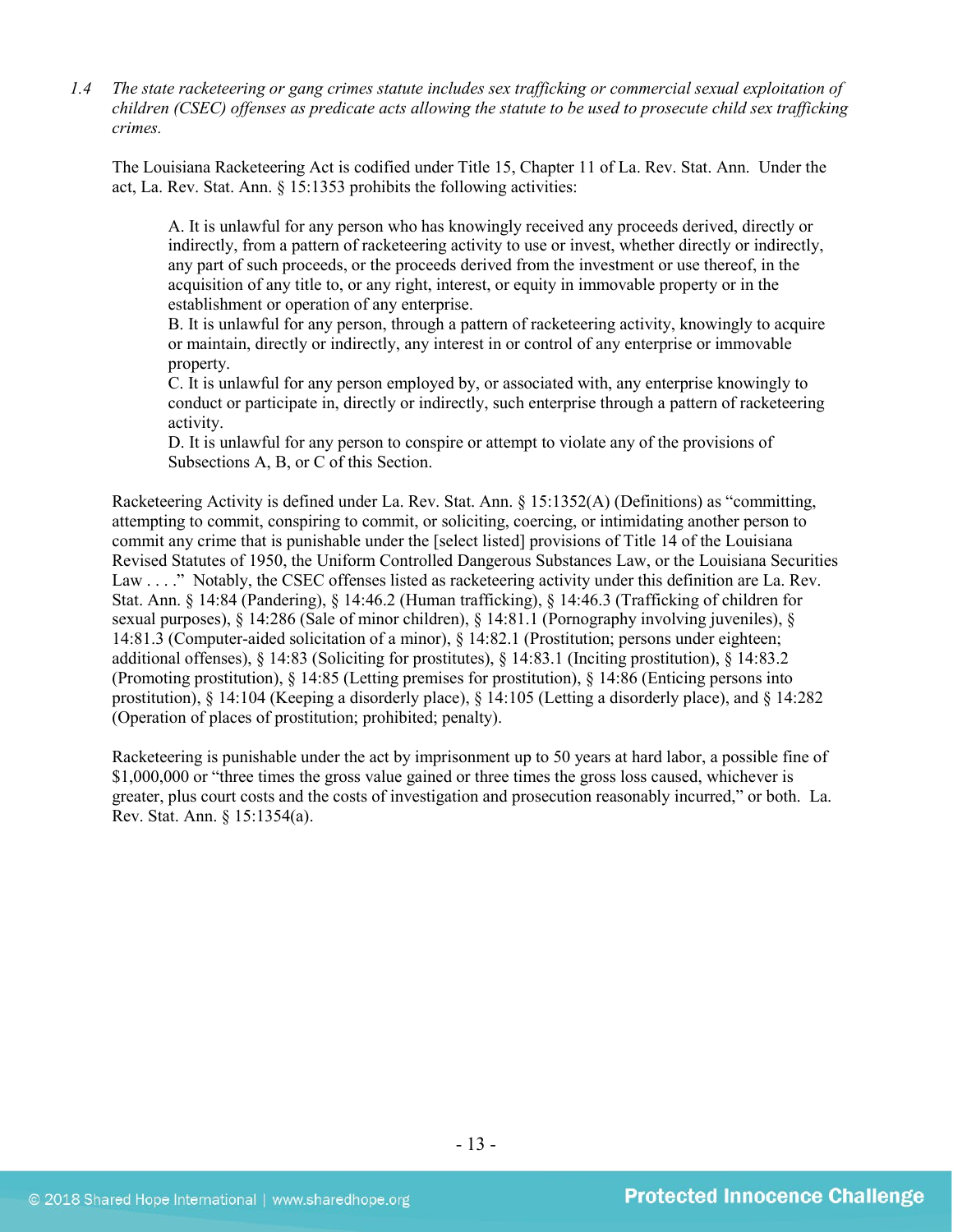1.4 *The state racketeering or gang crimes statute includes sex trafficking or commercial sexual exploitation of children (CSEC) offenses as predicate acts allowing the statute to be used to prosecute child sex trafficking crimes.*

The Louisiana Racketeering Act is codified under Title 15, Chapter 11 of La. Rev. Stat. Ann. Under the act, La. Rev. Stat. Ann. § 15:1353 prohibits the following activities:

> A. It is unlawful for any person who has knowingly received any proceeds derived, directly or indirectly, from a pattern of racketeering activity to use or invest, whether directly or indirectly, any part of such proceeds, or the proceeds derived from the investment or use thereof, in the acquisition of any title to, or any right, interest, or equity in immovable property or in the establishment or operation of any enterprise.
> B. It is unlawful for any person, through a pattern of racketeering activity, knowingly to acquire or maintain, directly or indirectly, any interest in or control of any enterprise or immovable property.
> C. It is unlawful for any person employed by, or associated with, any enterprise knowingly to conduct or participate in, directly or indirectly, such enterprise through a pattern of racketeering activity.
> D. It is unlawful for any person to conspire or attempt to violate any of the provisions of Subsections A, B, or C of this Section.

Racketeering Activity is defined under La. Rev. Stat. Ann. § 15:1352(A) (Definitions) as "committing, attempting to commit, conspiring to commit, or soliciting, coercing, or intimidating another person to commit any crime that is punishable under the [select listed] provisions of Title 14 of the Louisiana Revised Statutes of 1950, the Uniform Controlled Dangerous Substances Law, or the Louisiana Securities Law . . . ." Notably, the CSEC offenses listed as racketeering activity under this definition are La. Rev. Stat. Ann. § 14:84 (Pandering), § 14:46.2 (Human trafficking), § 14:46.3 (Trafficking of children for sexual purposes), § 14:286 (Sale of minor children), § 14:81.1 (Pornography involving juveniles), § 14:81.3 (Computer-aided solicitation of a minor), § 14:82.1 (Prostitution; persons under eighteen; additional offenses), § 14:83 (Soliciting for prostitutes), § 14:83.1 (Inciting prostitution), § 14:83.2 (Promoting prostitution), § 14:85 (Letting premises for prostitution), § 14:86 (Enticing persons into prostitution), § 14:104 (Keeping a disorderly place), § 14:105 (Letting a disorderly place), and § 14:282 (Operation of places of prostitution; prohibited; penalty).

Racketeering is punishable under the act by imprisonment up to 50 years at hard labor, a possible fine of $1,000,000 or "three times the gross value gained or three times the gross loss caused, whichever is greater, plus court costs and the costs of investigation and prosecution reasonably incurred," or both. La. Rev. Stat. Ann. § 15:1354(a).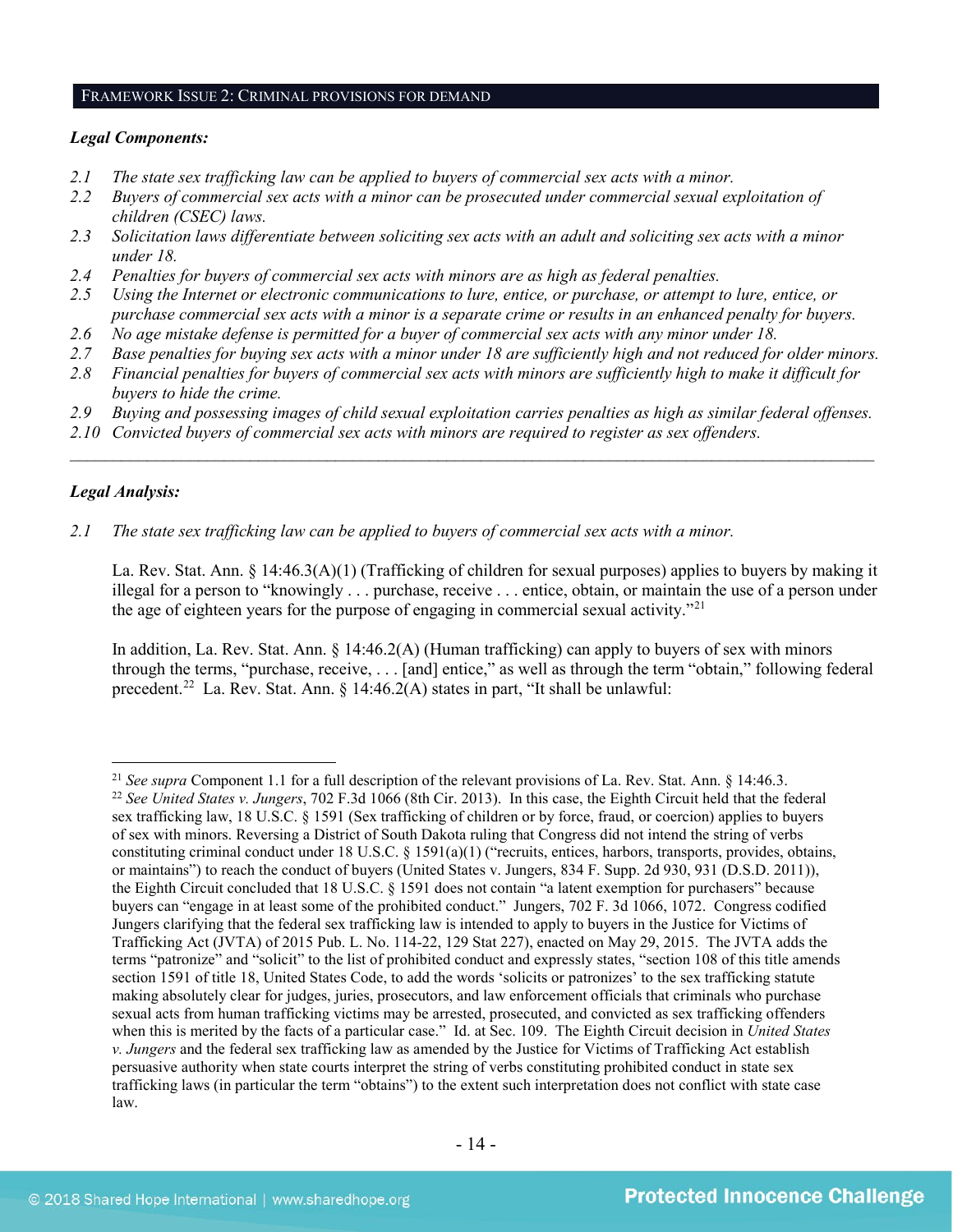## FRAMEWORK ISSUE 2: CRIMINAL PROVISIONS FOR DEMAND

***Legal Components:***

*2.1 The state sex trafficking law can be applied to buyers of commercial sex acts with a minor.*
*2.2 Buyers of commercial sex acts with a minor can be prosecuted under commercial sexual exploitation of children (CSEC) laws.*
*2.3 Solicitation laws differentiate between soliciting sex acts with an adult and soliciting sex acts with a minor under 18.*
*2.4 Penalties for buyers of commercial sex acts with minors are as high as federal penalties.*
*2.5 Using the Internet or electronic communications to lure, entice, or purchase, or attempt to lure, entice, or purchase commercial sex acts with a minor is a separate crime or results in an enhanced penalty for buyers.*
*2.6 No age mistake defense is permitted for a buyer of commercial sex acts with any minor under 18.*
*2.7 Base penalties for buying sex acts with a minor under 18 are sufficiently high and not reduced for older minors.*
*2.8 Financial penalties for buyers of commercial sex acts with minors are sufficiently high to make it difficult for buyers to hide the crime.*
*2.9 Buying and possessing images of child sexual exploitation carries penalties as high as similar federal offenses.*
*2.10 Convicted buyers of commercial sex acts with minors are required to register as sex offenders.*

---

***Legal Analysis:***

*2.1 The state sex trafficking law can be applied to buyers of commercial sex acts with a minor.*

La. Rev. Stat. Ann. § 14:46.3(A)(1) (Trafficking of children for sexual purposes) applies to buyers by making it illegal for a person to "knowingly . . . purchase, receive . . . entice, obtain, or maintain the use of a person under the age of eighteen years for the purpose of engaging in commercial sexual activity."[21]

In addition, La. Rev. Stat. Ann. § 14:46.2(A) (Human trafficking) can apply to buyers of sex with minors through the terms, "purchase, receive, . . . [and] entice," as well as through the term "obtain," following federal precedent.[22] La. Rev. Stat. Ann. § 14:46.2(A) states in part, "It shall be unlawful:

---

[21] *See supra* Component 1.1 for a full description of the relevant provisions of La. Rev. Stat. Ann. § 14:46.3.

[22] *See United States v. Jungers*, 702 F.3d 1066 (8th Cir. 2013). In this case, the Eighth Circuit held that the federal sex trafficking law, 18 U.S.C. § 1591 (Sex trafficking of children or by force, fraud, or coercion) applies to buyers of sex with minors. Reversing a District of South Dakota ruling that Congress did not intend the string of verbs constituting criminal conduct under 18 U.S.C. § 1591(a)(1) ("recruits, entices, harbors, transports, provides, obtains, or maintains") to reach the conduct of buyers (United States v. Jungers, 834 F. Supp. 2d 930, 931 (D.S.D. 2011)), the Eighth Circuit concluded that 18 U.S.C. § 1591 does not contain "a latent exemption for purchasers" because buyers can "engage in at least some of the prohibited conduct." Jungers, 702 F. 3d 1066, 1072. Congress codified Jungers clarifying that the federal sex trafficking law is intended to apply to buyers in the Justice for Victims of Trafficking Act (JVTA) of 2015 Pub. L. No. 114-22, 129 Stat 227), enacted on May 29, 2015. The JVTA adds the terms "patronize" and "solicit" to the list of prohibited conduct and expressly states, "section 108 of this title amends section 1591 of title 18, United States Code, to add the words 'solicits or patronizes' to the sex trafficking statute making absolutely clear for judges, juries, prosecutors, and law enforcement officials that criminals who purchase sexual acts from human trafficking victims may be arrested, prosecuted, and convicted as sex trafficking offenders when this is merited by the facts of a particular case." Id. at Sec. 109. The Eighth Circuit decision in *United States v. Jungers* and the federal sex trafficking law as amended by the Justice for Victims of Trafficking Act establish persuasive authority when state courts interpret the string of verbs constituting prohibited conduct in state sex trafficking laws (in particular the term "obtains") to the extent such interpretation does not conflict with state case law.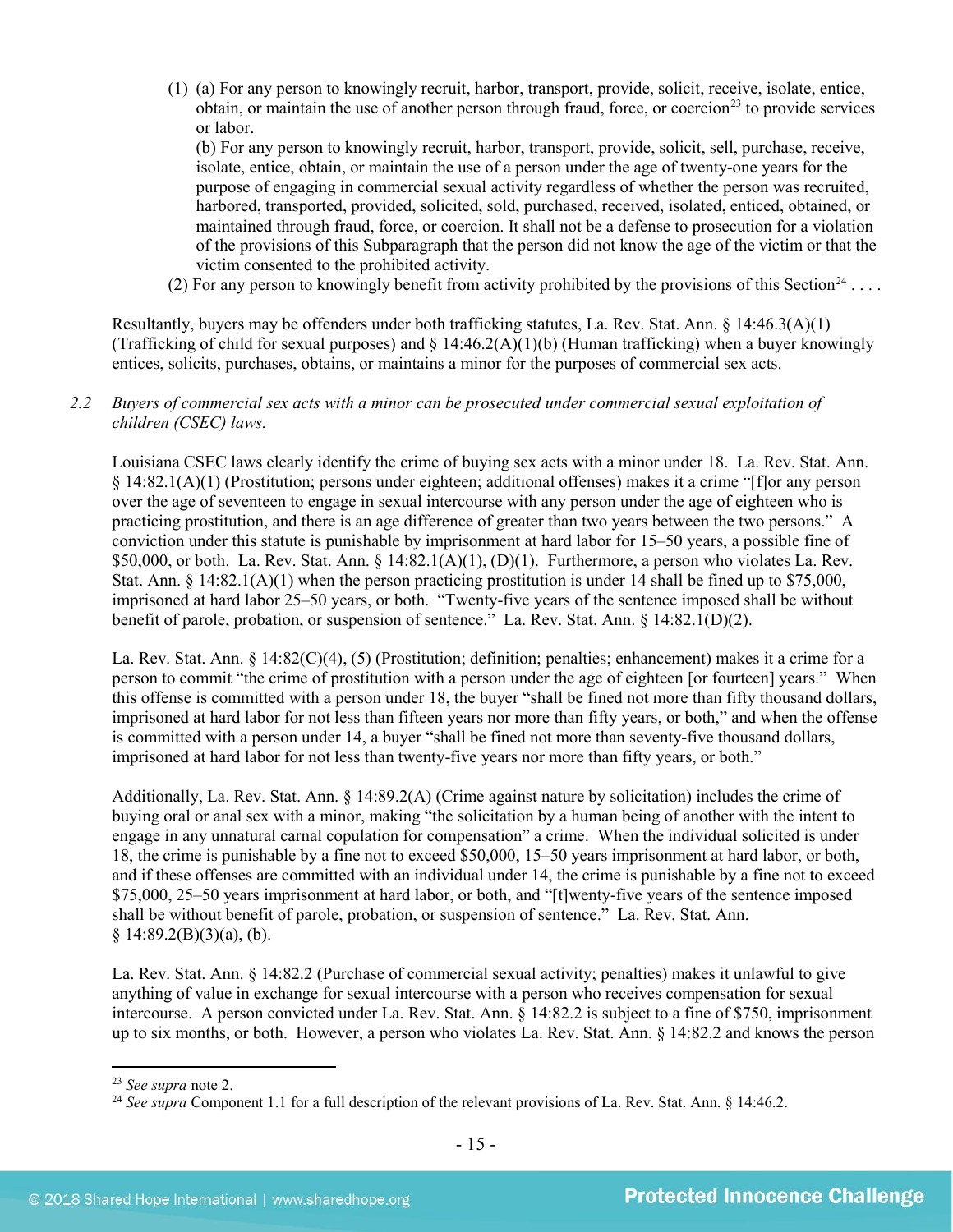(1) (a) For any person to knowingly recruit, harbor, transport, provide, solicit, receive, isolate, entice, obtain, or maintain the use of another person through fraud, force, or coercion[23] to provide services or labor.

(b) For any person to knowingly recruit, harbor, transport, provide, solicit, sell, purchase, receive, isolate, entice, obtain, or maintain the use of a person under the age of twenty-one years for the purpose of engaging in commercial sexual activity regardless of whether the person was recruited, harbored, transported, provided, solicited, sold, purchased, received, isolated, enticed, obtained, or maintained through fraud, force, or coercion. It shall not be a defense to prosecution for a violation of the provisions of this Subparagraph that the person did not know the age of the victim or that the victim consented to the prohibited activity.

(2) For any person to knowingly benefit from activity prohibited by the provisions of this Section[24] . . . .

Resultantly, buyers may be offenders under both trafficking statutes, La. Rev. Stat. Ann. § 14:46.3(A)(1) (Trafficking of child for sexual purposes) and § 14:46.2(A)(1)(b) (Human trafficking) when a buyer knowingly entices, solicits, purchases, obtains, or maintains a minor for the purposes of commercial sex acts.

*2.2 Buyers of commercial sex acts with a minor can be prosecuted under commercial sexual exploitation of children (CSEC) laws.*

Louisiana CSEC laws clearly identify the crime of buying sex acts with a minor under 18. La. Rev. Stat. Ann. § 14:82.1(A)(1) (Prostitution; persons under eighteen; additional offenses) makes it a crime "[f]or any person over the age of seventeen to engage in sexual intercourse with any person under the age of eighteen who is practicing prostitution, and there is an age difference of greater than two years between the two persons." A conviction under this statute is punishable by imprisonment at hard labor for 15–50 years, a possible fine of $50,000, or both. La. Rev. Stat. Ann. § 14:82.1(A)(1), (D)(1). Furthermore, a person who violates La. Rev. Stat. Ann. § 14:82.1(A)(1) when the person practicing prostitution is under 14 shall be fined up to $75,000, imprisoned at hard labor 25–50 years, or both. "Twenty-five years of the sentence imposed shall be without benefit of parole, probation, or suspension of sentence." La. Rev. Stat. Ann. § 14:82.1(D)(2).

La. Rev. Stat. Ann. § 14:82(C)(4), (5) (Prostitution; definition; penalties; enhancement) makes it a crime for a person to commit "the crime of prostitution with a person under the age of eighteen [or fourteen] years." When this offense is committed with a person under 18, the buyer "shall be fined not more than fifty thousand dollars, imprisoned at hard labor for not less than fifteen years nor more than fifty years, or both," and when the offense is committed with a person under 14, a buyer "shall be fined not more than seventy-five thousand dollars, imprisoned at hard labor for not less than twenty-five years nor more than fifty years, or both."

Additionally, La. Rev. Stat. Ann. § 14:89.2(A) (Crime against nature by solicitation) includes the crime of buying oral or anal sex with a minor, making "the solicitation by a human being of another with the intent to engage in any unnatural carnal copulation for compensation" a crime. When the individual solicited is under 18, the crime is punishable by a fine not to exceed $50,000, 15–50 years imprisonment at hard labor, or both, and if these offenses are committed with an individual under 14, the crime is punishable by a fine not to exceed $75,000, 25–50 years imprisonment at hard labor, or both, and "[t]wenty-five years of the sentence imposed shall be without benefit of parole, probation, or suspension of sentence." La. Rev. Stat. Ann. § 14:89.2(B)(3)(a), (b).

La. Rev. Stat. Ann. § 14:82.2 (Purchase of commercial sexual activity; penalties) makes it unlawful to give anything of value in exchange for sexual intercourse with a person who receives compensation for sexual intercourse. A person convicted under La. Rev. Stat. Ann. § 14:82.2 is subject to a fine of $750, imprisonment up to six months, or both. However, a person who violates La. Rev. Stat. Ann. § 14:82.2 and knows the person

[23] *See supra* note 2.

[24] *See supra* Component 1.1 for a full description of the relevant provisions of La. Rev. Stat. Ann. § 14:46.2.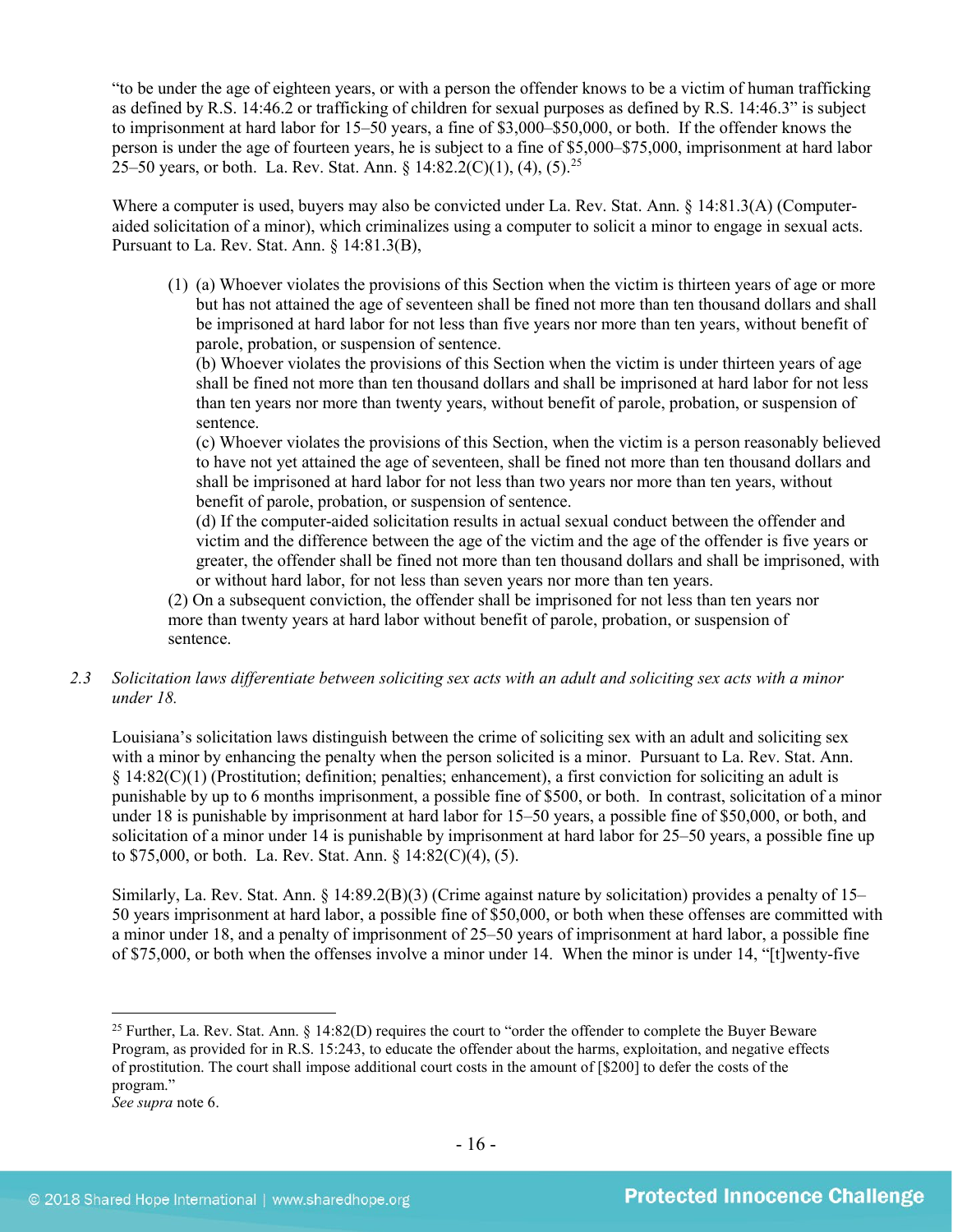"to be under the age of eighteen years, or with a person the offender knows to be a victim of human trafficking as defined by R.S. 14:46.2 or trafficking of children for sexual purposes as defined by R.S. 14:46.3" is subject to imprisonment at hard labor for 15–50 years, a fine of $3,000–$50,000, or both. If the offender knows the person is under the age of fourteen years, he is subject to a fine of $5,000–$75,000, imprisonment at hard labor 25–50 years, or both. La. Rev. Stat. Ann. § 14:82.2(C)(1), (4), (5).[25]

Where a computer is used, buyers may also be convicted under La. Rev. Stat. Ann. § 14:81.3(A) (Computer-aided solicitation of a minor), which criminalizes using a computer to solicit a minor to engage in sexual acts. Pursuant to La. Rev. Stat. Ann. § 14:81.3(B),

> (1) (a) Whoever violates the provisions of this Section when the victim is thirteen years of age or more but has not attained the age of seventeen shall be fined not more than ten thousand dollars and shall be imprisoned at hard labor for not less than five years nor more than ten years, without benefit of parole, probation, or suspension of sentence.
> (b) Whoever violates the provisions of this Section when the victim is under thirteen years of age shall be fined not more than ten thousand dollars and shall be imprisoned at hard labor for not less than ten years nor more than twenty years, without benefit of parole, probation, or suspension of sentence.
> (c) Whoever violates the provisions of this Section, when the victim is a person reasonably believed to have not yet attained the age of seventeen, shall be fined not more than ten thousand dollars and shall be imprisoned at hard labor for not less than two years nor more than ten years, without benefit of parole, probation, or suspension of sentence.
> (d) If the computer-aided solicitation results in actual sexual conduct between the offender and victim and the difference between the age of the victim and the age of the offender is five years or greater, the offender shall be fined not more than ten thousand dollars and shall be imprisoned, with or without hard labor, for not less than seven years nor more than ten years.
> (2) On a subsequent conviction, the offender shall be imprisoned for not less than ten years nor more than twenty years at hard labor without benefit of parole, probation, or suspension of sentence.

*2.3 Solicitation laws differentiate between soliciting sex acts with an adult and soliciting sex acts with a minor under 18.*

Louisiana's solicitation laws distinguish between the crime of soliciting sex with an adult and soliciting sex with a minor by enhancing the penalty when the person solicited is a minor. Pursuant to La. Rev. Stat. Ann. § 14:82(C)(1) (Prostitution; definition; penalties; enhancement), a first conviction for soliciting an adult is punishable by up to 6 months imprisonment, a possible fine of $500, or both. In contrast, solicitation of a minor under 18 is punishable by imprisonment at hard labor for 15–50 years, a possible fine of $50,000, or both, and solicitation of a minor under 14 is punishable by imprisonment at hard labor for 25–50 years, a possible fine up to $75,000, or both. La. Rev. Stat. Ann. § 14:82(C)(4), (5).

Similarly, La. Rev. Stat. Ann. § 14:89.2(B)(3) (Crime against nature by solicitation) provides a penalty of 15–50 years imprisonment at hard labor, a possible fine of $50,000, or both when these offenses are committed with a minor under 18, and a penalty of imprisonment of 25–50 years of imprisonment at hard labor, a possible fine of $75,000, or both when the offenses involve a minor under 14. When the minor is under 14, "[t]wenty-five

---

[25] Further, La. Rev. Stat. Ann. § 14:82(D) requires the court to "order the offender to complete the Buyer Beware Program, as provided for in R.S. 15:243, to educate the offender about the harms, exploitation, and negative effects of prostitution. The court shall impose additional court costs in the amount of [$200] to defer the costs of the program."
*See supra* note 6.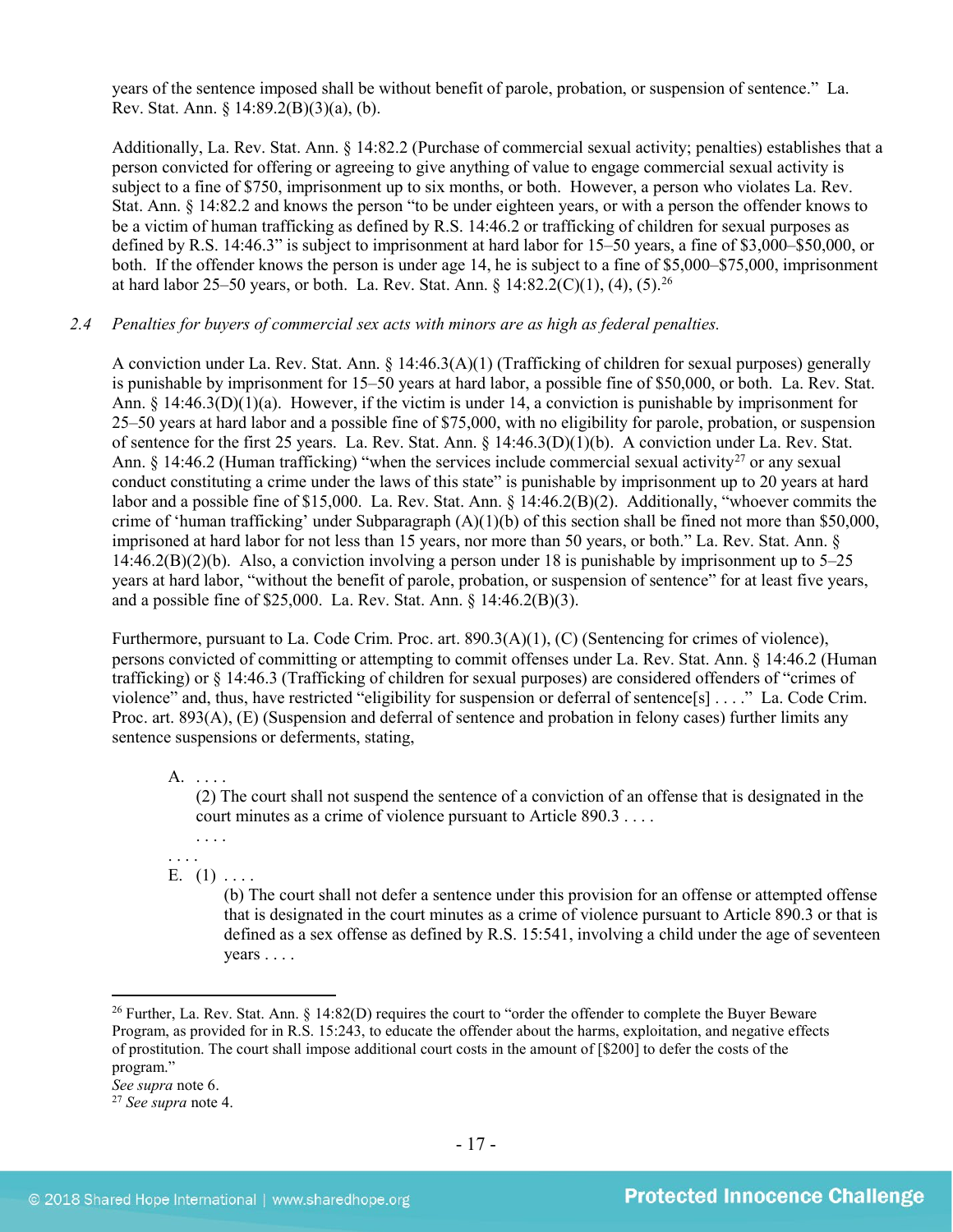years of the sentence imposed shall be without benefit of parole, probation, or suspension of sentence." La. Rev. Stat. Ann. § 14:89.2(B)(3)(a), (b).

Additionally, La. Rev. Stat. Ann. § 14:82.2 (Purchase of commercial sexual activity; penalties) establishes that a person convicted for offering or agreeing to give anything of value to engage commercial sexual activity is subject to a fine of $750, imprisonment up to six months, or both. However, a person who violates La. Rev. Stat. Ann. § 14:82.2 and knows the person "to be under eighteen years, or with a person the offender knows to be a victim of human trafficking as defined by R.S. 14:46.2 or trafficking of children for sexual purposes as defined by R.S. 14:46.3" is subject to imprisonment at hard labor for 15–50 years, a fine of $3,000–$50,000, or both. If the offender knows the person is under age 14, he is subject to a fine of $5,000–$75,000, imprisonment at hard labor 25–50 years, or both. La. Rev. Stat. Ann. § 14:82.2(C)(1), (4), (5).[26]

*2.4 Penalties for buyers of commercial sex acts with minors are as high as federal penalties.*

A conviction under La. Rev. Stat. Ann. § 14:46.3(A)(1) (Trafficking of children for sexual purposes) generally is punishable by imprisonment for 15–50 years at hard labor, a possible fine of $50,000, or both. La. Rev. Stat. Ann. § 14:46.3(D)(1)(a). However, if the victim is under 14, a conviction is punishable by imprisonment for 25–50 years at hard labor and a possible fine of $75,000, with no eligibility for parole, probation, or suspension of sentence for the first 25 years. La. Rev. Stat. Ann. § 14:46.3(D)(1)(b). A conviction under La. Rev. Stat. Ann. § 14:46.2 (Human trafficking) "when the services include commercial sexual activity[27] or any sexual conduct constituting a crime under the laws of this state" is punishable by imprisonment up to 20 years at hard labor and a possible fine of $15,000. La. Rev. Stat. Ann. § 14:46.2(B)(2). Additionally, "whoever commits the crime of 'human trafficking' under Subparagraph (A)(1)(b) of this section shall be fined not more than $50,000, imprisoned at hard labor for not less than 15 years, nor more than 50 years, or both." La. Rev. Stat. Ann. § 14:46.2(B)(2)(b). Also, a conviction involving a person under 18 is punishable by imprisonment up to 5–25 years at hard labor, "without the benefit of parole, probation, or suspension of sentence" for at least five years, and a possible fine of $25,000. La. Rev. Stat. Ann. § 14:46.2(B)(3).

Furthermore, pursuant to La. Code Crim. Proc. art. 890.3(A)(1), (C) (Sentencing for crimes of violence), persons convicted of committing or attempting to commit offenses under La. Rev. Stat. Ann. § 14:46.2 (Human trafficking) or § 14:46.3 (Trafficking of children for sexual purposes) are considered offenders of "crimes of violence" and, thus, have restricted "eligibility for suspension or deferral of sentence[s] . . . ." La. Code Crim. Proc. art. 893(A), (E) (Suspension and deferral of sentence and probation in felony cases) further limits any sentence suspensions or deferments, stating,

> A. . . . .
> (2) The court shall not suspend the sentence of a conviction of an offense that is designated in the court minutes as a crime of violence pursuant to Article 890.3 . . . .
> . . . .
>
> . . . .
>
> E. (1) . . . .
> (b) The court shall not defer a sentence under this provision for an offense or attempted offense that is designated in the court minutes as a crime of violence pursuant to Article 890.3 or that is defined as a sex offense as defined by R.S. 15:541, involving a child under the age of seventeen years . . . .

---

[26] Further, La. Rev. Stat. Ann. § 14:82(D) requires the court to "order the offender to complete the Buyer Beware Program, as provided for in R.S. 15:243, to educate the offender about the harms, exploitation, and negative effects of prostitution. The court shall impose additional court costs in the amount of [$200] to defer the costs of the program."
*See supra* note 6.

[27] *See supra* note 4.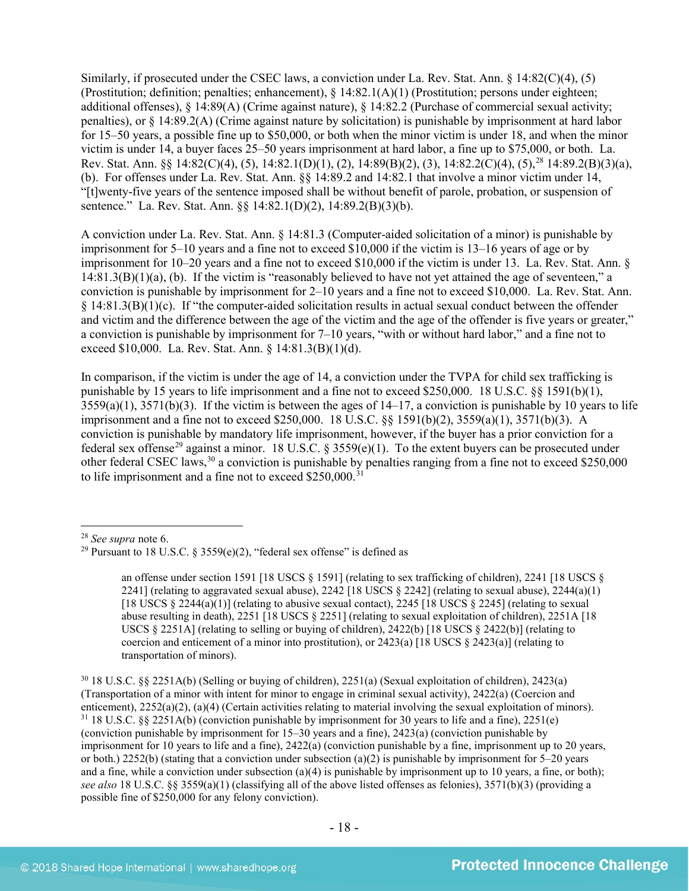Similarly, if prosecuted under the CSEC laws, a conviction under La. Rev. Stat. Ann. § 14:82(C)(4), (5) (Prostitution; definition; penalties; enhancement), § 14:82.1(A)(1) (Prostitution; persons under eighteen; additional offenses), § 14:89(A) (Crime against nature), § 14:82.2 (Purchase of commercial sexual activity; penalties), or § 14:89.2(A) (Crime against nature by solicitation) is punishable by imprisonment at hard labor for 15–50 years, a possible fine up to $50,000, or both when the minor victim is under 18, and when the minor victim is under 14, a buyer faces 25–50 years imprisonment at hard labor, a fine up to $75,000, or both. La. Rev. Stat. Ann. §§ 14:82(C)(4), (5), 14:82.1(D)(1), (2), 14:89(B)(2), (3), 14:82.2(C)(4), (5),[28] 14:89.2(B)(3)(a), (b). For offenses under La. Rev. Stat. Ann. §§ 14:89.2 and 14:82.1 that involve a minor victim under 14, "[t]wenty-five years of the sentence imposed shall be without benefit of parole, probation, or suspension of sentence." La. Rev. Stat. Ann. §§ 14:82.1(D)(2), 14:89.2(B)(3)(b).

A conviction under La. Rev. Stat. Ann. § 14:81.3 (Computer-aided solicitation of a minor) is punishable by imprisonment for 5–10 years and a fine not to exceed $10,000 if the victim is 13–16 years of age or by imprisonment for 10–20 years and a fine not to exceed $10,000 if the victim is under 13. La. Rev. Stat. Ann. § 14:81.3(B)(1)(a), (b). If the victim is "reasonably believed to have not yet attained the age of seventeen," a conviction is punishable by imprisonment for 2–10 years and a fine not to exceed $10,000. La. Rev. Stat. Ann. § 14:81.3(B)(1)(c). If "the computer-aided solicitation results in actual sexual conduct between the offender and victim and the difference between the age of the victim and the age of the offender is five years or greater," a conviction is punishable by imprisonment for 7–10 years, "with or without hard labor," and a fine not to exceed $10,000. La. Rev. Stat. Ann. § 14:81.3(B)(1)(d).

In comparison, if the victim is under the age of 14, a conviction under the TVPA for child sex trafficking is punishable by 15 years to life imprisonment and a fine not to exceed $250,000. 18 U.S.C. §§ 1591(b)(1), 3559(a)(1), 3571(b)(3). If the victim is between the ages of 14–17, a conviction is punishable by 10 years to life imprisonment and a fine not to exceed $250,000. 18 U.S.C. §§ 1591(b)(2), 3559(a)(1), 3571(b)(3). A conviction is punishable by mandatory life imprisonment, however, if the buyer has a prior conviction for a federal sex offense[29] against a minor. 18 U.S.C. § 3559(e)(1). To the extent buyers can be prosecuted under other federal CSEC laws,[30] a conviction is punishable by penalties ranging from a fine not to exceed $250,000 to life imprisonment and a fine not to exceed $250,000.[31]

---

[28] *See supra* note 6.

[29] Pursuant to 18 U.S.C. § 3559(e)(2), "federal sex offense" is defined as

> an offense under section 1591 [18 USCS § 1591] (relating to sex trafficking of children), 2241 [18 USCS § 2241] (relating to aggravated sexual abuse), 2242 [18 USCS § 2242] (relating to sexual abuse), 2244(a)(1) [18 USCS § 2244(a)(1)] (relating to abusive sexual contact), 2245 [18 USCS § 2245] (relating to sexual abuse resulting in death), 2251 [18 USCS § 2251] (relating to sexual exploitation of children), 2251A [18 USCS § 2251A] (relating to selling or buying of children), 2422(b) [18 USCS § 2422(b)] (relating to coercion and enticement of a minor into prostitution), or 2423(a) [18 USCS § 2423(a)] (relating to transportation of minors).

[30] 18 U.S.C. §§ 2251A(b) (Selling or buying of children), 2251(a) (Sexual exploitation of children), 2423(a) (Transportation of a minor with intent for minor to engage in criminal sexual activity), 2422(a) (Coercion and enticement), 2252(a)(2), (a)(4) (Certain activities relating to material involving the sexual exploitation of minors).

[31] 18 U.S.C. §§ 2251A(b) (conviction punishable by imprisonment for 30 years to life and a fine), 2251(e) (conviction punishable by imprisonment for 15–30 years and a fine), 2423(a) (conviction punishable by imprisonment for 10 years to life and a fine), 2422(a) (conviction punishable by a fine, imprisonment up to 20 years, or both.) 2252(b) (stating that a conviction under subsection (a)(2) is punishable by imprisonment for 5–20 years and a fine, while a conviction under subsection (a)(4) is punishable by imprisonment up to 10 years, a fine, or both); *see also* 18 U.S.C. §§ 3559(a)(1) (classifying all of the above listed offenses as felonies), 3571(b)(3) (providing a possible fine of $250,000 for any felony conviction).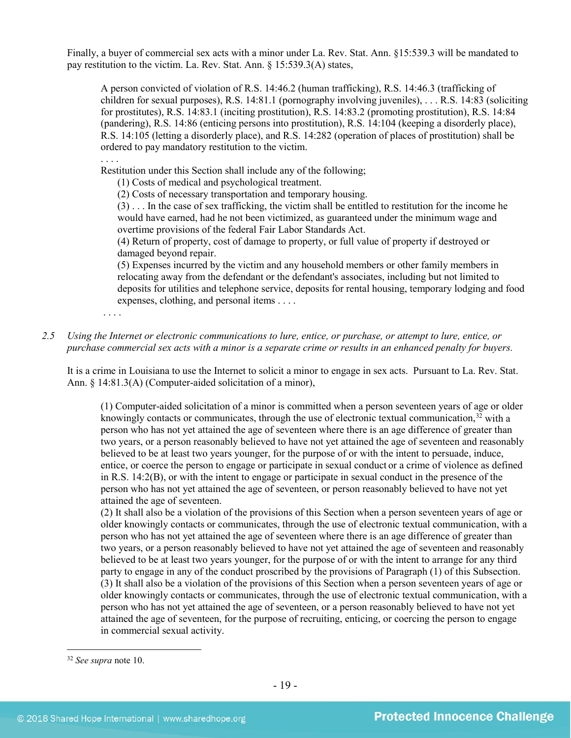Finally, a buyer of commercial sex acts with a minor under La. Rev. Stat. Ann. §15:539.3 will be mandated to pay restitution to the victim. La. Rev. Stat. Ann. § 15:539.3(A) states,

> A person convicted of violation of R.S. 14:46.2 (human trafficking), R.S. 14:46.3 (trafficking of children for sexual purposes), R.S. 14:81.1 (pornography involving juveniles), . . . R.S. 14:83 (soliciting for prostitutes), R.S. 14:83.1 (inciting prostitution), R.S. 14:83.2 (promoting prostitution), R.S. 14:84 (pandering), R.S. 14:86 (enticing persons into prostitution), R.S. 14:104 (keeping a disorderly place), R.S. 14:105 (letting a disorderly place), and R.S. 14:282 (operation of places of prostitution) shall be ordered to pay mandatory restitution to the victim.
>
> . . . .
>
> Restitution under this Section shall include any of the following;
>
> (1) Costs of medical and psychological treatment.
>
> (2) Costs of necessary transportation and temporary housing.
>
> (3) . . . In the case of sex trafficking, the victim shall be entitled to restitution for the income he would have earned, had he not been victimized, as guaranteed under the minimum wage and overtime provisions of the federal Fair Labor Standards Act.
>
> (4) Return of property, cost of damage to property, or full value of property if destroyed or damaged beyond repair.
>
> (5) Expenses incurred by the victim and any household members or other family members in relocating away from the defendant or the defendant's associates, including but not limited to deposits for utilities and telephone service, deposits for rental housing, temporary lodging and food expenses, clothing, and personal items . . . .
>
> . . . .

*2.5 Using the Internet or electronic communications to lure, entice, or purchase, or attempt to lure, entice, or purchase commercial sex acts with a minor is a separate crime or results in an enhanced penalty for buyers.*

It is a crime in Louisiana to use the Internet to solicit a minor to engage in sex acts. Pursuant to La. Rev. Stat. Ann. § 14:81.3(A) (Computer-aided solicitation of a minor),

> (1) Computer-aided solicitation of a minor is committed when a person seventeen years of age or older knowingly contacts or communicates, through the use of electronic textual communication,[32] with a person who has not yet attained the age of seventeen where there is an age difference of greater than two years, or a person reasonably believed to have not yet attained the age of seventeen and reasonably believed to be at least two years younger, for the purpose of or with the intent to persuade, induce, entice, or coerce the person to engage or participate in sexual conduct or a crime of violence as defined in R.S. 14:2(B), or with the intent to engage or participate in sexual conduct in the presence of the person who has not yet attained the age of seventeen, or person reasonably believed to have not yet attained the age of seventeen.
>
> (2) It shall also be a violation of the provisions of this Section when a person seventeen years of age or older knowingly contacts or communicates, through the use of electronic textual communication, with a person who has not yet attained the age of seventeen where there is an age difference of greater than two years, or a person reasonably believed to have not yet attained the age of seventeen and reasonably believed to be at least two years younger, for the purpose of or with the intent to arrange for any third party to engage in any of the conduct proscribed by the provisions of Paragraph (1) of this Subsection.
>
> (3) It shall also be a violation of the provisions of this Section when a person seventeen years of age or older knowingly contacts or communicates, through the use of electronic textual communication, with a person who has not yet attained the age of seventeen, or a person reasonably believed to have not yet attained the age of seventeen, for the purpose of recruiting, enticing, or coercing the person to engage in commercial sexual activity.

[32] *See supra* note 10.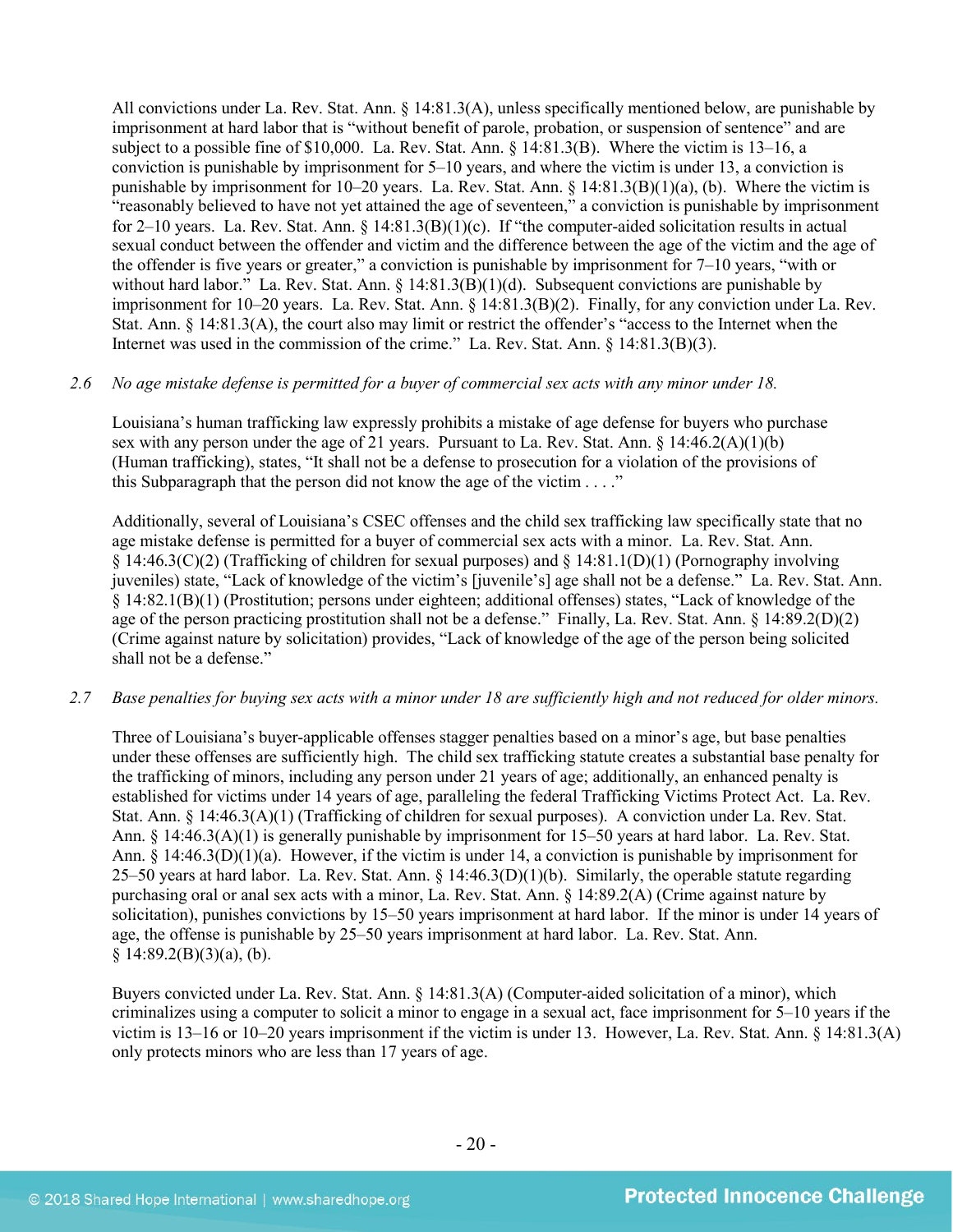All convictions under La. Rev. Stat. Ann. § 14:81.3(A), unless specifically mentioned below, are punishable by imprisonment at hard labor that is "without benefit of parole, probation, or suspension of sentence" and are subject to a possible fine of $10,000. La. Rev. Stat. Ann. § 14:81.3(B). Where the victim is 13–16, a conviction is punishable by imprisonment for 5–10 years, and where the victim is under 13, a conviction is punishable by imprisonment for 10–20 years. La. Rev. Stat. Ann. § 14:81.3(B)(1)(a), (b). Where the victim is "reasonably believed to have not yet attained the age of seventeen," a conviction is punishable by imprisonment for 2–10 years. La. Rev. Stat. Ann. § 14:81.3(B)(1)(c). If "the computer-aided solicitation results in actual sexual conduct between the offender and victim and the difference between the age of the victim and the age of the offender is five years or greater," a conviction is punishable by imprisonment for 7–10 years, "with or without hard labor." La. Rev. Stat. Ann. § 14:81.3(B)(1)(d). Subsequent convictions are punishable by imprisonment for 10–20 years. La. Rev. Stat. Ann. § 14:81.3(B)(2). Finally, for any conviction under La. Rev. Stat. Ann. § 14:81.3(A), the court also may limit or restrict the offender's "access to the Internet when the Internet was used in the commission of the crime." La. Rev. Stat. Ann. § 14:81.3(B)(3).

*2.6 No age mistake defense is permitted for a buyer of commercial sex acts with any minor under 18.*

Louisiana's human trafficking law expressly prohibits a mistake of age defense for buyers who purchase sex with any person under the age of 21 years. Pursuant to La. Rev. Stat. Ann. § 14:46.2(A)(1)(b) (Human trafficking), states, "It shall not be a defense to prosecution for a violation of the provisions of this Subparagraph that the person did not know the age of the victim . . . ."

Additionally, several of Louisiana's CSEC offenses and the child sex trafficking law specifically state that no age mistake defense is permitted for a buyer of commercial sex acts with a minor. La. Rev. Stat. Ann. § 14:46.3(C)(2) (Trafficking of children for sexual purposes) and § 14:81.1(D)(1) (Pornography involving juveniles) state, "Lack of knowledge of the victim's [juvenile's] age shall not be a defense." La. Rev. Stat. Ann. § 14:82.1(B)(1) (Prostitution; persons under eighteen; additional offenses) states, "Lack of knowledge of the age of the person practicing prostitution shall not be a defense." Finally, La. Rev. Stat. Ann. § 14:89.2(D)(2) (Crime against nature by solicitation) provides, "Lack of knowledge of the age of the person being solicited shall not be a defense."

*2.7 Base penalties for buying sex acts with a minor under 18 are sufficiently high and not reduced for older minors.*

Three of Louisiana's buyer-applicable offenses stagger penalties based on a minor's age, but base penalties under these offenses are sufficiently high. The child sex trafficking statute creates a substantial base penalty for the trafficking of minors, including any person under 21 years of age; additionally, an enhanced penalty is established for victims under 14 years of age, paralleling the federal Trafficking Victims Protect Act. La. Rev. Stat. Ann. § 14:46.3(A)(1) (Trafficking of children for sexual purposes). A conviction under La. Rev. Stat. Ann. § 14:46.3(A)(1) is generally punishable by imprisonment for 15–50 years at hard labor. La. Rev. Stat. Ann. § 14:46.3(D)(1)(a). However, if the victim is under 14, a conviction is punishable by imprisonment for 25–50 years at hard labor. La. Rev. Stat. Ann. § 14:46.3(D)(1)(b). Similarly, the operable statute regarding purchasing oral or anal sex acts with a minor, La. Rev. Stat. Ann. § 14:89.2(A) (Crime against nature by solicitation), punishes convictions by 15–50 years imprisonment at hard labor. If the minor is under 14 years of age, the offense is punishable by 25–50 years imprisonment at hard labor. La. Rev. Stat. Ann. § 14:89.2(B)(3)(a), (b).

Buyers convicted under La. Rev. Stat. Ann. § 14:81.3(A) (Computer-aided solicitation of a minor), which criminalizes using a computer to solicit a minor to engage in a sexual act, face imprisonment for 5–10 years if the victim is 13–16 or 10–20 years imprisonment if the victim is under 13. However, La. Rev. Stat. Ann. § 14:81.3(A) only protects minors who are less than 17 years of age.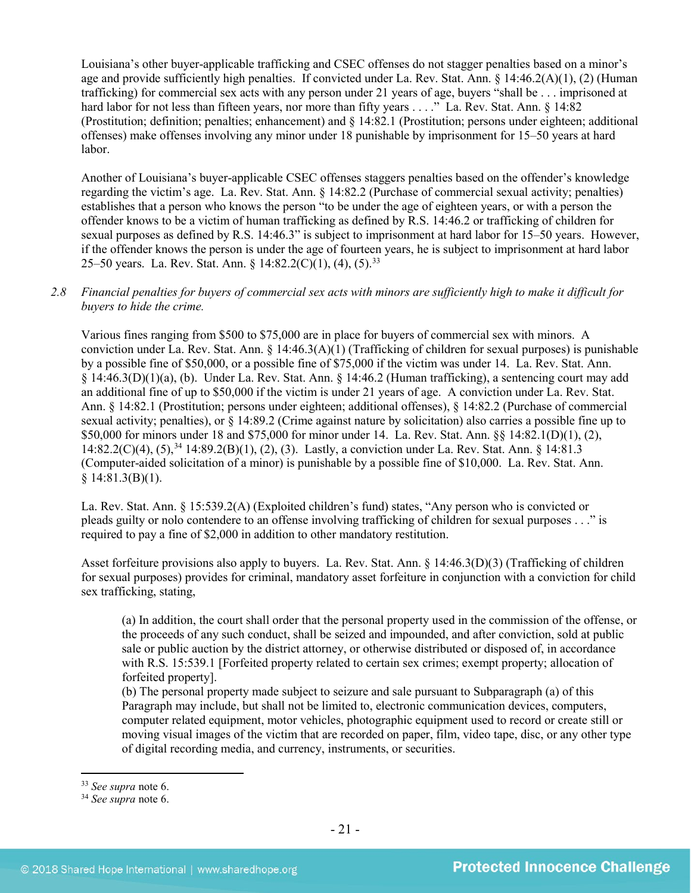Louisiana's other buyer-applicable trafficking and CSEC offenses do not stagger penalties based on a minor's age and provide sufficiently high penalties. If convicted under La. Rev. Stat. Ann. § 14:46.2(A)(1), (2) (Human trafficking) for commercial sex acts with any person under 21 years of age, buyers "shall be . . . imprisoned at hard labor for not less than fifteen years, nor more than fifty years . . . ." La. Rev. Stat. Ann. § 14:82 (Prostitution; definition; penalties; enhancement) and § 14:82.1 (Prostitution; persons under eighteen; additional offenses) make offenses involving any minor under 18 punishable by imprisonment for 15–50 years at hard labor.

Another of Louisiana's buyer-applicable CSEC offenses staggers penalties based on the offender's knowledge regarding the victim's age. La. Rev. Stat. Ann. § 14:82.2 (Purchase of commercial sexual activity; penalties) establishes that a person who knows the person "to be under the age of eighteen years, or with a person the offender knows to be a victim of human trafficking as defined by R.S. 14:46.2 or trafficking of children for sexual purposes as defined by R.S. 14:46.3" is subject to imprisonment at hard labor for 15–50 years. However, if the offender knows the person is under the age of fourteen years, he is subject to imprisonment at hard labor 25–50 years. La. Rev. Stat. Ann. § 14:82.2(C)(1), (4), (5).[33]

*2.8 Financial penalties for buyers of commercial sex acts with minors are sufficiently high to make it difficult for buyers to hide the crime.*

Various fines ranging from $500 to $75,000 are in place for buyers of commercial sex with minors. A conviction under La. Rev. Stat. Ann. § 14:46.3(A)(1) (Trafficking of children for sexual purposes) is punishable by a possible fine of $50,000, or a possible fine of $75,000 if the victim was under 14. La. Rev. Stat. Ann. § 14:46.3(D)(1)(a), (b). Under La. Rev. Stat. Ann. § 14:46.2 (Human trafficking), a sentencing court may add an additional fine of up to $50,000 if the victim is under 21 years of age. A conviction under La. Rev. Stat. Ann. § 14:82.1 (Prostitution; persons under eighteen; additional offenses), § 14:82.2 (Purchase of commercial sexual activity; penalties), or § 14:89.2 (Crime against nature by solicitation) also carries a possible fine up to $50,000 for minors under 18 and $75,000 for minor under 14. La. Rev. Stat. Ann. §§ 14:82.1(D)(1), (2), 14:82.2(C)(4), (5),[34] 14:89.2(B)(1), (2), (3). Lastly, a conviction under La. Rev. Stat. Ann. § 14:81.3 (Computer-aided solicitation of a minor) is punishable by a possible fine of $10,000. La. Rev. Stat. Ann. § 14:81.3(B)(1).

La. Rev. Stat. Ann. § 15:539.2(A) (Exploited children's fund) states, "Any person who is convicted or pleads guilty or nolo contendere to an offense involving trafficking of children for sexual purposes . . ." is required to pay a fine of $2,000 in addition to other mandatory restitution.

Asset forfeiture provisions also apply to buyers. La. Rev. Stat. Ann. § 14:46.3(D)(3) (Trafficking of children for sexual purposes) provides for criminal, mandatory asset forfeiture in conjunction with a conviction for child sex trafficking, stating,

> (a) In addition, the court shall order that the personal property used in the commission of the offense, or the proceeds of any such conduct, shall be seized and impounded, and after conviction, sold at public sale or public auction by the district attorney, or otherwise distributed or disposed of, in accordance with R.S. 15:539.1 [Forfeited property related to certain sex crimes; exempt property; allocation of forfeited property].
> (b) The personal property made subject to seizure and sale pursuant to Subparagraph (a) of this Paragraph may include, but shall not be limited to, electronic communication devices, computers, computer related equipment, motor vehicles, photographic equipment used to record or create still or moving visual images of the victim that are recorded on paper, film, video tape, disc, or any other type of digital recording media, and currency, instruments, or securities.

---

[33] *See supra* note 6.
[34] *See supra* note 6.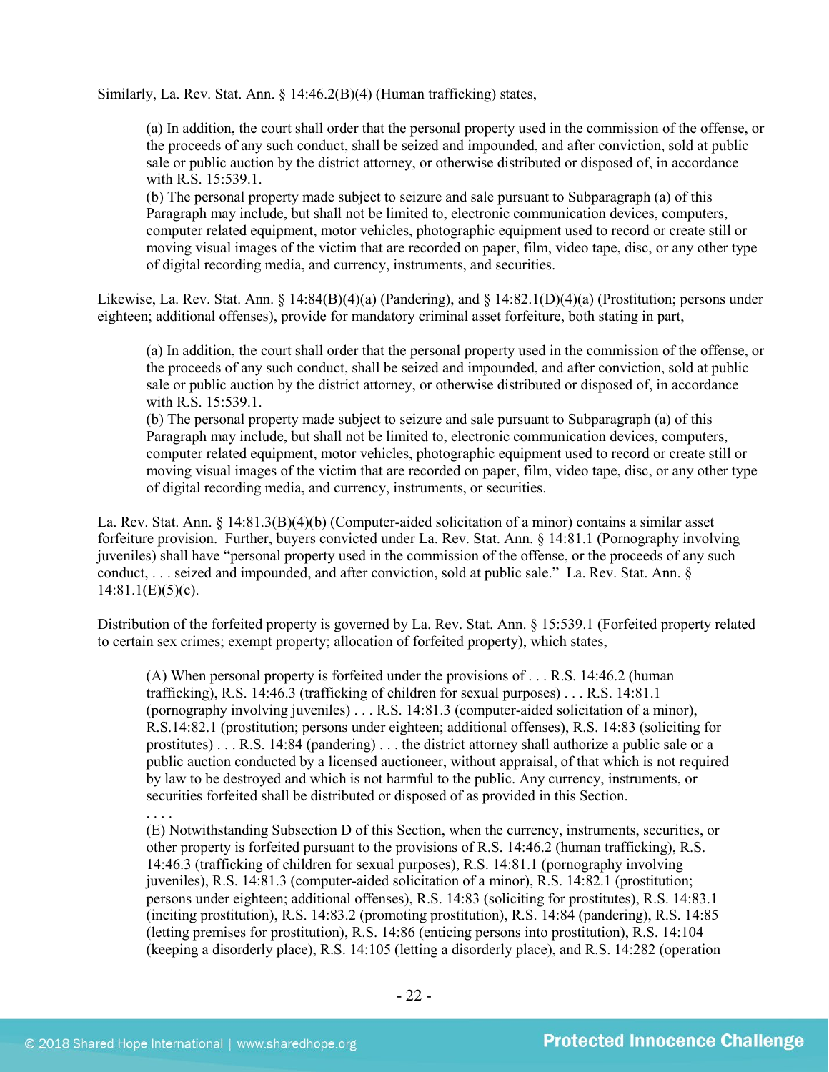Similarly, La. Rev. Stat. Ann. § 14:46.2(B)(4) (Human trafficking) states,

> (a) In addition, the court shall order that the personal property used in the commission of the offense, or the proceeds of any such conduct, shall be seized and impounded, and after conviction, sold at public sale or public auction by the district attorney, or otherwise distributed or disposed of, in accordance with R.S. 15:539.1.
> (b) The personal property made subject to seizure and sale pursuant to Subparagraph (a) of this Paragraph may include, but shall not be limited to, electronic communication devices, computers, computer related equipment, motor vehicles, photographic equipment used to record or create still or moving visual images of the victim that are recorded on paper, film, video tape, disc, or any other type of digital recording media, and currency, instruments, and securities.

Likewise, La. Rev. Stat. Ann. § 14:84(B)(4)(a) (Pandering), and § 14:82.1(D)(4)(a) (Prostitution; persons under eighteen; additional offenses), provide for mandatory criminal asset forfeiture, both stating in part,

> (a) In addition, the court shall order that the personal property used in the commission of the offense, or the proceeds of any such conduct, shall be seized and impounded, and after conviction, sold at public sale or public auction by the district attorney, or otherwise distributed or disposed of, in accordance with R.S. 15:539.1.
> (b) The personal property made subject to seizure and sale pursuant to Subparagraph (a) of this Paragraph may include, but shall not be limited to, electronic communication devices, computers, computer related equipment, motor vehicles, photographic equipment used to record or create still or moving visual images of the victim that are recorded on paper, film, video tape, disc, or any other type of digital recording media, and currency, instruments, or securities.

La. Rev. Stat. Ann. § 14:81.3(B)(4)(b) (Computer-aided solicitation of a minor) contains a similar asset forfeiture provision. Further, buyers convicted under La. Rev. Stat. Ann. § 14:81.1 (Pornography involving juveniles) shall have "personal property used in the commission of the offense, or the proceeds of any such conduct, . . . seized and impounded, and after conviction, sold at public sale." La. Rev. Stat. Ann. § 14:81.1(E)(5)(c).

Distribution of the forfeited property is governed by La. Rev. Stat. Ann. § 15:539.1 (Forfeited property related to certain sex crimes; exempt property; allocation of forfeited property), which states,

> (A) When personal property is forfeited under the provisions of . . . R.S. 14:46.2 (human trafficking), R.S. 14:46.3 (trafficking of children for sexual purposes) . . . R.S. 14:81.1 (pornography involving juveniles) . . . R.S. 14:81.3 (computer-aided solicitation of a minor), R.S.14:82.1 (prostitution; persons under eighteen; additional offenses), R.S. 14:83 (soliciting for prostitutes) . . . R.S. 14:84 (pandering) . . . the district attorney shall authorize a public sale or a public auction conducted by a licensed auctioneer, without appraisal, of that which is not required by law to be destroyed and which is not harmful to the public. Any currency, instruments, or securities forfeited shall be distributed or disposed of as provided in this Section.
> . . . .
> (E) Notwithstanding Subsection D of this Section, when the currency, instruments, securities, or other property is forfeited pursuant to the provisions of R.S. 14:46.2 (human trafficking), R.S. 14:46.3 (trafficking of children for sexual purposes), R.S. 14:81.1 (pornography involving juveniles), R.S. 14:81.3 (computer-aided solicitation of a minor), R.S. 14:82.1 (prostitution; persons under eighteen; additional offenses), R.S. 14:83 (soliciting for prostitutes), R.S. 14:83.1 (inciting prostitution), R.S. 14:83.2 (promoting prostitution), R.S. 14:84 (pandering), R.S. 14:85 (letting premises for prostitution), R.S. 14:86 (enticing persons into prostitution), R.S. 14:104 (keeping a disorderly place), R.S. 14:105 (letting a disorderly place), and R.S. 14:282 (operation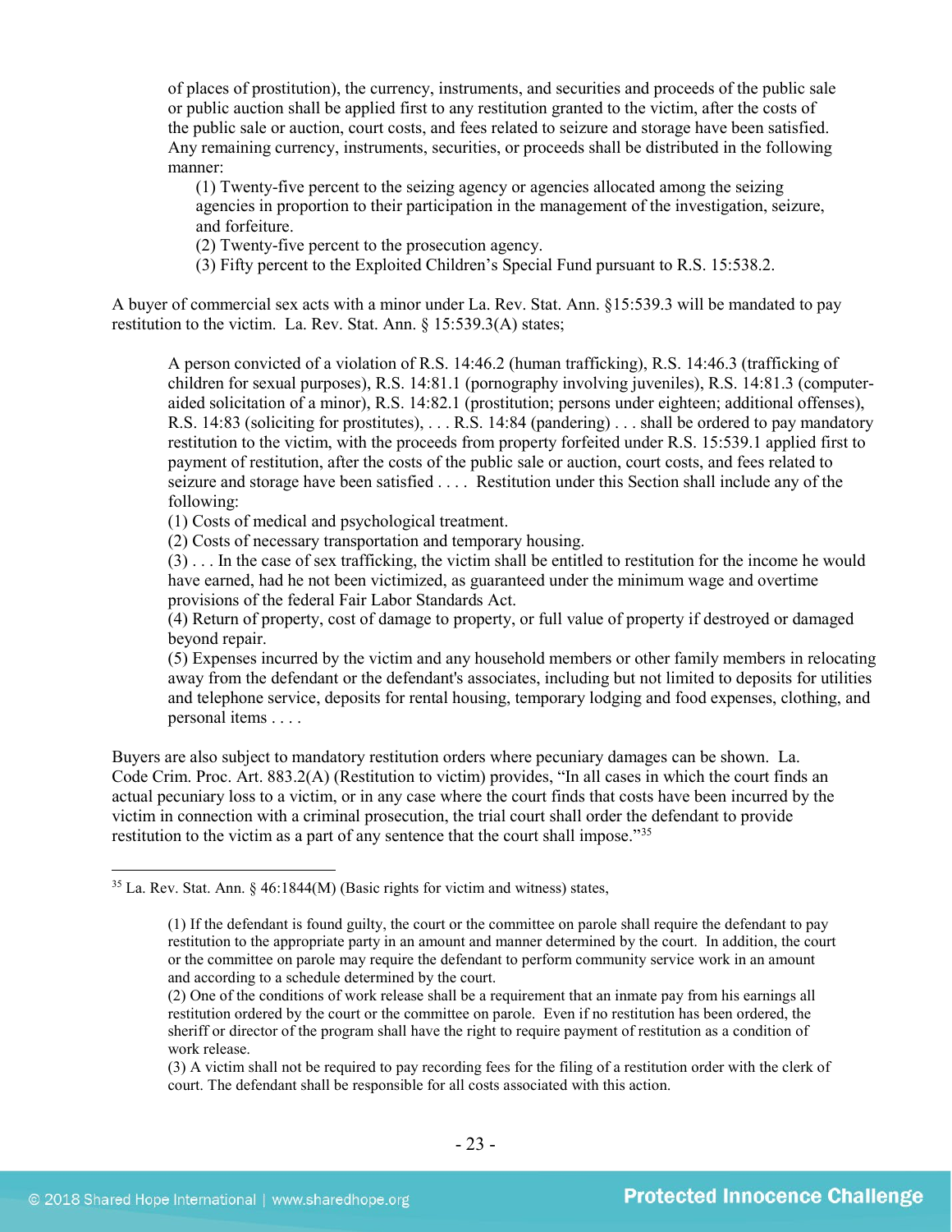> of places of prostitution), the currency, instruments, and securities and proceeds of the public sale or public auction shall be applied first to any restitution granted to the victim, after the costs of the public sale or auction, court costs, and fees related to seizure and storage have been satisfied. Any remaining currency, instruments, securities, or proceeds shall be distributed in the following manner:
>
> (1) Twenty-five percent to the seizing agency or agencies allocated among the seizing agencies in proportion to their participation in the management of the investigation, seizure, and forfeiture.
>
> (2) Twenty-five percent to the prosecution agency.
>
> (3) Fifty percent to the Exploited Children's Special Fund pursuant to R.S. 15:538.2.

A buyer of commercial sex acts with a minor under La. Rev. Stat. Ann. §15:539.3 will be mandated to pay restitution to the victim. La. Rev. Stat. Ann. § 15:539.3(A) states;

> A person convicted of a violation of R.S. 14:46.2 (human trafficking), R.S. 14:46.3 (trafficking of children for sexual purposes), R.S. 14:81.1 (pornography involving juveniles), R.S. 14:81.3 (computer-aided solicitation of a minor), R.S. 14:82.1 (prostitution; persons under eighteen; additional offenses), R.S. 14:83 (soliciting for prostitutes), . . . R.S. 14:84 (pandering) . . . shall be ordered to pay mandatory restitution to the victim, with the proceeds from property forfeited under R.S. 15:539.1 applied first to payment of restitution, after the costs of the public sale or auction, court costs, and fees related to seizure and storage have been satisfied . . . . Restitution under this Section shall include any of the following:
>
> (1) Costs of medical and psychological treatment.
>
> (2) Costs of necessary transportation and temporary housing.
>
> (3) . . . In the case of sex trafficking, the victim shall be entitled to restitution for the income he would have earned, had he not been victimized, as guaranteed under the minimum wage and overtime provisions of the federal Fair Labor Standards Act.
>
> (4) Return of property, cost of damage to property, or full value of property if destroyed or damaged beyond repair.
>
> (5) Expenses incurred by the victim and any household members or other family members in relocating away from the defendant or the defendant's associates, including but not limited to deposits for utilities and telephone service, deposits for rental housing, temporary lodging and food expenses, clothing, and personal items . . . .

Buyers are also subject to mandatory restitution orders where pecuniary damages can be shown. La. Code Crim. Proc. Art. 883.2(A) (Restitution to victim) provides, "In all cases in which the court finds an actual pecuniary loss to a victim, or in any case where the court finds that costs have been incurred by the victim in connection with a criminal prosecution, the trial court shall order the defendant to provide restitution to the victim as a part of any sentence that the court shall impose."[35]

---

[35] La. Rev. Stat. Ann. § 46:1844(M) (Basic rights for victim and witness) states,

> (1) If the defendant is found guilty, the court or the committee on parole shall require the defendant to pay restitution to the appropriate party in an amount and manner determined by the court. In addition, the court or the committee on parole may require the defendant to perform community service work in an amount and according to a schedule determined by the court.
>
> (2) One of the conditions of work release shall be a requirement that an inmate pay from his earnings all restitution ordered by the court or the committee on parole. Even if no restitution has been ordered, the sheriff or director of the program shall have the right to require payment of restitution as a condition of work release.
>
> (3) A victim shall not be required to pay recording fees for the filing of a restitution order with the clerk of court. The defendant shall be responsible for all costs associated with this action.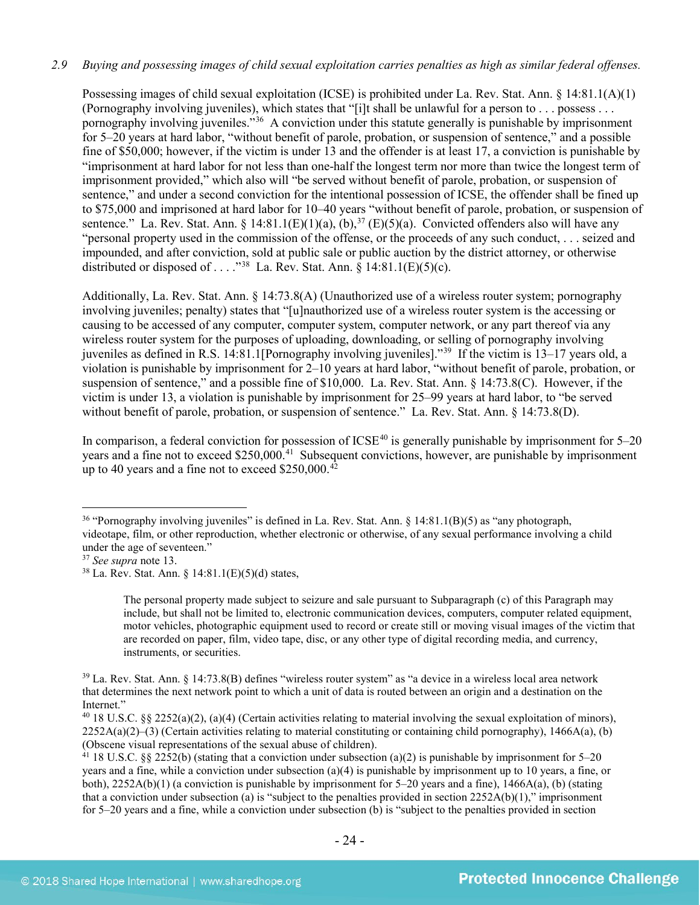*2.9 Buying and possessing images of child sexual exploitation carries penalties as high as similar federal offenses.*

Possessing images of child sexual exploitation (ICSE) is prohibited under La. Rev. Stat. Ann. § 14:81.1(A)(1) (Pornography involving juveniles), which states that "[i]t shall be unlawful for a person to . . . possess . . . pornography involving juveniles."[36] A conviction under this statute generally is punishable by imprisonment for 5–20 years at hard labor, "without benefit of parole, probation, or suspension of sentence," and a possible fine of $50,000; however, if the victim is under 13 and the offender is at least 17, a conviction is punishable by "imprisonment at hard labor for not less than one-half the longest term nor more than twice the longest term of imprisonment provided," which also will "be served without benefit of parole, probation, or suspension of sentence," and under a second conviction for the intentional possession of ICSE, the offender shall be fined up to $75,000 and imprisoned at hard labor for 10–40 years "without benefit of parole, probation, or suspension of sentence." La. Rev. Stat. Ann. § 14:81.1(E)(1)(a), (b),[37] (E)(5)(a). Convicted offenders also will have any "personal property used in the commission of the offense, or the proceeds of any such conduct, . . . seized and impounded, and after conviction, sold at public sale or public auction by the district attorney, or otherwise distributed or disposed of . . . ."[38] La. Rev. Stat. Ann. § 14:81.1(E)(5)(c).

Additionally, La. Rev. Stat. Ann. § 14:73.8(A) (Unauthorized use of a wireless router system; pornography involving juveniles; penalty) states that "[u]nauthorized use of a wireless router system is the accessing or causing to be accessed of any computer, computer system, computer network, or any part thereof via any wireless router system for the purposes of uploading, downloading, or selling of pornography involving juveniles as defined in R.S. 14:81.1[Pornography involving juveniles]."[39] If the victim is 13–17 years old, a violation is punishable by imprisonment for 2–10 years at hard labor, "without benefit of parole, probation, or suspension of sentence," and a possible fine of $10,000. La. Rev. Stat. Ann. § 14:73.8(C). However, if the victim is under 13, a violation is punishable by imprisonment for 25–99 years at hard labor, to "be served without benefit of parole, probation, or suspension of sentence." La. Rev. Stat. Ann. § 14:73.8(D).

In comparison, a federal conviction for possession of ICSE[40] is generally punishable by imprisonment for 5–20 years and a fine not to exceed $250,000.[41] Subsequent convictions, however, are punishable by imprisonment up to 40 years and a fine not to exceed $250,000.[42]

---

[36] "Pornography involving juveniles" is defined in La. Rev. Stat. Ann. § 14:81.1(B)(5) as "any photograph, videotape, film, or other reproduction, whether electronic or otherwise, of any sexual performance involving a child under the age of seventeen."

[37] *See supra* note 13.

[38] La. Rev. Stat. Ann. § 14:81.1(E)(5)(d) states,

> The personal property made subject to seizure and sale pursuant to Subparagraph (c) of this Paragraph may include, but shall not be limited to, electronic communication devices, computers, computer related equipment, motor vehicles, photographic equipment used to record or create still or moving visual images of the victim that are recorded on paper, film, video tape, disc, or any other type of digital recording media, and currency, instruments, or securities.

[39] La. Rev. Stat. Ann. § 14:73.8(B) defines "wireless router system" as "a device in a wireless local area network that determines the next network point to which a unit of data is routed between an origin and a destination on the Internet."

[40] 18 U.S.C. §§ 2252(a)(2), (a)(4) (Certain activities relating to material involving the sexual exploitation of minors), 2252A(a)(2)–(3) (Certain activities relating to material constituting or containing child pornography), 1466A(a), (b) (Obscene visual representations of the sexual abuse of children).

[41] 18 U.S.C. §§ 2252(b) (stating that a conviction under subsection (a)(2) is punishable by imprisonment for 5–20 years and a fine, while a conviction under subsection (a)(4) is punishable by imprisonment up to 10 years, a fine, or both), 2252A(b)(1) (a conviction is punishable by imprisonment for 5–20 years and a fine), 1466A(a), (b) (stating that a conviction under subsection (a) is "subject to the penalties provided in section 2252A(b)(1)," imprisonment for 5–20 years and a fine, while a conviction under subsection (b) is "subject to the penalties provided in section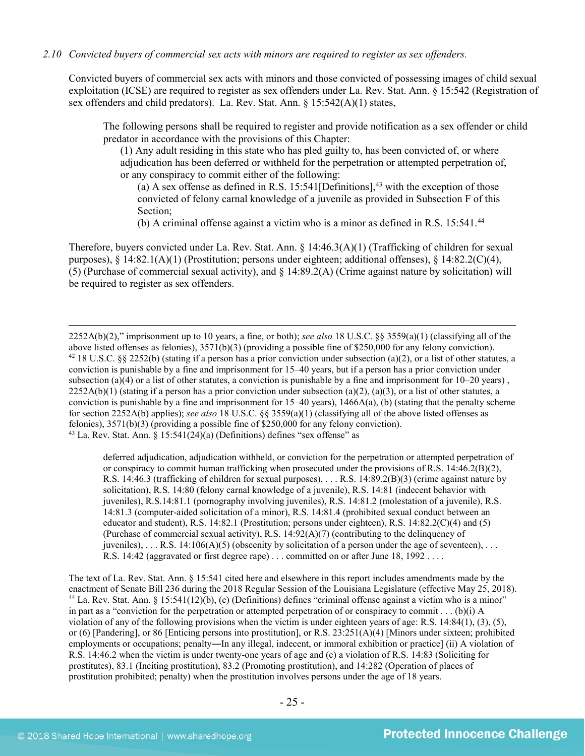*2.10 Convicted buyers of commercial sex acts with minors are required to register as sex offenders.*

Convicted buyers of commercial sex acts with minors and those convicted of possessing images of child sexual exploitation (ICSE) are required to register as sex offenders under La. Rev. Stat. Ann. § 15:542 (Registration of sex offenders and child predators). La. Rev. Stat. Ann. § 15:542(A)(1) states,

> The following persons shall be required to register and provide notification as a sex offender or child predator in accordance with the provisions of this Chapter:
>
> (1) Any adult residing in this state who has pled guilty to, has been convicted of, or where adjudication has been deferred or withheld for the perpetration or attempted perpetration of, or any conspiracy to commit either of the following:
>
> (a) A sex offense as defined in R.S. 15:541[Definitions],[43] with the exception of those convicted of felony carnal knowledge of a juvenile as provided in Subsection F of this Section;
>
> (b) A criminal offense against a victim who is a minor as defined in R.S. 15:541.[44]

Therefore, buyers convicted under La. Rev. Stat. Ann. § 14:46.3(A)(1) (Trafficking of children for sexual purposes), § 14:82.1(A)(1) (Prostitution; persons under eighteen; additional offenses), § 14:82.2(C)(4), (5) (Purchase of commercial sexual activity), and § 14:89.2(A) (Crime against nature by solicitation) will be required to register as sex offenders.

---

2252A(b)(2)," imprisonment up to 10 years, a fine, or both); *see also* 18 U.S.C. §§ 3559(a)(1) (classifying all of the above listed offenses as felonies), 3571(b)(3) (providing a possible fine of $250,000 for any felony conviction).

[42] 18 U.S.C. §§ 2252(b) (stating if a person has a prior conviction under subsection (a)(2), or a list of other statutes, a conviction is punishable by a fine and imprisonment for 15–40 years, but if a person has a prior conviction under subsection (a)(4) or a list of other statutes, a conviction is punishable by a fine and imprisonment for 10–20 years) , 2252A(b)(1) (stating if a person has a prior conviction under subsection (a)(2), (a)(3), or a list of other statutes, a conviction is punishable by a fine and imprisonment for 15–40 years), 1466A(a), (b) (stating that the penalty scheme for section 2252A(b) applies); *see also* 18 U.S.C. §§ 3559(a)(1) (classifying all of the above listed offenses as felonies), 3571(b)(3) (providing a possible fine of $250,000 for any felony conviction).

[43] La. Rev. Stat. Ann. § 15:541(24)(a) (Definitions) defines "sex offense" as

> deferred adjudication, adjudication withheld, or conviction for the perpetration or attempted perpetration of or conspiracy to commit human trafficking when prosecuted under the provisions of R.S. 14:46.2(B)(2), R.S. 14:46.3 (trafficking of children for sexual purposes), . . . R.S. 14:89.2(B)(3) (crime against nature by solicitation), R.S. 14:80 (felony carnal knowledge of a juvenile), R.S. 14:81 (indecent behavior with juveniles), R.S.14:81.1 (pornography involving juveniles), R.S. 14:81.2 (molestation of a juvenile), R.S. 14:81.3 (computer-aided solicitation of a minor), R.S. 14:81.4 (prohibited sexual conduct between an educator and student), R.S. 14:82.1 (Prostitution; persons under eighteen), R.S. 14:82.2(C)(4) and (5) (Purchase of commercial sexual activity), R.S. 14:92(A)(7) (contributing to the delinquency of juveniles), . . . R.S. 14:106(A)(5) (obscenity by solicitation of a person under the age of seventeen), . . . R.S. 14:42 (aggravated or first degree rape) . . . committed on or after June 18, 1992 . . . .

The text of La. Rev. Stat. Ann. § 15:541 cited here and elsewhere in this report includes amendments made by the enactment of Senate Bill 236 during the 2018 Regular Session of the Louisiana Legislature (effective May 25, 2018).

[44] La. Rev. Stat. Ann. § 15:541(12)(b), (c) (Definitions) defines "criminal offense against a victim who is a minor" in part as a "conviction for the perpetration or attempted perpetration of or conspiracy to commit . . . (b)(i) A violation of any of the following provisions when the victim is under eighteen years of age: R.S. 14:84(1), (3), (5), or (6) [Pandering], or 86 [Enticing persons into prostitution], or R.S. 23:251(A)(4) [Minors under sixteen; prohibited employments or occupations; penalty—In any illegal, indecent, or immoral exhibition or practice] (ii) A violation of R.S. 14:46.2 when the victim is under twenty-one years of age and (c) a violation of R.S. 14:83 (Soliciting for prostitutes), 83.1 (Inciting prostitution), 83.2 (Promoting prostitution), and 14:282 (Operation of places of prostitution prohibited; penalty) when the prostitution involves persons under the age of 18 years.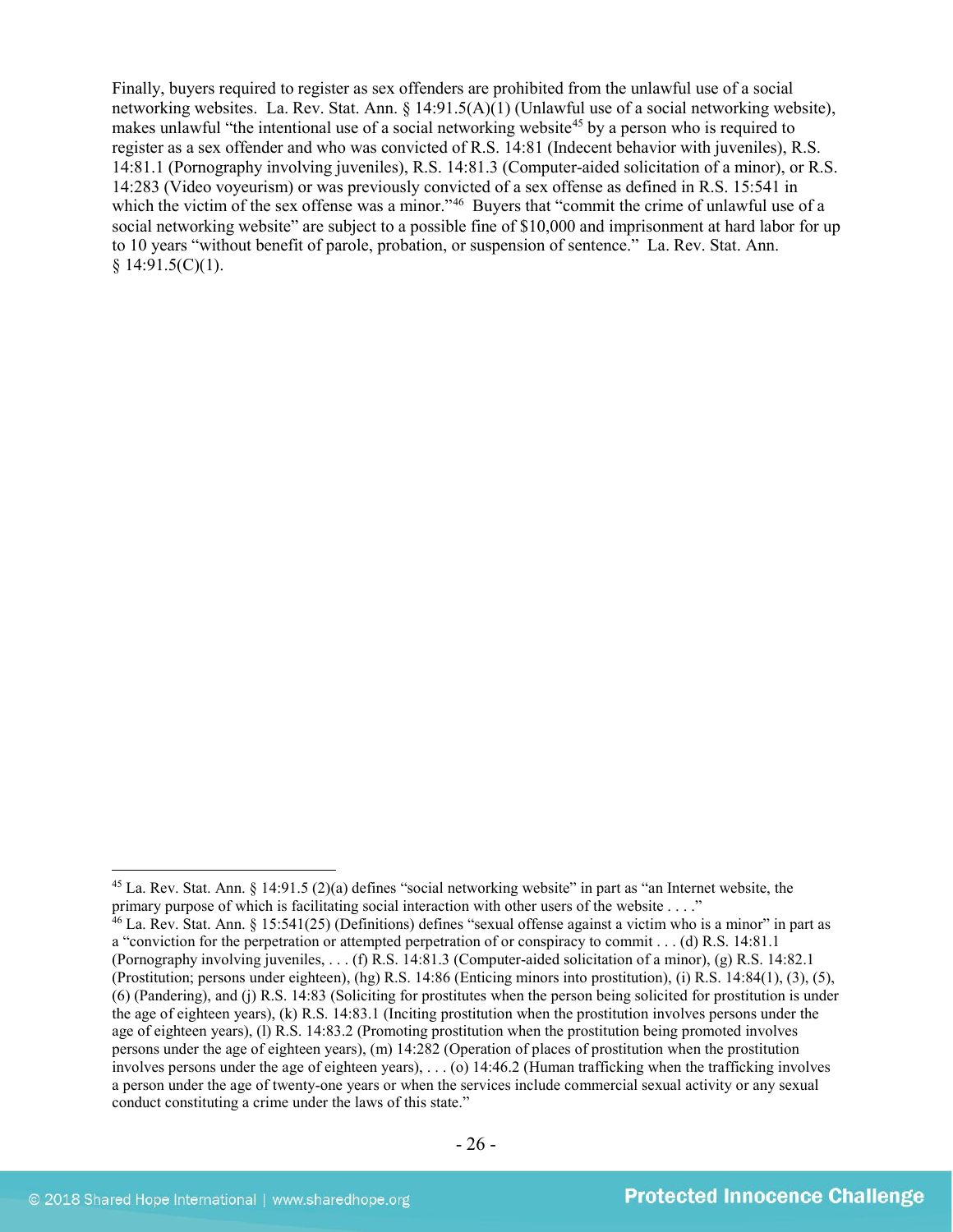Finally, buyers required to register as sex offenders are prohibited from the unlawful use of a social networking websites. La. Rev. Stat. Ann. § 14:91.5(A)(1) (Unlawful use of a social networking website), makes unlawful "the intentional use of a social networking website[45] by a person who is required to register as a sex offender and who was convicted of R.S. 14:81 (Indecent behavior with juveniles), R.S. 14:81.1 (Pornography involving juveniles), R.S. 14:81.3 (Computer-aided solicitation of a minor), or R.S. 14:283 (Video voyeurism) or was previously convicted of a sex offense as defined in R.S. 15:541 in which the victim of the sex offense was a minor."[46] Buyers that "commit the crime of unlawful use of a social networking website" are subject to a possible fine of $10,000 and imprisonment at hard labor for up to 10 years "without benefit of parole, probation, or suspension of sentence." La. Rev. Stat. Ann. § 14:91.5(C)(1).

---

[45] La. Rev. Stat. Ann. § 14:91.5 (2)(a) defines "social networking website" in part as "an Internet website, the primary purpose of which is facilitating social interaction with other users of the website . . . ."

[46] La. Rev. Stat. Ann. § 15:541(25) (Definitions) defines "sexual offense against a victim who is a minor" in part as a "conviction for the perpetration or attempted perpetration of or conspiracy to commit . . . (d) R.S. 14:81.1 (Pornography involving juveniles, . . . (f) R.S. 14:81.3 (Computer-aided solicitation of a minor), (g) R.S. 14:82.1 (Prostitution; persons under eighteen), (hg) R.S. 14:86 (Enticing minors into prostitution), (i) R.S. 14:84(1), (3), (5), (6) (Pandering), and (j) R.S. 14:83 (Soliciting for prostitutes when the person being solicited for prostitution is under the age of eighteen years), (k) R.S. 14:83.1 (Inciting prostitution when the prostitution involves persons under the age of eighteen years), (l) R.S. 14:83.2 (Promoting prostitution when the prostitution being promoted involves persons under the age of eighteen years), (m) 14:282 (Operation of places of prostitution when the prostitution involves persons under the age of eighteen years), . . . (o) 14:46.2 (Human trafficking when the trafficking involves a person under the age of twenty-one years or when the services include commercial sexual activity or any sexual conduct constituting a crime under the laws of this state."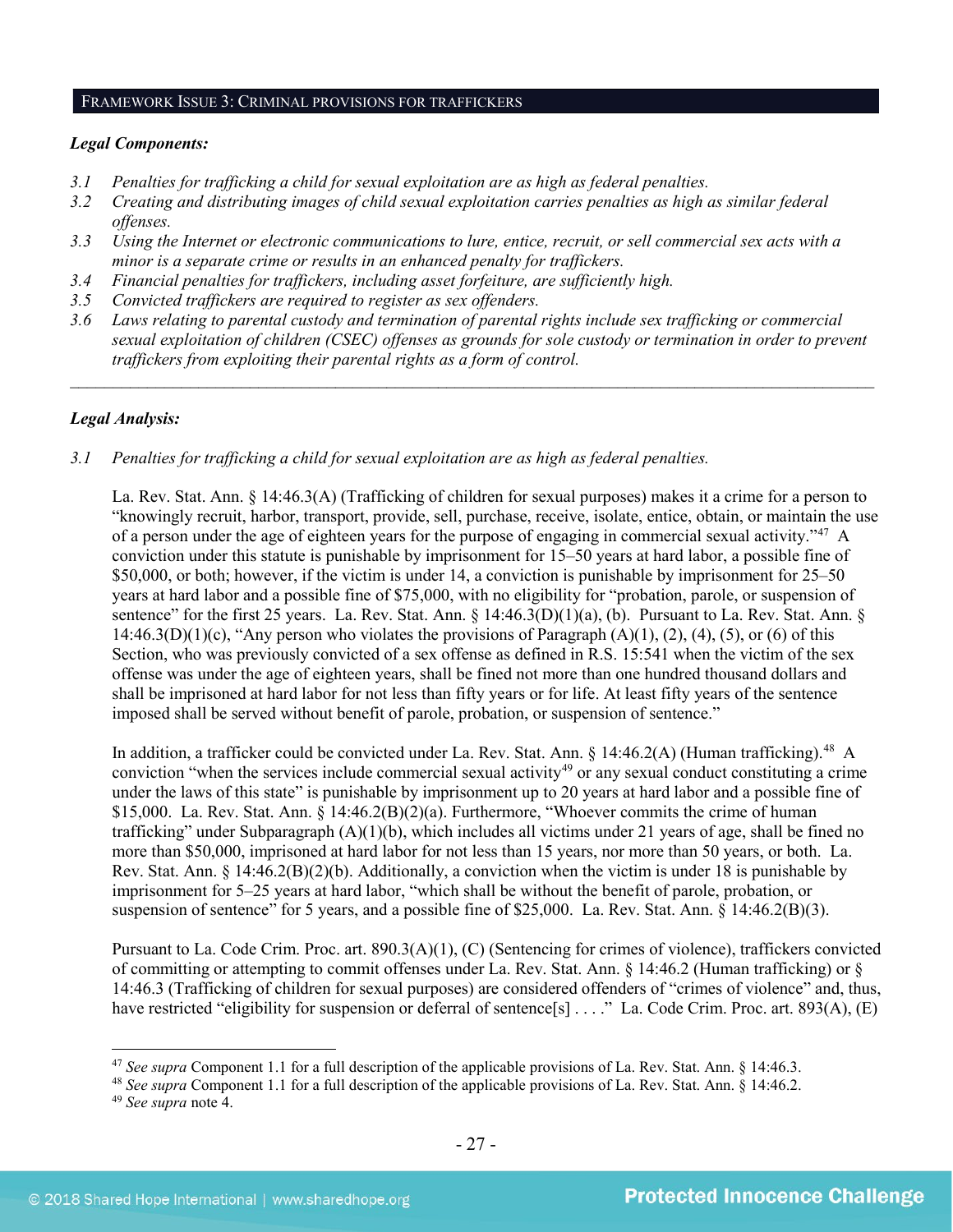## FRAMEWORK ISSUE 3: CRIMINAL PROVISIONS FOR TRAFFICKERS

***Legal Components:***

*3.1 Penalties for trafficking a child for sexual exploitation are as high as federal penalties.*

*3.2 Creating and distributing images of child sexual exploitation carries penalties as high as similar federal offenses.*

*3.3 Using the Internet or electronic communications to lure, entice, recruit, or sell commercial sex acts with a minor is a separate crime or results in an enhanced penalty for traffickers.*

*3.4 Financial penalties for traffickers, including asset forfeiture, are sufficiently high.*

*3.5 Convicted traffickers are required to register as sex offenders.*

*3.6 Laws relating to parental custody and termination of parental rights include sex trafficking or commercial sexual exploitation of children (CSEC) offenses as grounds for sole custody or termination in order to prevent traffickers from exploiting their parental rights as a form of control.*

---

***Legal Analysis:***

*3.1 Penalties for trafficking a child for sexual exploitation are as high as federal penalties.*

La. Rev. Stat. Ann. § 14:46.3(A) (Trafficking of children for sexual purposes) makes it a crime for a person to "knowingly recruit, harbor, transport, provide, sell, purchase, receive, isolate, entice, obtain, or maintain the use of a person under the age of eighteen years for the purpose of engaging in commercial sexual activity."[47] A conviction under this statute is punishable by imprisonment for 15–50 years at hard labor, a possible fine of $50,000, or both; however, if the victim is under 14, a conviction is punishable by imprisonment for 25–50 years at hard labor and a possible fine of $75,000, with no eligibility for "probation, parole, or suspension of sentence" for the first 25 years. La. Rev. Stat. Ann. § 14:46.3(D)(1)(a), (b). Pursuant to La. Rev. Stat. Ann. § 14:46.3(D)(1)(c), "Any person who violates the provisions of Paragraph (A)(1), (2), (4), (5), or (6) of this Section, who was previously convicted of a sex offense as defined in R.S. 15:541 when the victim of the sex offense was under the age of eighteen years, shall be fined not more than one hundred thousand dollars and shall be imprisoned at hard labor for not less than fifty years or for life. At least fifty years of the sentence imposed shall be served without benefit of parole, probation, or suspension of sentence."

In addition, a trafficker could be convicted under La. Rev. Stat. Ann. § 14:46.2(A) (Human trafficking).[48] A conviction "when the services include commercial sexual activity[49] or any sexual conduct constituting a crime under the laws of this state" is punishable by imprisonment up to 20 years at hard labor and a possible fine of $15,000. La. Rev. Stat. Ann. § 14:46.2(B)(2)(a). Furthermore, "Whoever commits the crime of human trafficking" under Subparagraph (A)(1)(b), which includes all victims under 21 years of age, shall be fined no more than $50,000, imprisoned at hard labor for not less than 15 years, nor more than 50 years, or both. La. Rev. Stat. Ann. § 14:46.2(B)(2)(b). Additionally, a conviction when the victim is under 18 is punishable by imprisonment for 5–25 years at hard labor, "which shall be without the benefit of parole, probation, or suspension of sentence" for 5 years, and a possible fine of $25,000. La. Rev. Stat. Ann. § 14:46.2(B)(3).

Pursuant to La. Code Crim. Proc. art. 890.3(A)(1), (C) (Sentencing for crimes of violence), traffickers convicted of committing or attempting to commit offenses under La. Rev. Stat. Ann. § 14:46.2 (Human trafficking) or § 14:46.3 (Trafficking of children for sexual purposes) are considered offenders of "crimes of violence" and, thus, have restricted "eligibility for suspension or deferral of sentence[s] . . . ." La. Code Crim. Proc. art. 893(A), (E)

---

[47] *See supra* Component 1.1 for a full description of the applicable provisions of La. Rev. Stat. Ann. § 14:46.3.

[48] *See supra* Component 1.1 for a full description of the applicable provisions of La. Rev. Stat. Ann. § 14:46.2.

[49] *See supra* note 4.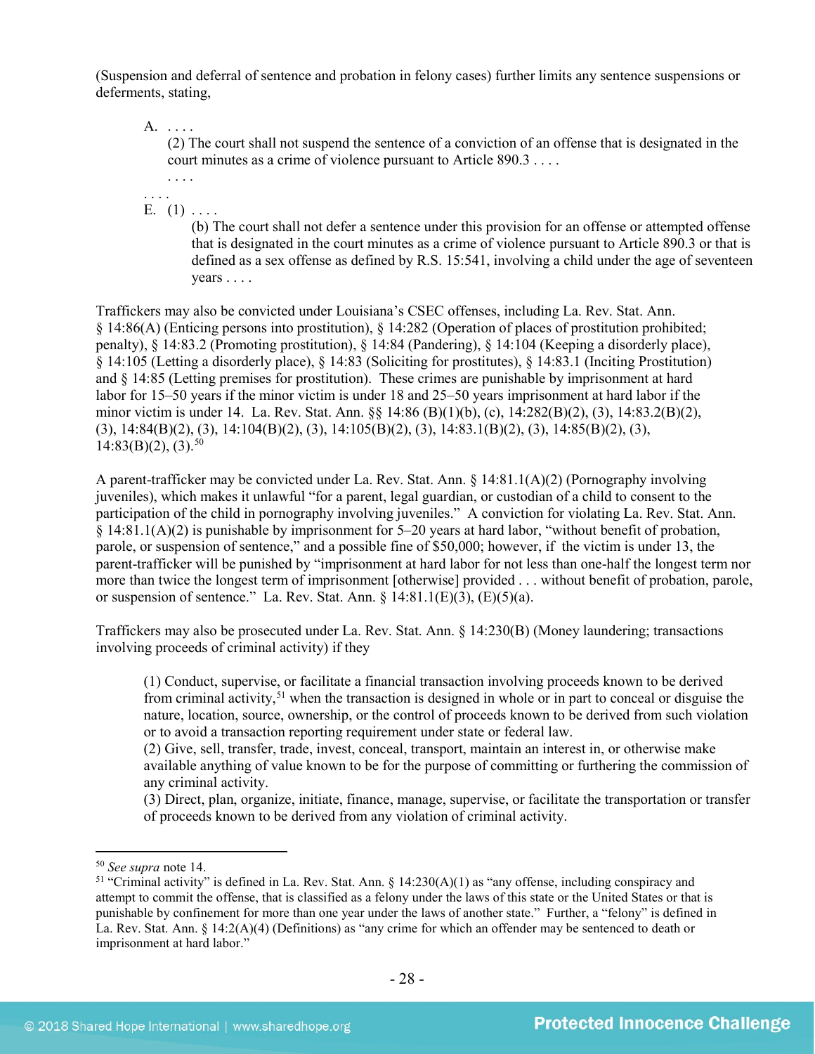(Suspension and deferral of sentence and probation in felony cases) further limits any sentence suspensions or deferments, stating,

> A. . . . .
>
> (2) The court shall not suspend the sentence of a conviction of an offense that is designated in the court minutes as a crime of violence pursuant to Article 890.3 . . . .
>
> . . . .
>
> . . . .
>
> E. (1) . . . .
>
> (b) The court shall not defer a sentence under this provision for an offense or attempted offense that is designated in the court minutes as a crime of violence pursuant to Article 890.3 or that is defined as a sex offense as defined by R.S. 15:541, involving a child under the age of seventeen years . . . .

Traffickers may also be convicted under Louisiana's CSEC offenses, including La. Rev. Stat. Ann. § 14:86(A) (Enticing persons into prostitution), § 14:282 (Operation of places of prostitution prohibited; penalty), § 14:83.2 (Promoting prostitution), § 14:84 (Pandering), § 14:104 (Keeping a disorderly place), § 14:105 (Letting a disorderly place), § 14:83 (Soliciting for prostitutes), § 14:83.1 (Inciting Prostitution) and § 14:85 (Letting premises for prostitution). These crimes are punishable by imprisonment at hard labor for 15–50 years if the minor victim is under 18 and 25–50 years imprisonment at hard labor if the minor victim is under 14. La. Rev. Stat. Ann. §§ 14:86 (B)(1)(b), (c), 14:282(B)(2), (3), 14:83.2(B)(2), (3), 14:84(B)(2), (3), 14:104(B)(2), (3), 14:105(B)(2), (3), 14:83.1(B)(2), (3), 14:85(B)(2), (3), 14:83(B)(2), (3).[50]

A parent-trafficker may be convicted under La. Rev. Stat. Ann. § 14:81.1(A)(2) (Pornography involving juveniles), which makes it unlawful "for a parent, legal guardian, or custodian of a child to consent to the participation of the child in pornography involving juveniles." A conviction for violating La. Rev. Stat. Ann. § 14:81.1(A)(2) is punishable by imprisonment for 5–20 years at hard labor, "without benefit of probation, parole, or suspension of sentence," and a possible fine of $50,000; however, if the victim is under 13, the parent-trafficker will be punished by "imprisonment at hard labor for not less than one-half the longest term nor more than twice the longest term of imprisonment [otherwise] provided . . . without benefit of probation, parole, or suspension of sentence." La. Rev. Stat. Ann. § 14:81.1(E)(3), (E)(5)(a).

Traffickers may also be prosecuted under La. Rev. Stat. Ann. § 14:230(B) (Money laundering; transactions involving proceeds of criminal activity) if they

> (1) Conduct, supervise, or facilitate a financial transaction involving proceeds known to be derived from criminal activity,[51] when the transaction is designed in whole or in part to conceal or disguise the nature, location, source, ownership, or the control of proceeds known to be derived from such violation or to avoid a transaction reporting requirement under state or federal law.
>
> (2) Give, sell, transfer, trade, invest, conceal, transport, maintain an interest in, or otherwise make available anything of value known to be for the purpose of committing or furthering the commission of any criminal activity.
>
> (3) Direct, plan, organize, initiate, finance, manage, supervise, or facilitate the transportation or transfer of proceeds known to be derived from any violation of criminal activity.

---

[50] *See supra* note 14.

[51] "Criminal activity" is defined in La. Rev. Stat. Ann. § 14:230(A)(1) as "any offense, including conspiracy and attempt to commit the offense, that is classified as a felony under the laws of this state or the United States or that is punishable by confinement for more than one year under the laws of another state." Further, a "felony" is defined in La. Rev. Stat. Ann. § 14:2(A)(4) (Definitions) as "any crime for which an offender may be sentenced to death or imprisonment at hard labor."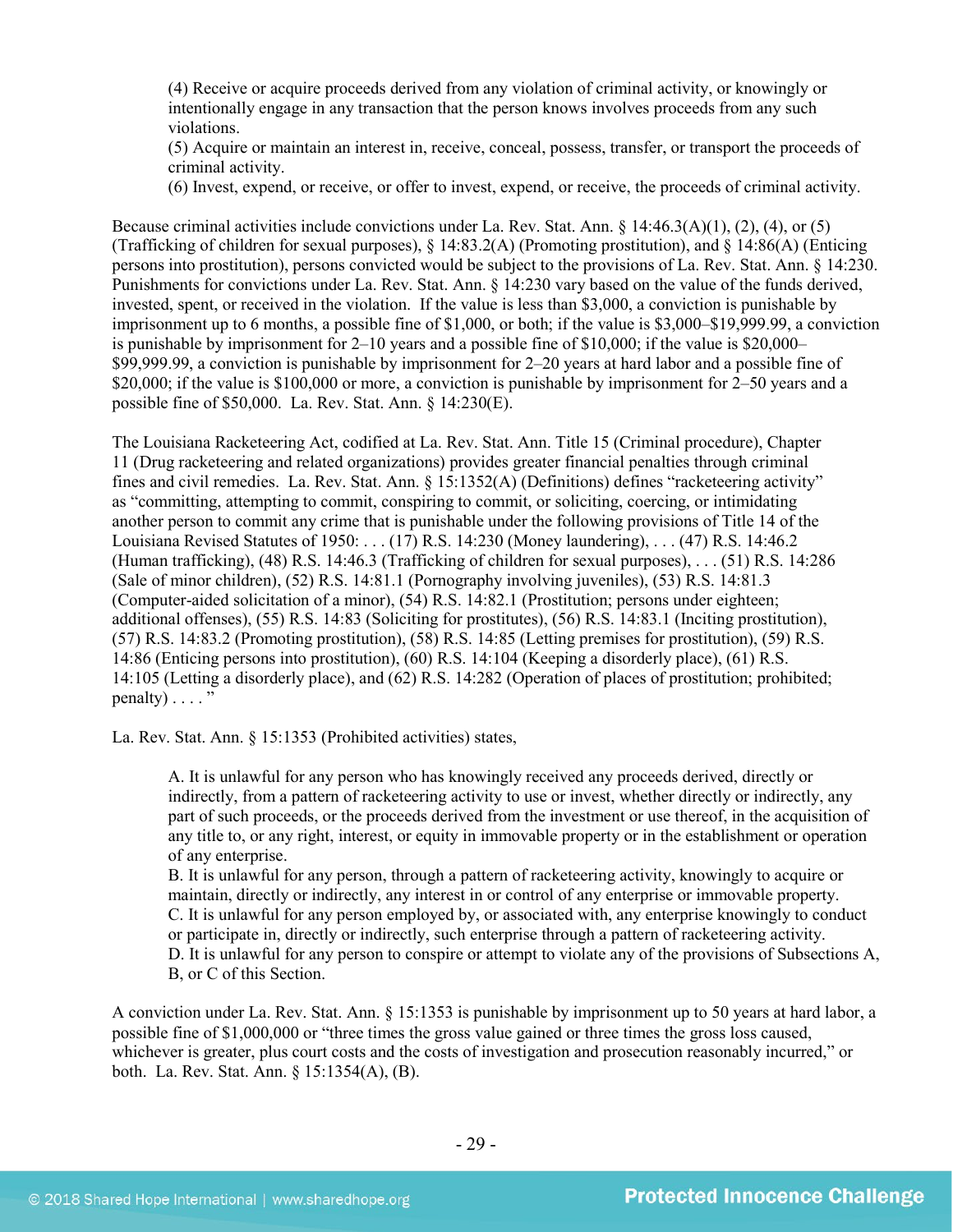> (4) Receive or acquire proceeds derived from any violation of criminal activity, or knowingly or intentionally engage in any transaction that the person knows involves proceeds from any such violations.
> (5) Acquire or maintain an interest in, receive, conceal, possess, transfer, or transport the proceeds of criminal activity.
> (6) Invest, expend, or receive, or offer to invest, expend, or receive, the proceeds of criminal activity.

Because criminal activities include convictions under La. Rev. Stat. Ann. § 14:46.3(A)(1), (2), (4), or (5) (Trafficking of children for sexual purposes), § 14:83.2(A) (Promoting prostitution), and § 14:86(A) (Enticing persons into prostitution), persons convicted would be subject to the provisions of La. Rev. Stat. Ann. § 14:230. Punishments for convictions under La. Rev. Stat. Ann. § 14:230 vary based on the value of the funds derived, invested, spent, or received in the violation. If the value is less than $3,000, a conviction is punishable by imprisonment up to 6 months, a possible fine of $1,000, or both; if the value is $3,000–$19,999.99, a conviction is punishable by imprisonment for 2–10 years and a possible fine of $10,000; if the value is $20,000–$99,999.99, a conviction is punishable by imprisonment for 2–20 years at hard labor and a possible fine of $20,000; if the value is $100,000 or more, a conviction is punishable by imprisonment for 2–50 years and a possible fine of $50,000. La. Rev. Stat. Ann. § 14:230(E).

The Louisiana Racketeering Act, codified at La. Rev. Stat. Ann. Title 15 (Criminal procedure), Chapter 11 (Drug racketeering and related organizations) provides greater financial penalties through criminal fines and civil remedies. La. Rev. Stat. Ann. § 15:1352(A) (Definitions) defines "racketeering activity" as "committing, attempting to commit, conspiring to commit, or soliciting, coercing, or intimidating another person to commit any crime that is punishable under the following provisions of Title 14 of the Louisiana Revised Statutes of 1950: . . . (17) R.S. 14:230 (Money laundering), . . . (47) R.S. 14:46.2 (Human trafficking), (48) R.S. 14:46.3 (Trafficking of children for sexual purposes), . . . (51) R.S. 14:286 (Sale of minor children), (52) R.S. 14:81.1 (Pornography involving juveniles), (53) R.S. 14:81.3 (Computer-aided solicitation of a minor), (54) R.S. 14:82.1 (Prostitution; persons under eighteen; additional offenses), (55) R.S. 14:83 (Soliciting for prostitutes), (56) R.S. 14:83.1 (Inciting prostitution), (57) R.S. 14:83.2 (Promoting prostitution), (58) R.S. 14:85 (Letting premises for prostitution), (59) R.S. 14:86 (Enticing persons into prostitution), (60) R.S. 14:104 (Keeping a disorderly place), (61) R.S. 14:105 (Letting a disorderly place), and (62) R.S. 14:282 (Operation of places of prostitution; prohibited; penalty) . . . . "

La. Rev. Stat. Ann. § 15:1353 (Prohibited activities) states,

> A. It is unlawful for any person who has knowingly received any proceeds derived, directly or indirectly, from a pattern of racketeering activity to use or invest, whether directly or indirectly, any part of such proceeds, or the proceeds derived from the investment or use thereof, in the acquisition of any title to, or any right, interest, or equity in immovable property or in the establishment or operation of any enterprise.
> B. It is unlawful for any person, through a pattern of racketeering activity, knowingly to acquire or maintain, directly or indirectly, any interest in or control of any enterprise or immovable property.
> C. It is unlawful for any person employed by, or associated with, any enterprise knowingly to conduct or participate in, directly or indirectly, such enterprise through a pattern of racketeering activity.
> D. It is unlawful for any person to conspire or attempt to violate any of the provisions of Subsections A, B, or C of this Section.

A conviction under La. Rev. Stat. Ann. § 15:1353 is punishable by imprisonment up to 50 years at hard labor, a possible fine of $1,000,000 or "three times the gross value gained or three times the gross loss caused, whichever is greater, plus court costs and the costs of investigation and prosecution reasonably incurred," or both. La. Rev. Stat. Ann. § 15:1354(A), (B).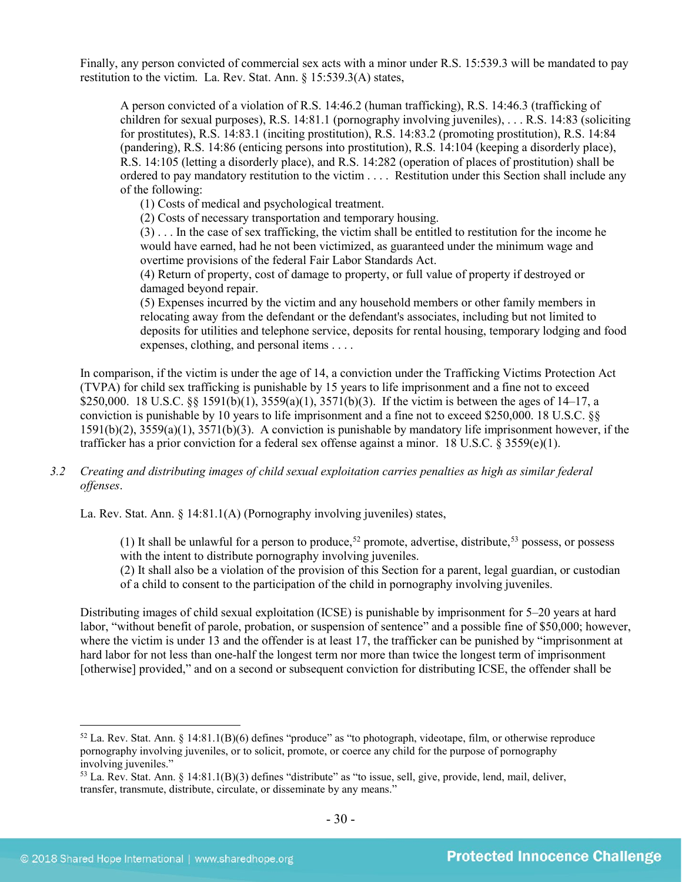Finally, any person convicted of commercial sex acts with a minor under R.S. 15:539.3 will be mandated to pay restitution to the victim. La. Rev. Stat. Ann. § 15:539.3(A) states,

> A person convicted of a violation of R.S. 14:46.2 (human trafficking), R.S. 14:46.3 (trafficking of children for sexual purposes), R.S. 14:81.1 (pornography involving juveniles), . . . R.S. 14:83 (soliciting for prostitutes), R.S. 14:83.1 (inciting prostitution), R.S. 14:83.2 (promoting prostitution), R.S. 14:84 (pandering), R.S. 14:86 (enticing persons into prostitution), R.S. 14:104 (keeping a disorderly place), R.S. 14:105 (letting a disorderly place), and R.S. 14:282 (operation of places of prostitution) shall be ordered to pay mandatory restitution to the victim . . . . Restitution under this Section shall include any of the following:
>
> (1) Costs of medical and psychological treatment.
>
> (2) Costs of necessary transportation and temporary housing.
>
> (3) . . . In the case of sex trafficking, the victim shall be entitled to restitution for the income he would have earned, had he not been victimized, as guaranteed under the minimum wage and overtime provisions of the federal Fair Labor Standards Act.
>
> (4) Return of property, cost of damage to property, or full value of property if destroyed or damaged beyond repair.
>
> (5) Expenses incurred by the victim and any household members or other family members in relocating away from the defendant or the defendant's associates, including but not limited to deposits for utilities and telephone service, deposits for rental housing, temporary lodging and food expenses, clothing, and personal items . . . .

In comparison, if the victim is under the age of 14, a conviction under the Trafficking Victims Protection Act (TVPA) for child sex trafficking is punishable by 15 years to life imprisonment and a fine not to exceed $250,000. 18 U.S.C. §§ 1591(b)(1), 3559(a)(1), 3571(b)(3). If the victim is between the ages of 14–17, a conviction is punishable by 10 years to life imprisonment and a fine not to exceed $250,000. 18 U.S.C. §§ 1591(b)(2), 3559(a)(1), 3571(b)(3). A conviction is punishable by mandatory life imprisonment however, if the trafficker has a prior conviction for a federal sex offense against a minor. 18 U.S.C. § 3559(e)(1).

*3.2 Creating and distributing images of child sexual exploitation carries penalties as high as similar federal offenses.*

La. Rev. Stat. Ann. § 14:81.1(A) (Pornography involving juveniles) states,

> (1) It shall be unlawful for a person to produce,[52] promote, advertise, distribute,[53] possess, or possess with the intent to distribute pornography involving juveniles.
>
> (2) It shall also be a violation of the provision of this Section for a parent, legal guardian, or custodian of a child to consent to the participation of the child in pornography involving juveniles.

Distributing images of child sexual exploitation (ICSE) is punishable by imprisonment for 5–20 years at hard labor, "without benefit of parole, probation, or suspension of sentence" and a possible fine of $50,000; however, where the victim is under 13 and the offender is at least 17, the trafficker can be punished by "imprisonment at hard labor for not less than one-half the longest term nor more than twice the longest term of imprisonment [otherwise] provided," and on a second or subsequent conviction for distributing ICSE, the offender shall be

[52] La. Rev. Stat. Ann. § 14:81.1(B)(6) defines "produce" as "to photograph, videotape, film, or otherwise reproduce pornography involving juveniles, or to solicit, promote, or coerce any child for the purpose of pornography involving juveniles."

[53] La. Rev. Stat. Ann. § 14:81.1(B)(3) defines "distribute" as "to issue, sell, give, provide, lend, mail, deliver, transfer, transmute, distribute, circulate, or disseminate by any means."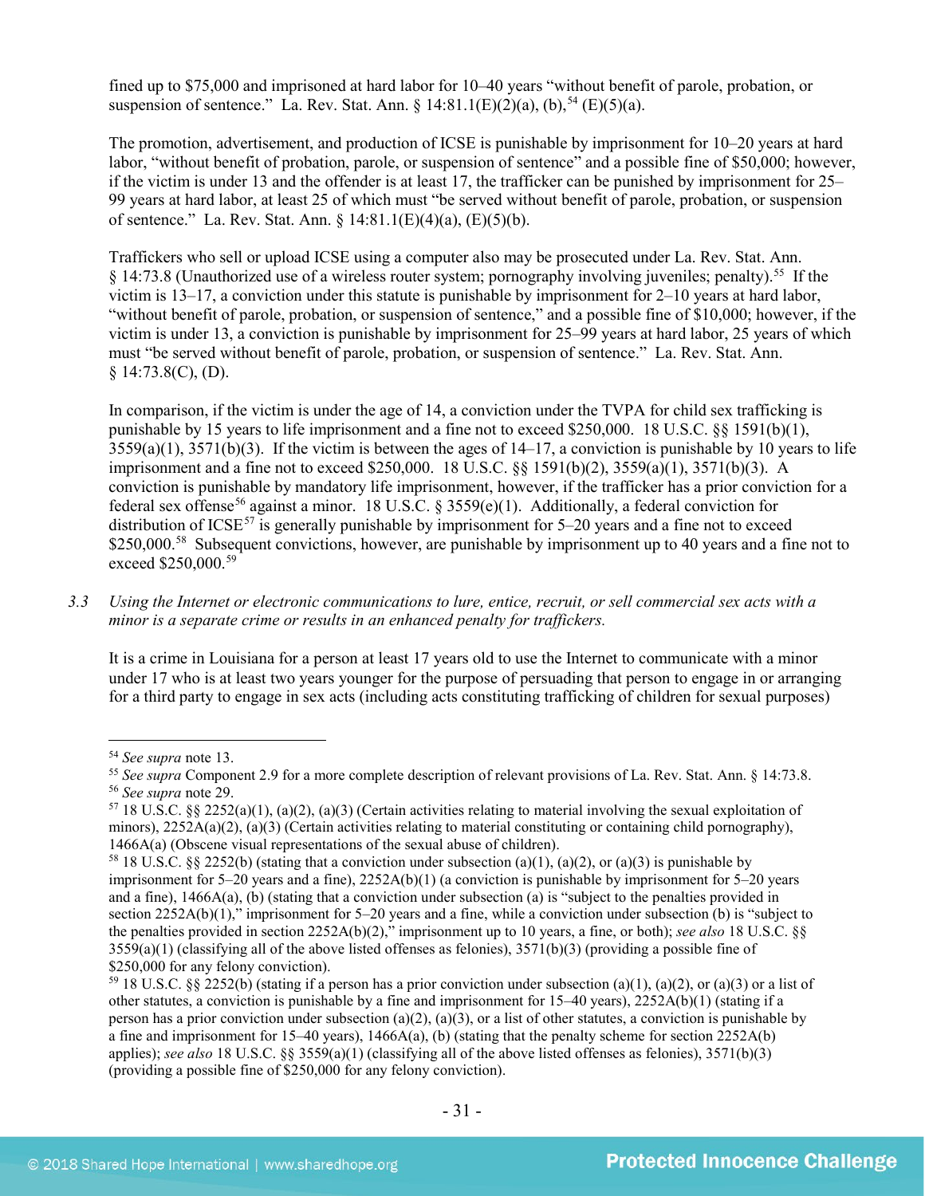fined up to $75,000 and imprisoned at hard labor for 10–40 years "without benefit of parole, probation, or suspension of sentence." La. Rev. Stat. Ann. § 14:81.1(E)(2)(a), (b),[54] (E)(5)(a).

The promotion, advertisement, and production of ICSE is punishable by imprisonment for 10–20 years at hard labor, "without benefit of probation, parole, or suspension of sentence" and a possible fine of $50,000; however, if the victim is under 13 and the offender is at least 17, the trafficker can be punished by imprisonment for 25–99 years at hard labor, at least 25 of which must "be served without benefit of parole, probation, or suspension of sentence." La. Rev. Stat. Ann. § 14:81.1(E)(4)(a), (E)(5)(b).

Traffickers who sell or upload ICSE using a computer also may be prosecuted under La. Rev. Stat. Ann. § 14:73.8 (Unauthorized use of a wireless router system; pornography involving juveniles; penalty).[55] If the victim is 13–17, a conviction under this statute is punishable by imprisonment for 2–10 years at hard labor, "without benefit of parole, probation, or suspension of sentence," and a possible fine of $10,000; however, if the victim is under 13, a conviction is punishable by imprisonment for 25–99 years at hard labor, 25 years of which must "be served without benefit of parole, probation, or suspension of sentence." La. Rev. Stat. Ann. § 14:73.8(C), (D).

In comparison, if the victim is under the age of 14, a conviction under the TVPA for child sex trafficking is punishable by 15 years to life imprisonment and a fine not to exceed $250,000. 18 U.S.C. §§ 1591(b)(1), 3559(a)(1), 3571(b)(3). If the victim is between the ages of 14–17, a conviction is punishable by 10 years to life imprisonment and a fine not to exceed $250,000. 18 U.S.C. §§ 1591(b)(2), 3559(a)(1), 3571(b)(3). A conviction is punishable by mandatory life imprisonment, however, if the trafficker has a prior conviction for a federal sex offense[56] against a minor. 18 U.S.C. § 3559(e)(1). Additionally, a federal conviction for distribution of ICSE[57] is generally punishable by imprisonment for 5–20 years and a fine not to exceed $250,000.[58] Subsequent convictions, however, are punishable by imprisonment up to 40 years and a fine not to exceed $250,000.[59]

3.3 *Using the Internet or electronic communications to lure, entice, recruit, or sell commercial sex acts with a minor is a separate crime or results in an enhanced penalty for traffickers.*

It is a crime in Louisiana for a person at least 17 years old to use the Internet to communicate with a minor under 17 who is at least two years younger for the purpose of persuading that person to engage in or arranging for a third party to engage in sex acts (including acts constituting trafficking of children for sexual purposes)

---

[54] *See supra* note 13.

[55] *See supra* Component 2.9 for a more complete description of relevant provisions of La. Rev. Stat. Ann. § 14:73.8.

[56] *See supra* note 29.

[57] 18 U.S.C. §§ 2252(a)(1), (a)(2), (a)(3) (Certain activities relating to material involving the sexual exploitation of minors), 2252A(a)(2), (a)(3) (Certain activities relating to material constituting or containing child pornography), 1466A(a) (Obscene visual representations of the sexual abuse of children).

[58] 18 U.S.C. §§ 2252(b) (stating that a conviction under subsection (a)(1), (a)(2), or (a)(3) is punishable by imprisonment for 5–20 years and a fine), 2252A(b)(1) (a conviction is punishable by imprisonment for 5–20 years and a fine), 1466A(a), (b) (stating that a conviction under subsection (a) is "subject to the penalties provided in section 2252A(b)(1)," imprisonment for 5–20 years and a fine, while a conviction under subsection (b) is "subject to the penalties provided in section 2252A(b)(2)," imprisonment up to 10 years, a fine, or both); *see also* 18 U.S.C. §§ 3559(a)(1) (classifying all of the above listed offenses as felonies), 3571(b)(3) (providing a possible fine of $250,000 for any felony conviction).

[59] 18 U.S.C. §§ 2252(b) (stating if a person has a prior conviction under subsection (a)(1), (a)(2), or (a)(3) or a list of other statutes, a conviction is punishable by a fine and imprisonment for 15–40 years), 2252A(b)(1) (stating if a person has a prior conviction under subsection (a)(2), (a)(3), or a list of other statutes, a conviction is punishable by a fine and imprisonment for 15–40 years), 1466A(a), (b) (stating that the penalty scheme for section 2252A(b) applies); *see also* 18 U.S.C. §§ 3559(a)(1) (classifying all of the above listed offenses as felonies), 3571(b)(3) (providing a possible fine of $250,000 for any felony conviction).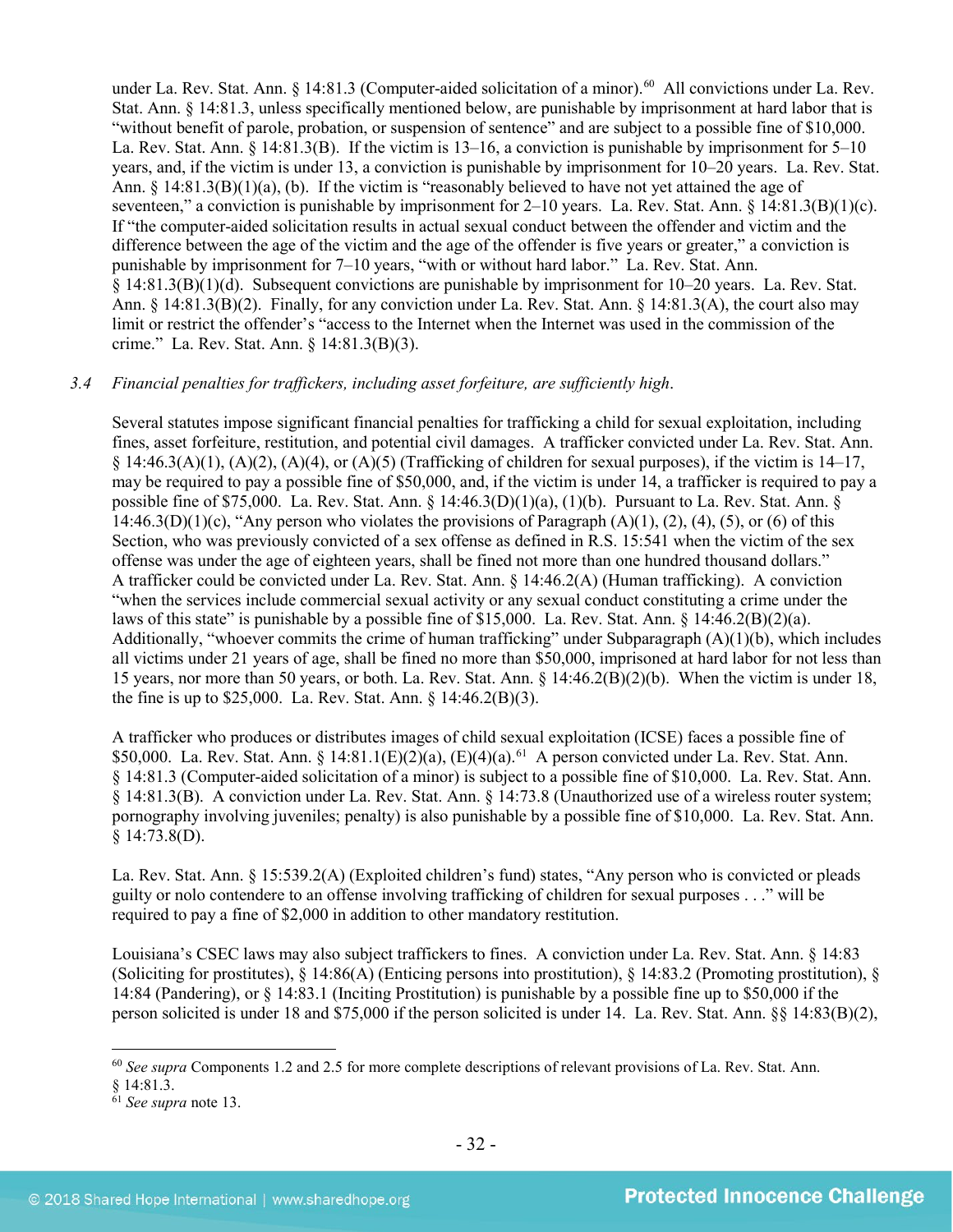under La. Rev. Stat. Ann. § 14:81.3 (Computer-aided solicitation of a minor).[60] All convictions under La. Rev. Stat. Ann. § 14:81.3, unless specifically mentioned below, are punishable by imprisonment at hard labor that is "without benefit of parole, probation, or suspension of sentence" and are subject to a possible fine of $10,000. La. Rev. Stat. Ann. § 14:81.3(B). If the victim is 13–16, a conviction is punishable by imprisonment for 5–10 years, and, if the victim is under 13, a conviction is punishable by imprisonment for 10–20 years. La. Rev. Stat. Ann. § 14:81.3(B)(1)(a), (b). If the victim is "reasonably believed to have not yet attained the age of seventeen," a conviction is punishable by imprisonment for 2–10 years. La. Rev. Stat. Ann. § 14:81.3(B)(1)(c). If "the computer-aided solicitation results in actual sexual conduct between the offender and victim and the difference between the age of the victim and the age of the offender is five years or greater," a conviction is punishable by imprisonment for 7–10 years, "with or without hard labor." La. Rev. Stat. Ann. § 14:81.3(B)(1)(d). Subsequent convictions are punishable by imprisonment for 10–20 years. La. Rev. Stat. Ann. § 14:81.3(B)(2). Finally, for any conviction under La. Rev. Stat. Ann. § 14:81.3(A), the court also may limit or restrict the offender's "access to the Internet when the Internet was used in the commission of the crime." La. Rev. Stat. Ann. § 14:81.3(B)(3).

*3.4 Financial penalties for traffickers, including asset forfeiture, are sufficiently high.*

Several statutes impose significant financial penalties for trafficking a child for sexual exploitation, including fines, asset forfeiture, restitution, and potential civil damages. A trafficker convicted under La. Rev. Stat. Ann. § 14:46.3(A)(1), (A)(2), (A)(4), or (A)(5) (Trafficking of children for sexual purposes), if the victim is 14–17, may be required to pay a possible fine of $50,000, and, if the victim is under 14, a trafficker is required to pay a possible fine of $75,000. La. Rev. Stat. Ann. § 14:46.3(D)(1)(a), (1)(b). Pursuant to La. Rev. Stat. Ann. § 14:46.3(D)(1)(c), "Any person who violates the provisions of Paragraph (A)(1), (2), (4), (5), or (6) of this Section, who was previously convicted of a sex offense as defined in R.S. 15:541 when the victim of the sex offense was under the age of eighteen years, shall be fined not more than one hundred thousand dollars." A trafficker could be convicted under La. Rev. Stat. Ann. § 14:46.2(A) (Human trafficking). A conviction "when the services include commercial sexual activity or any sexual conduct constituting a crime under the laws of this state" is punishable by a possible fine of $15,000. La. Rev. Stat. Ann. § 14:46.2(B)(2)(a). Additionally, "whoever commits the crime of human trafficking" under Subparagraph (A)(1)(b), which includes all victims under 21 years of age, shall be fined no more than $50,000, imprisoned at hard labor for not less than 15 years, nor more than 50 years, or both. La. Rev. Stat. Ann. § 14:46.2(B)(2)(b). When the victim is under 18, the fine is up to $25,000. La. Rev. Stat. Ann. § 14:46.2(B)(3).

A trafficker who produces or distributes images of child sexual exploitation (ICSE) faces a possible fine of $50,000. La. Rev. Stat. Ann. § 14:81.1(E)(2)(a), (E)(4)(a).[61] A person convicted under La. Rev. Stat. Ann. § 14:81.3 (Computer-aided solicitation of a minor) is subject to a possible fine of $10,000. La. Rev. Stat. Ann. § 14:81.3(B). A conviction under La. Rev. Stat. Ann. § 14:73.8 (Unauthorized use of a wireless router system; pornography involving juveniles; penalty) is also punishable by a possible fine of $10,000. La. Rev. Stat. Ann. § 14:73.8(D).

La. Rev. Stat. Ann. § 15:539.2(A) (Exploited children's fund) states, "Any person who is convicted or pleads guilty or nolo contendere to an offense involving trafficking of children for sexual purposes . . ." will be required to pay a fine of $2,000 in addition to other mandatory restitution.

Louisiana's CSEC laws may also subject traffickers to fines. A conviction under La. Rev. Stat. Ann. § 14:83 (Soliciting for prostitutes), § 14:86(A) (Enticing persons into prostitution), § 14:83.2 (Promoting prostitution), § 14:84 (Pandering), or § 14:83.1 (Inciting Prostitution) is punishable by a possible fine up to $50,000 if the person solicited is under 18 and $75,000 if the person solicited is under 14. La. Rev. Stat. Ann. §§ 14:83(B)(2),

---

[60] *See supra* Components 1.2 and 2.5 for more complete descriptions of relevant provisions of La. Rev. Stat. Ann. § 14:81.3.

[61] *See supra* note 13.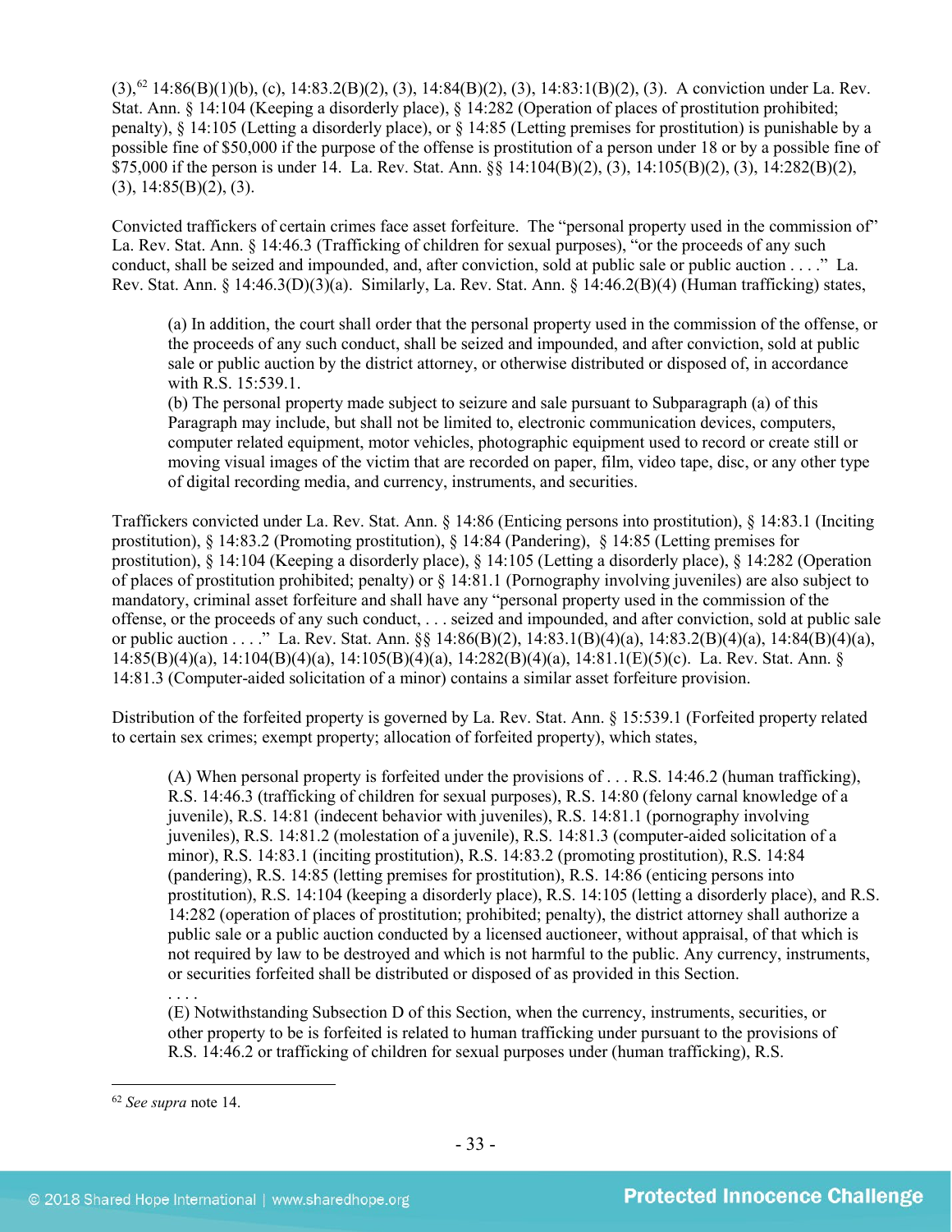(3),[62] 14:86(B)(1)(b), (c), 14:83.2(B)(2), (3), 14:84(B)(2), (3), 14:83:1(B)(2), (3). A conviction under La. Rev. Stat. Ann. § 14:104 (Keeping a disorderly place), § 14:282 (Operation of places of prostitution prohibited; penalty), § 14:105 (Letting a disorderly place), or § 14:85 (Letting premises for prostitution) is punishable by a possible fine of $50,000 if the purpose of the offense is prostitution of a person under 18 or by a possible fine of $75,000 if the person is under 14. La. Rev. Stat. Ann. §§ 14:104(B)(2), (3), 14:105(B)(2), (3), 14:282(B)(2), (3), 14:85(B)(2), (3).

Convicted traffickers of certain crimes face asset forfeiture. The "personal property used in the commission of" La. Rev. Stat. Ann. § 14:46.3 (Trafficking of children for sexual purposes), "or the proceeds of any such conduct, shall be seized and impounded, and, after conviction, sold at public sale or public auction . . . ." La. Rev. Stat. Ann. § 14:46.3(D)(3)(a). Similarly, La. Rev. Stat. Ann. § 14:46.2(B)(4) (Human trafficking) states,

> (a) In addition, the court shall order that the personal property used in the commission of the offense, or the proceeds of any such conduct, shall be seized and impounded, and after conviction, sold at public sale or public auction by the district attorney, or otherwise distributed or disposed of, in accordance with R.S. 15:539.1.
> (b) The personal property made subject to seizure and sale pursuant to Subparagraph (a) of this Paragraph may include, but shall not be limited to, electronic communication devices, computers, computer related equipment, motor vehicles, photographic equipment used to record or create still or moving visual images of the victim that are recorded on paper, film, video tape, disc, or any other type of digital recording media, and currency, instruments, and securities.

Traffickers convicted under La. Rev. Stat. Ann. § 14:86 (Enticing persons into prostitution), § 14:83.1 (Inciting prostitution), § 14:83.2 (Promoting prostitution), § 14:84 (Pandering), § 14:85 (Letting premises for prostitution), § 14:104 (Keeping a disorderly place), § 14:105 (Letting a disorderly place), § 14:282 (Operation of places of prostitution prohibited; penalty) or § 14:81.1 (Pornography involving juveniles) are also subject to mandatory, criminal asset forfeiture and shall have any "personal property used in the commission of the offense, or the proceeds of any such conduct, . . . seized and impounded, and after conviction, sold at public sale or public auction . . . ." La. Rev. Stat. Ann. §§ 14:86(B)(2), 14:83.1(B)(4)(a), 14:83.2(B)(4)(a), 14:84(B)(4)(a), 14:85(B)(4)(a), 14:104(B)(4)(a), 14:105(B)(4)(a), 14:282(B)(4)(a), 14:81.1(E)(5)(c). La. Rev. Stat. Ann. § 14:81.3 (Computer-aided solicitation of a minor) contains a similar asset forfeiture provision.

Distribution of the forfeited property is governed by La. Rev. Stat. Ann. § 15:539.1 (Forfeited property related to certain sex crimes; exempt property; allocation of forfeited property), which states,

> (A) When personal property is forfeited under the provisions of . . . R.S. 14:46.2 (human trafficking), R.S. 14:46.3 (trafficking of children for sexual purposes), R.S. 14:80 (felony carnal knowledge of a juvenile), R.S. 14:81 (indecent behavior with juveniles), R.S. 14:81.1 (pornography involving juveniles), R.S. 14:81.2 (molestation of a juvenile), R.S. 14:81.3 (computer-aided solicitation of a minor), R.S. 14:83.1 (inciting prostitution), R.S. 14:83.2 (promoting prostitution), R.S. 14:84 (pandering), R.S. 14:85 (letting premises for prostitution), R.S. 14:86 (enticing persons into prostitution), R.S. 14:104 (keeping a disorderly place), R.S. 14:105 (letting a disorderly place), and R.S. 14:282 (operation of places of prostitution; prohibited; penalty), the district attorney shall authorize a public sale or a public auction conducted by a licensed auctioneer, without appraisal, of that which is not required by law to be destroyed and which is not harmful to the public. Any currency, instruments, or securities forfeited shall be distributed or disposed of as provided in this Section.
> . . . .
> (E) Notwithstanding Subsection D of this Section, when the currency, instruments, securities, or other property to be is forfeited is related to human trafficking under pursuant to the provisions of R.S. 14:46.2 or trafficking of children for sexual purposes under (human trafficking), R.S.

[62] *See supra* note 14.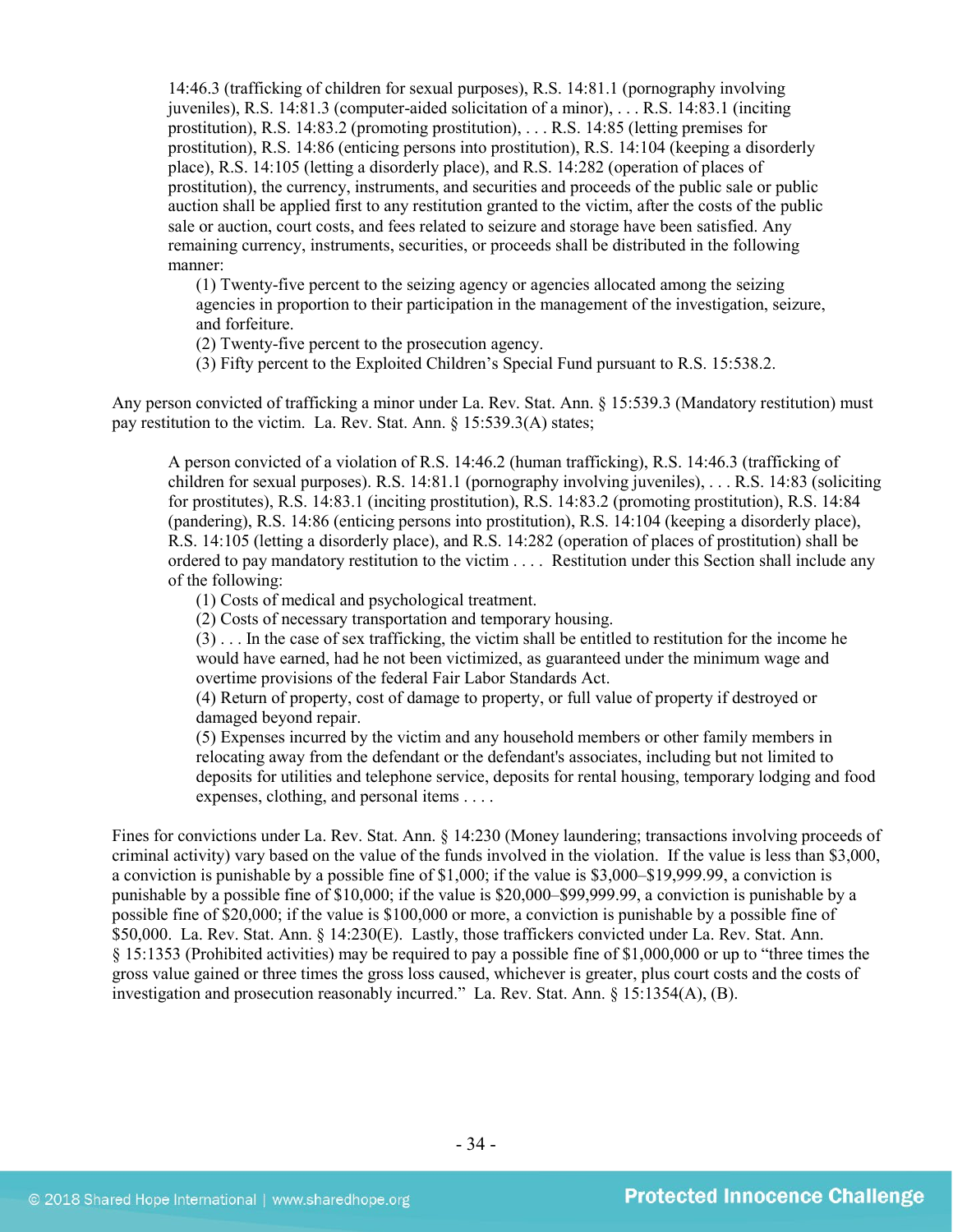> 14:46.3 (trafficking of children for sexual purposes), R.S. 14:81.1 (pornography involving juveniles), R.S. 14:81.3 (computer-aided solicitation of a minor), . . . R.S. 14:83.1 (inciting prostitution), R.S. 14:83.2 (promoting prostitution), . . . R.S. 14:85 (letting premises for prostitution), R.S. 14:86 (enticing persons into prostitution), R.S. 14:104 (keeping a disorderly place), R.S. 14:105 (letting a disorderly place), and R.S. 14:282 (operation of places of prostitution), the currency, instruments, and securities and proceeds of the public sale or public auction shall be applied first to any restitution granted to the victim, after the costs of the public sale or auction, court costs, and fees related to seizure and storage have been satisfied. Any remaining currency, instruments, securities, or proceeds shall be distributed in the following manner:
>
> (1) Twenty-five percent to the seizing agency or agencies allocated among the seizing agencies in proportion to their participation in the management of the investigation, seizure, and forfeiture.
>
> (2) Twenty-five percent to the prosecution agency.
>
> (3) Fifty percent to the Exploited Children's Special Fund pursuant to R.S. 15:538.2.

Any person convicted of trafficking a minor under La. Rev. Stat. Ann. § 15:539.3 (Mandatory restitution) must pay restitution to the victim. La. Rev. Stat. Ann. § 15:539.3(A) states;

> A person convicted of a violation of R.S. 14:46.2 (human trafficking), R.S. 14:46.3 (trafficking of children for sexual purposes). R.S. 14:81.1 (pornography involving juveniles), . . . R.S. 14:83 (soliciting for prostitutes), R.S. 14:83.1 (inciting prostitution), R.S. 14:83.2 (promoting prostitution), R.S. 14:84 (pandering), R.S. 14:86 (enticing persons into prostitution), R.S. 14:104 (keeping a disorderly place), R.S. 14:105 (letting a disorderly place), and R.S. 14:282 (operation of places of prostitution) shall be ordered to pay mandatory restitution to the victim . . . . Restitution under this Section shall include any of the following:
>
> (1) Costs of medical and psychological treatment.
>
> (2) Costs of necessary transportation and temporary housing.
>
> (3) . . . In the case of sex trafficking, the victim shall be entitled to restitution for the income he would have earned, had he not been victimized, as guaranteed under the minimum wage and overtime provisions of the federal Fair Labor Standards Act.
>
> (4) Return of property, cost of damage to property, or full value of property if destroyed or damaged beyond repair.
>
> (5) Expenses incurred by the victim and any household members or other family members in relocating away from the defendant or the defendant's associates, including but not limited to deposits for utilities and telephone service, deposits for rental housing, temporary lodging and food expenses, clothing, and personal items . . . .

Fines for convictions under La. Rev. Stat. Ann. § 14:230 (Money laundering; transactions involving proceeds of criminal activity) vary based on the value of the funds involved in the violation. If the value is less than $3,000, a conviction is punishable by a possible fine of $1,000; if the value is $3,000–$19,999.99, a conviction is punishable by a possible fine of $10,000; if the value is $20,000–$99,999.99, a conviction is punishable by a possible fine of $20,000; if the value is $100,000 or more, a conviction is punishable by a possible fine of $50,000. La. Rev. Stat. Ann. § 14:230(E). Lastly, those traffickers convicted under La. Rev. Stat. Ann. § 15:1353 (Prohibited activities) may be required to pay a possible fine of $1,000,000 or up to "three times the gross value gained or three times the gross loss caused, whichever is greater, plus court costs and the costs of investigation and prosecution reasonably incurred." La. Rev. Stat. Ann. § 15:1354(A), (B).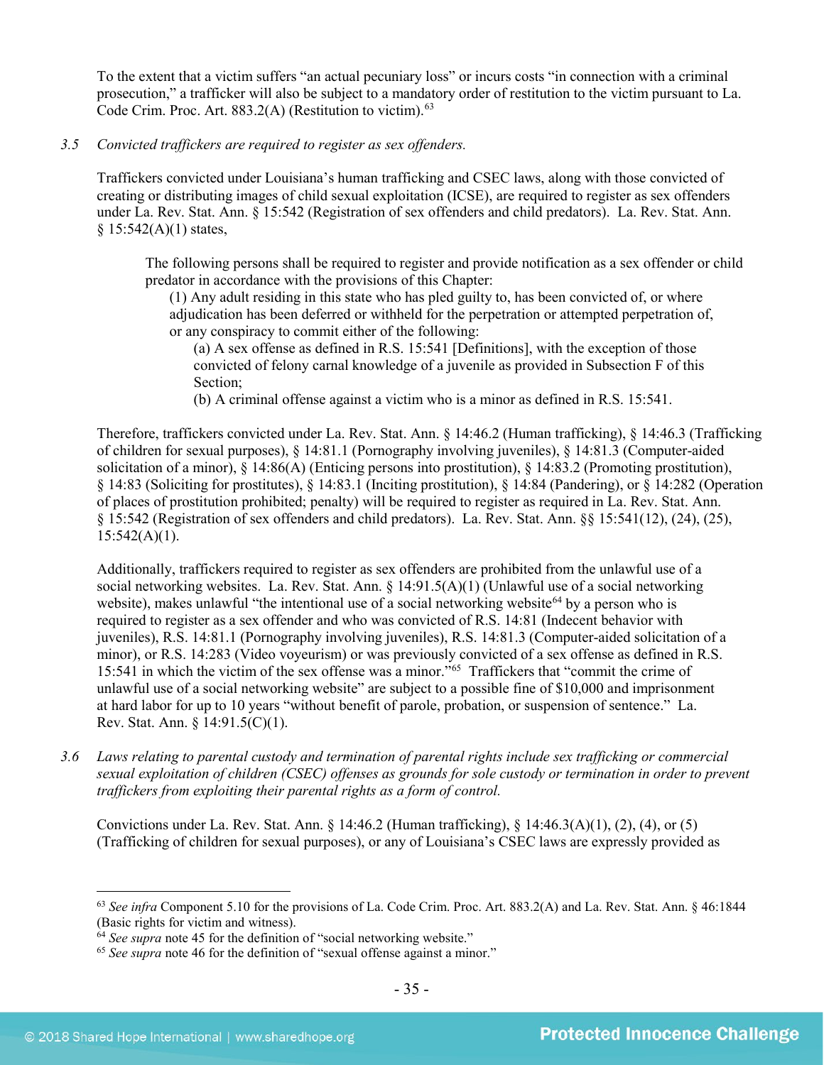To the extent that a victim suffers "an actual pecuniary loss" or incurs costs "in connection with a criminal prosecution," a trafficker will also be subject to a mandatory order of restitution to the victim pursuant to La. Code Crim. Proc. Art. 883.2(A) (Restitution to victim).[63]

3.5 *Convicted traffickers are required to register as sex offenders.*

Traffickers convicted under Louisiana's human trafficking and CSEC laws, along with those convicted of creating or distributing images of child sexual exploitation (ICSE), are required to register as sex offenders under La. Rev. Stat. Ann. § 15:542 (Registration of sex offenders and child predators). La. Rev. Stat. Ann. § 15:542(A)(1) states,

> The following persons shall be required to register and provide notification as a sex offender or child predator in accordance with the provisions of this Chapter:
>
> (1) Any adult residing in this state who has pled guilty to, has been convicted of, or where adjudication has been deferred or withheld for the perpetration or attempted perpetration of, or any conspiracy to commit either of the following:
>
> (a) A sex offense as defined in R.S. 15:541 [Definitions], with the exception of those convicted of felony carnal knowledge of a juvenile as provided in Subsection F of this Section;
>
> (b) A criminal offense against a victim who is a minor as defined in R.S. 15:541.

Therefore, traffickers convicted under La. Rev. Stat. Ann. § 14:46.2 (Human trafficking), § 14:46.3 (Trafficking of children for sexual purposes), § 14:81.1 (Pornography involving juveniles), § 14:81.3 (Computer-aided solicitation of a minor), § 14:86(A) (Enticing persons into prostitution), § 14:83.2 (Promoting prostitution), § 14:83 (Soliciting for prostitutes), § 14:83.1 (Inciting prostitution), § 14:84 (Pandering), or § 14:282 (Operation of places of prostitution prohibited; penalty) will be required to register as required in La. Rev. Stat. Ann. § 15:542 (Registration of sex offenders and child predators). La. Rev. Stat. Ann. §§ 15:541(12), (24), (25), 15:542(A)(1).

Additionally, traffickers required to register as sex offenders are prohibited from the unlawful use of a social networking websites. La. Rev. Stat. Ann. § 14:91.5(A)(1) (Unlawful use of a social networking website), makes unlawful "the intentional use of a social networking website[64] by a person who is required to register as a sex offender and who was convicted of R.S. 14:81 (Indecent behavior with juveniles), R.S. 14:81.1 (Pornography involving juveniles), R.S. 14:81.3 (Computer-aided solicitation of a minor), or R.S. 14:283 (Video voyeurism) or was previously convicted of a sex offense as defined in R.S. 15:541 in which the victim of the sex offense was a minor."[65] Traffickers that "commit the crime of unlawful use of a social networking website" are subject to a possible fine of $10,000 and imprisonment at hard labor for up to 10 years "without benefit of parole, probation, or suspension of sentence." La. Rev. Stat. Ann. § 14:91.5(C)(1).

3.6 *Laws relating to parental custody and termination of parental rights include sex trafficking or commercial sexual exploitation of children (CSEC) offenses as grounds for sole custody or termination in order to prevent traffickers from exploiting their parental rights as a form of control.*

Convictions under La. Rev. Stat. Ann. § 14:46.2 (Human trafficking), § 14:46.3(A)(1), (2), (4), or (5) (Trafficking of children for sexual purposes), or any of Louisiana's CSEC laws are expressly provided as

---

[63] *See infra* Component 5.10 for the provisions of La. Code Crim. Proc. Art. 883.2(A) and La. Rev. Stat. Ann. § 46:1844 (Basic rights for victim and witness).

[64] *See supra* note 45 for the definition of "social networking website."

[65] *See supra* note 46 for the definition of "sexual offense against a minor."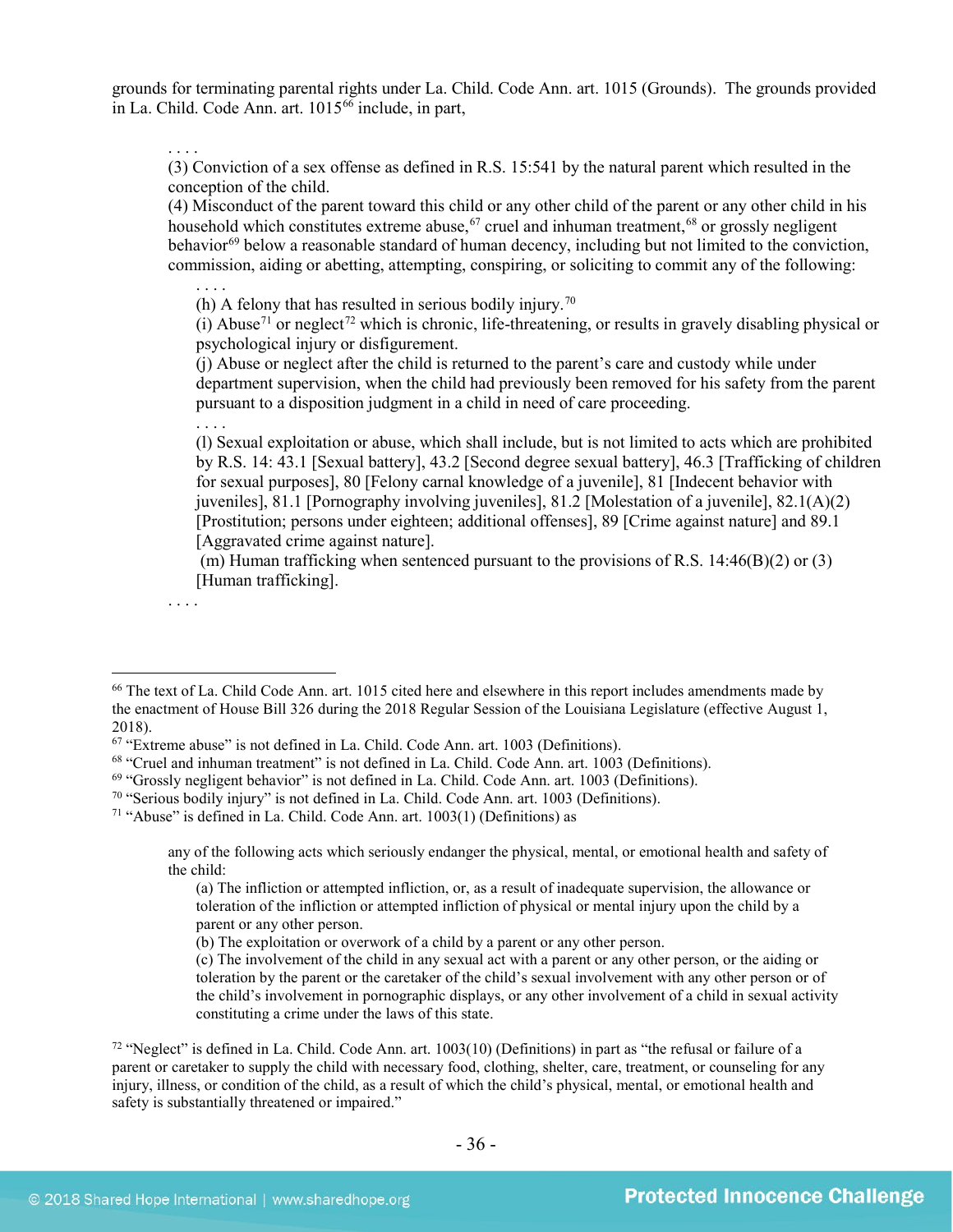grounds for terminating parental rights under La. Child. Code Ann. art. 1015 (Grounds). The grounds provided in La. Child. Code Ann. art. 1015[66] include, in part,

> . . . .
> (3) Conviction of a sex offense as defined in R.S. 15:541 by the natural parent which resulted in the conception of the child.
> (4) Misconduct of the parent toward this child or any other child of the parent or any other child in his household which constitutes extreme abuse,[67] cruel and inhuman treatment,[68] or grossly negligent behavior[69] below a reasonable standard of human decency, including but not limited to the conviction, commission, aiding or abetting, attempting, conspiring, or soliciting to commit any of the following:
>
> > . . . .
> > (h) A felony that has resulted in serious bodily injury.[70]
> > (i) Abuse[71] or neglect[72] which is chronic, life-threatening, or results in gravely disabling physical or psychological injury or disfigurement.
> > (j) Abuse or neglect after the child is returned to the parent's care and custody while under department supervision, when the child had previously been removed for his safety from the parent pursuant to a disposition judgment in a child in need of care proceeding.
> > . . . .
> > (l) Sexual exploitation or abuse, which shall include, but is not limited to acts which are prohibited by R.S. 14: 43.1 [Sexual battery], 43.2 [Second degree sexual battery], 46.3 [Trafficking of children for sexual purposes], 80 [Felony carnal knowledge of a juvenile], 81 [Indecent behavior with juveniles], 81.1 [Pornography involving juveniles], 81.2 [Molestation of a juvenile], 82.1(A)(2) [Prostitution; persons under eighteen; additional offenses], 89 [Crime against nature] and 89.1 [Aggravated crime against nature].
> > (m) Human trafficking when sentenced pursuant to the provisions of R.S. 14:46(B)(2) or (3) [Human trafficking].
>
> . . . .

---

[66] The text of La. Child Code Ann. art. 1015 cited here and elsewhere in this report includes amendments made by the enactment of House Bill 326 during the 2018 Regular Session of the Louisiana Legislature (effective August 1, 2018).

[67] "Extreme abuse" is not defined in La. Child. Code Ann. art. 1003 (Definitions).

[68] "Cruel and inhuman treatment" is not defined in La. Child. Code Ann. art. 1003 (Definitions).

[69] "Grossly negligent behavior" is not defined in La. Child. Code Ann. art. 1003 (Definitions).

[70] "Serious bodily injury" is not defined in La. Child. Code Ann. art. 1003 (Definitions).

[71] "Abuse" is defined in La. Child. Code Ann. art. 1003(1) (Definitions) as

> any of the following acts which seriously endanger the physical, mental, or emotional health and safety of the child:
>
> > (a) The infliction or attempted infliction, or, as a result of inadequate supervision, the allowance or toleration of the infliction or attempted infliction of physical or mental injury upon the child by a parent or any other person.
> > (b) The exploitation or overwork of a child by a parent or any other person.
> > (c) The involvement of the child in any sexual act with a parent or any other person, or the aiding or toleration by the parent or the caretaker of the child's sexual involvement with any other person or of the child's involvement in pornographic displays, or any other involvement of a child in sexual activity constituting a crime under the laws of this state.

[72] "Neglect" is defined in La. Child. Code Ann. art. 1003(10) (Definitions) in part as "the refusal or failure of a parent or caretaker to supply the child with necessary food, clothing, shelter, care, treatment, or counseling for any injury, illness, or condition of the child, as a result of which the child's physical, mental, or emotional health and safety is substantially threatened or impaired."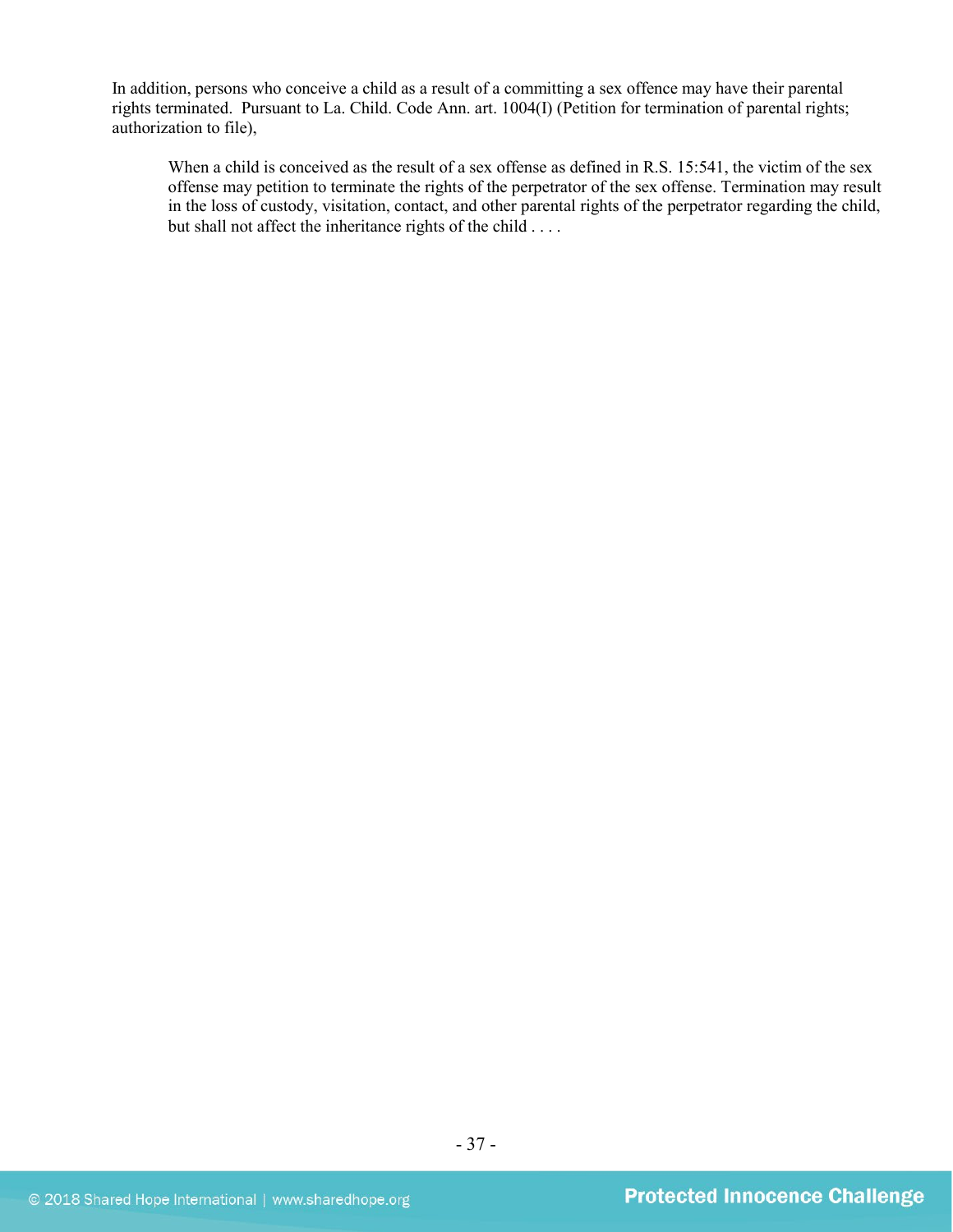In addition, persons who conceive a child as a result of a committing a sex offence may have their parental rights terminated. Pursuant to La. Child. Code Ann. art. 1004(I) (Petition for termination of parental rights; authorization to file),

> When a child is conceived as the result of a sex offense as defined in R.S. 15:541, the victim of the sex offense may petition to terminate the rights of the perpetrator of the sex offense. Termination may result in the loss of custody, visitation, contact, and other parental rights of the perpetrator regarding the child, but shall not affect the inheritance rights of the child . . . .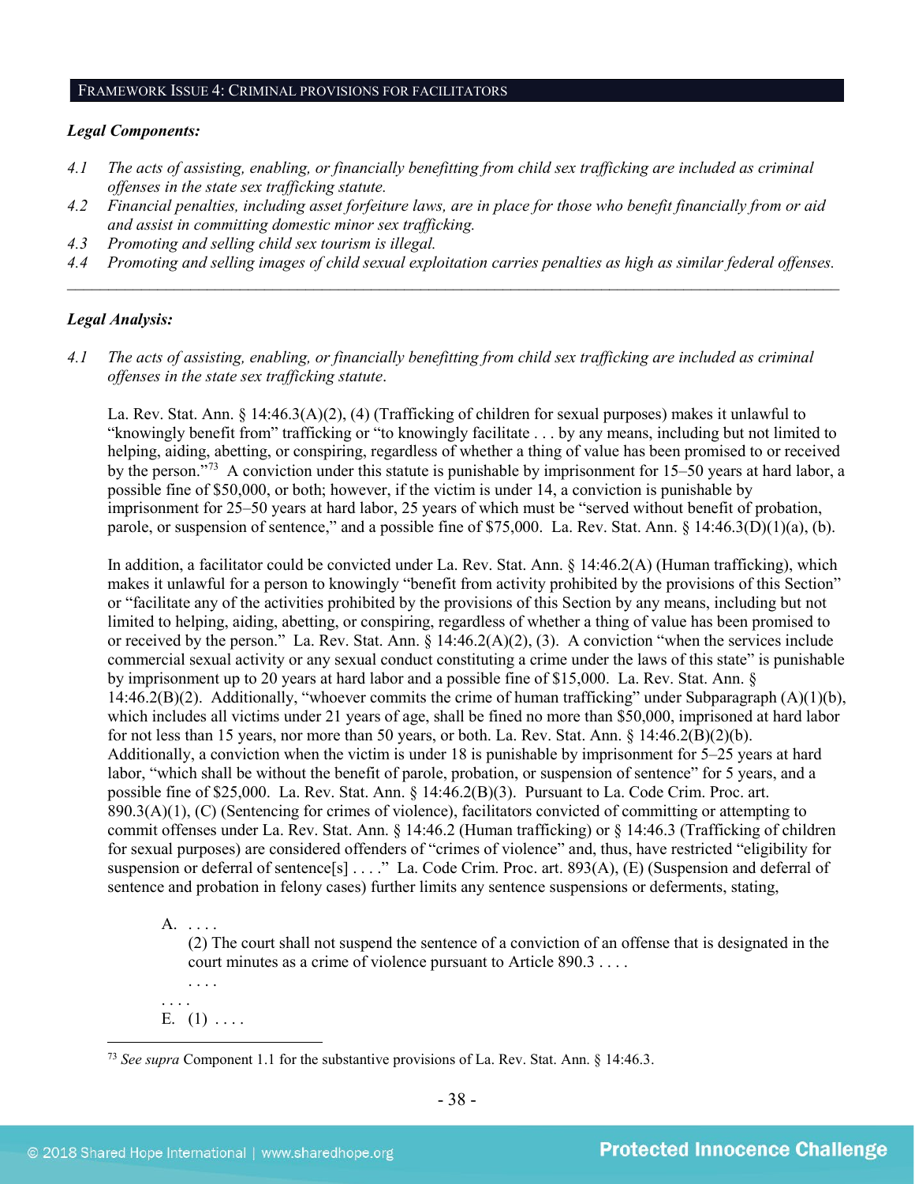## FRAMEWORK ISSUE 4: CRIMINAL PROVISIONS FOR FACILITATORS

***Legal Components:***

*4.1 The acts of assisting, enabling, or financially benefitting from child sex trafficking are included as criminal offenses in the state sex trafficking statute.*

*4.2 Financial penalties, including asset forfeiture laws, are in place for those who benefit financially from or aid and assist in committing domestic minor sex trafficking.*

*4.3 Promoting and selling child sex tourism is illegal.*

*4.4 Promoting and selling images of child sexual exploitation carries penalties as high as similar federal offenses.*

---

***Legal Analysis:***

*4.1 The acts of assisting, enabling, or financially benefitting from child sex trafficking are included as criminal offenses in the state sex trafficking statute.*

La. Rev. Stat. Ann. § 14:46.3(A)(2), (4) (Trafficking of children for sexual purposes) makes it unlawful to "knowingly benefit from" trafficking or "to knowingly facilitate . . . by any means, including but not limited to helping, aiding, abetting, or conspiring, regardless of whether a thing of value has been promised to or received by the person."[73] A conviction under this statute is punishable by imprisonment for 15–50 years at hard labor, a possible fine of $50,000, or both; however, if the victim is under 14, a conviction is punishable by imprisonment for 25–50 years at hard labor, 25 years of which must be "served without benefit of probation, parole, or suspension of sentence," and a possible fine of $75,000. La. Rev. Stat. Ann. § 14:46.3(D)(1)(a), (b).

In addition, a facilitator could be convicted under La. Rev. Stat. Ann. § 14:46.2(A) (Human trafficking), which makes it unlawful for a person to knowingly "benefit from activity prohibited by the provisions of this Section" or "facilitate any of the activities prohibited by the provisions of this Section by any means, including but not limited to helping, aiding, abetting, or conspiring, regardless of whether a thing of value has been promised to or received by the person." La. Rev. Stat. Ann. § 14:46.2(A)(2), (3). A conviction "when the services include commercial sexual activity or any sexual conduct constituting a crime under the laws of this state" is punishable by imprisonment up to 20 years at hard labor and a possible fine of $15,000. La. Rev. Stat. Ann. § 14:46.2(B)(2). Additionally, "whoever commits the crime of human trafficking" under Subparagraph (A)(1)(b), which includes all victims under 21 years of age, shall be fined no more than 50,000, imprisoned at hard labor for not less than 15 years, nor more than 50 years, or both. La. Rev. Stat. Ann. § 14:46.2(B)(2)(b). Additionally, a conviction when the victim is under 18 is punishable by imprisonment for 5–25 years at hard labor, "which shall be without the benefit of parole, probation, or suspension of sentence" for 5 years, and a possible fine of $25,000. La. Rev. Stat. Ann. § 14:46.2(B)(3). Pursuant to La. Code Crim. Proc. art. 890.3(A)(1), (C) (Sentencing for crimes of violence), facilitators convicted of committing or attempting to commit offenses under La. Rev. Stat. Ann. § 14:46.2 (Human trafficking) or § 14:46.3 (Trafficking of children for sexual purposes) are considered offenders of "crimes of violence" and, thus, have restricted "eligibility for suspension or deferral of sentence[s] . . . ." La. Code Crim. Proc. art. 893(A), (E) (Suspension and deferral of sentence and probation in felony cases) further limits any sentence suspensions or deferments, stating,

> A. . . . .
>
> (2) The court shall not suspend the sentence of a conviction of an offense that is designated in the court minutes as a crime of violence pursuant to Article 890.3 . . . .
>
> . . . .
>
> . . . .
>
> E. (1) . . . .

---

[73] *See supra* Component 1.1 for the substantive provisions of La. Rev. Stat. Ann. § 14:46.3.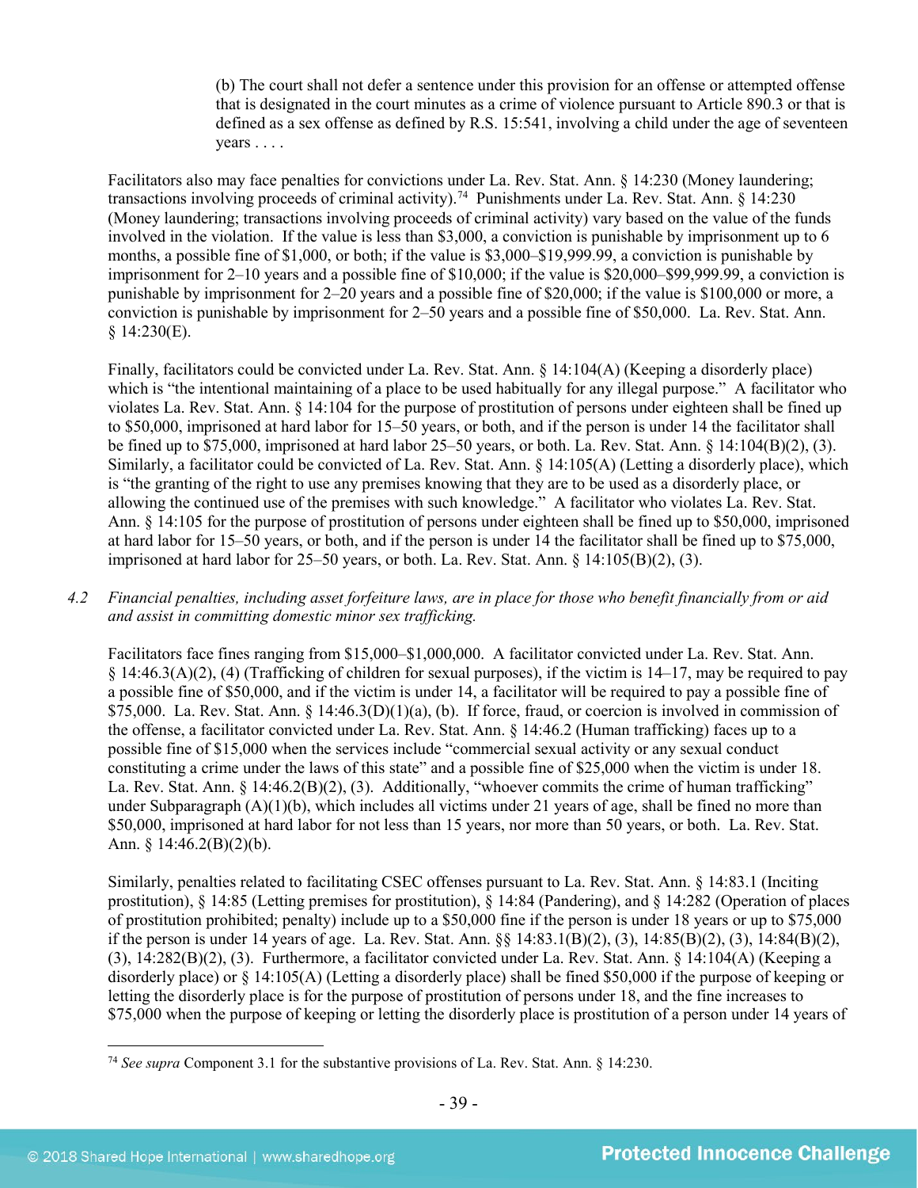> (b) The court shall not defer a sentence under this provision for an offense or attempted offense that is designated in the court minutes as a crime of violence pursuant to Article 890.3 or that is defined as a sex offense as defined by R.S. 15:541, involving a child under the age of seventeen years . . . .

Facilitators also may face penalties for convictions under La. Rev. Stat. Ann. § 14:230 (Money laundering; transactions involving proceeds of criminal activity).[74] Punishments under La. Rev. Stat. Ann. § 14:230 (Money laundering; transactions involving proceeds of criminal activity) vary based on the value of the funds involved in the violation. If the value is less than $3,000, a conviction is punishable by imprisonment up to 6 months, a possible fine of $1,000, or both; if the value is $3,000–$19,999.99, a conviction is punishable by imprisonment for 2–10 years and a possible fine of $10,000; if the value is $20,000–$99,999.99, a conviction is punishable by imprisonment for 2–20 years and a possible fine of $20,000; if the value is $100,000 or more, a conviction is punishable by imprisonment for 2–50 years and a possible fine of $50,000. La. Rev. Stat. Ann. § 14:230(E).

Finally, facilitators could be convicted under La. Rev. Stat. Ann. § 14:104(A) (Keeping a disorderly place) which is "the intentional maintaining of a place to be used habitually for any illegal purpose." A facilitator who violates La. Rev. Stat. Ann. § 14:104 for the purpose of prostitution of persons under eighteen shall be fined up to $50,000, imprisoned at hard labor for 15–50 years, or both, and if the person is under 14 the facilitator shall be fined up to $75,000, imprisoned at hard labor 25–50 years, or both. La. Rev. Stat. Ann. § 14:104(B)(2), (3). Similarly, a facilitator could be convicted of La. Rev. Stat. Ann. § 14:105(A) (Letting a disorderly place), which is "the granting of the right to use any premises knowing that they are to be used as a disorderly place, or allowing the continued use of the premises with such knowledge." A facilitator who violates La. Rev. Stat. Ann. § 14:105 for the purpose of prostitution of persons under eighteen shall be fined up to $50,000, imprisoned at hard labor for 15–50 years, or both, and if the person is under 14 the facilitator shall be fined up to $75,000, imprisoned at hard labor for 25–50 years, or both. La. Rev. Stat. Ann. § 14:105(B)(2), (3).

*4.2 Financial penalties, including asset forfeiture laws, are in place for those who benefit financially from or aid and assist in committing domestic minor sex trafficking.*

Facilitators face fines ranging from $15,000–$1,000,000. A facilitator convicted under La. Rev. Stat. Ann. § 14:46.3(A)(2), (4) (Trafficking of children for sexual purposes), if the victim is 14–17, may be required to pay a possible fine of $50,000, and if the victim is under 14, a facilitator will be required to pay a possible fine of $75,000. La. Rev. Stat. Ann. § 14:46.3(D)(1)(a), (b). If force, fraud, or coercion is involved in commission of the offense, a facilitator convicted under La. Rev. Stat. Ann. § 14:46.2 (Human trafficking) faces up to a possible fine of $15,000 when the services include "commercial sexual activity or any sexual conduct constituting a crime under the laws of this state" and a possible fine of $25,000 when the victim is under 18. La. Rev. Stat. Ann. § 14:46.2(B)(2), (3). Additionally, "whoever commits the crime of human trafficking" under Subparagraph (A)(1)(b), which includes all victims under 21 years of age, shall be fined no more than $50,000, imprisoned at hard labor for not less than 15 years, nor more than 50 years, or both. La. Rev. Stat. Ann. § 14:46.2(B)(2)(b).

Similarly, penalties related to facilitating CSEC offenses pursuant to La. Rev. Stat. Ann. § 14:83.1 (Inciting prostitution), § 14:85 (Letting premises for prostitution), § 14:84 (Pandering), and § 14:282 (Operation of places of prostitution prohibited; penalty) include up to a $50,000 fine if the person is under 18 years or up to $75,000 if the person is under 14 years of age. La. Rev. Stat. Ann. §§ 14:83.1(B)(2), (3), 14:85(B)(2), (3), 14:84(B)(2), (3), 14:282(B)(2), (3). Furthermore, a facilitator convicted under La. Rev. Stat. Ann. § 14:104(A) (Keeping a disorderly place) or § 14:105(A) (Letting a disorderly place) shall be fined $50,000 if the purpose of keeping or letting the disorderly place is for the purpose of prostitution of persons under 18, and the fine increases to $75,000 when the purpose of keeping or letting the disorderly place is prostitution of a person under 14 years of

---

[74] *See supra* Component 3.1 for the substantive provisions of La. Rev. Stat. Ann. § 14:230.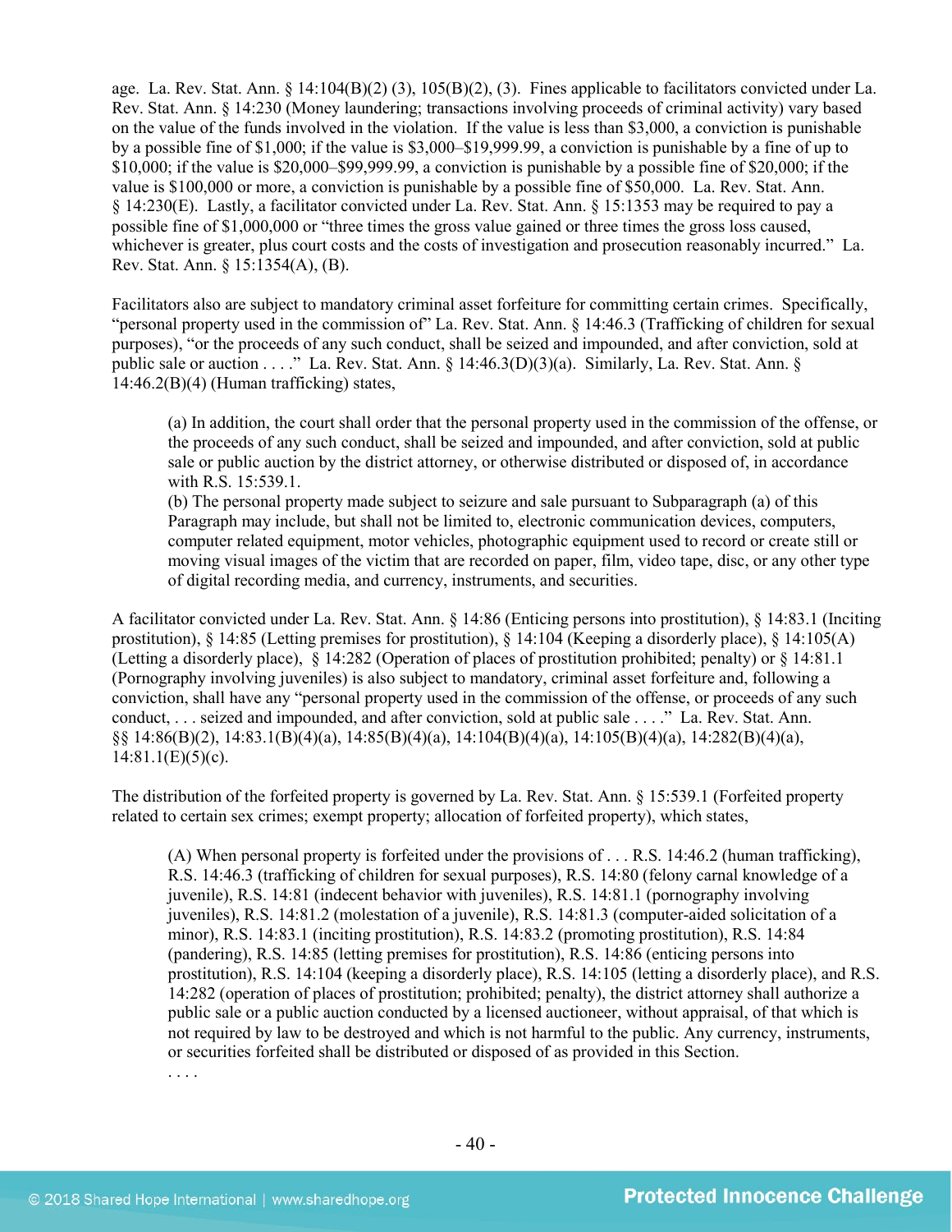age. La. Rev. Stat. Ann. § 14:104(B)(2) (3), 105(B)(2), (3). Fines applicable to facilitators convicted under La. Rev. Stat. Ann. § 14:230 (Money laundering; transactions involving proceeds of criminal activity) vary based on the value of the funds involved in the violation. If the value is less than $3,000, a conviction is punishable by a possible fine of $1,000; if the value is $3,000–$19,999.99, a conviction is punishable by a fine of up to $10,000; if the value is $20,000–$99,999.99, a conviction is punishable by a possible fine of $20,000; if the value is $100,000 or more, a conviction is punishable by a possible fine of $50,000. La. Rev. Stat. Ann. § 14:230(E). Lastly, a facilitator convicted under La. Rev. Stat. Ann. § 15:1353 may be required to pay a possible fine of $1,000,000 or "three times the gross value gained or three times the gross loss caused, whichever is greater, plus court costs and the costs of investigation and prosecution reasonably incurred." La. Rev. Stat. Ann. § 15:1354(A), (B).

Facilitators also are subject to mandatory criminal asset forfeiture for committing certain crimes. Specifically, "personal property used in the commission of" La. Rev. Stat. Ann. § 14:46.3 (Trafficking of children for sexual purposes), "or the proceeds of any such conduct, shall be seized and impounded, and after conviction, sold at public sale or auction . . . ." La. Rev. Stat. Ann. § 14:46.3(D)(3)(a). Similarly, La. Rev. Stat. Ann. § 14:46.2(B)(4) (Human trafficking) states,

> (a) In addition, the court shall order that the personal property used in the commission of the offense, or the proceeds of any such conduct, shall be seized and impounded, and after conviction, sold at public sale or public auction by the district attorney, or otherwise distributed or disposed of, in accordance with R.S. 15:539.1.
> (b) The personal property made subject to seizure and sale pursuant to Subparagraph (a) of this Paragraph may include, but shall not be limited to, electronic communication devices, computers, computer related equipment, motor vehicles, photographic equipment used to record or create still or moving visual images of the victim that are recorded on paper, film, video tape, disc, or any other type of digital recording media, and currency, instruments, and securities.

A facilitator convicted under La. Rev. Stat. Ann. § 14:86 (Enticing persons into prostitution), § 14:83.1 (Inciting prostitution), § 14:85 (Letting premises for prostitution), § 14:104 (Keeping a disorderly place), § 14:105(A) (Letting a disorderly place), § 14:282 (Operation of places of prostitution prohibited; penalty) or § 14:81.1 (Pornography involving juveniles) is also subject to mandatory, criminal asset forfeiture and, following a conviction, shall have any "personal property used in the commission of the offense, or proceeds of any such conduct, . . . seized and impounded, and after conviction, sold at public sale . . . ." La. Rev. Stat. Ann. §§ 14:86(B)(2), 14:83.1(B)(4)(a), 14:85(B)(4)(a), 14:104(B)(4)(a), 14:105(B)(4)(a), 14:282(B)(4)(a), 14:81.1(E)(5)(c).

The distribution of the forfeited property is governed by La. Rev. Stat. Ann. § 15:539.1 (Forfeited property related to certain sex crimes; exempt property; allocation of forfeited property), which states,

> (A) When personal property is forfeited under the provisions of . . . R.S. 14:46.2 (human trafficking), R.S. 14:46.3 (trafficking of children for sexual purposes), R.S. 14:80 (felony carnal knowledge of a juvenile), R.S. 14:81 (indecent behavior with juveniles), R.S. 14:81.1 (pornography involving juveniles), R.S. 14:81.2 (molestation of a juvenile), R.S. 14:81.3 (computer-aided solicitation of a minor), R.S. 14:83.1 (inciting prostitution), R.S. 14:83.2 (promoting prostitution), R.S. 14:84 (pandering), R.S. 14:85 (letting premises for prostitution), R.S. 14:86 (enticing persons into prostitution), R.S. 14:104 (keeping a disorderly place), R.S. 14:105 (letting a disorderly place), and R.S. 14:282 (operation of places of prostitution; prohibited; penalty), the district attorney shall authorize a public sale or a public auction conducted by a licensed auctioneer, without appraisal, of that which is not required by law to be destroyed and which is not harmful to the public. Any currency, instruments, or securities forfeited shall be distributed or disposed of as provided in this Section.
> . . . .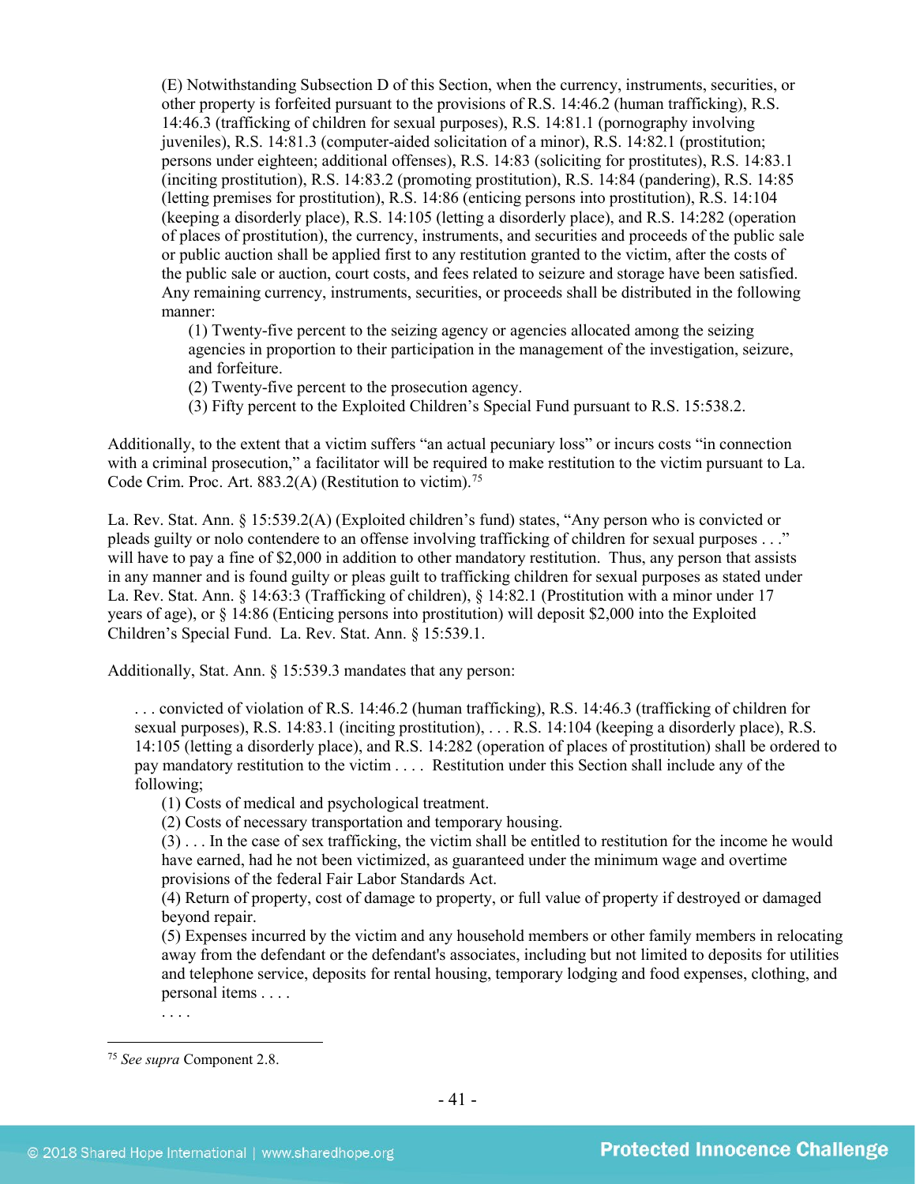(E) Notwithstanding Subsection D of this Section, when the currency, instruments, securities, or other property is forfeited pursuant to the provisions of R.S. 14:46.2 (human trafficking), R.S. 14:46.3 (trafficking of children for sexual purposes), R.S. 14:81.1 (pornography involving juveniles), R.S. 14:81.3 (computer-aided solicitation of a minor), R.S. 14:82.1 (prostitution; persons under eighteen; additional offenses), R.S. 14:83 (soliciting for prostitutes), R.S. 14:83.1 (inciting prostitution), R.S. 14:83.2 (promoting prostitution), R.S. 14:84 (pandering), R.S. 14:85 (letting premises for prostitution), R.S. 14:86 (enticing persons into prostitution), R.S. 14:104 (keeping a disorderly place), R.S. 14:105 (letting a disorderly place), and R.S. 14:282 (operation of places of prostitution), the currency, instruments, and securities and proceeds of the public sale or public auction shall be applied first to any restitution granted to the victim, after the costs of the public sale or auction, court costs, and fees related to seizure and storage have been satisfied. Any remaining currency, instruments, securities, or proceeds shall be distributed in the following manner:

> (1) Twenty-five percent to the seizing agency or agencies allocated among the seizing agencies in proportion to their participation in the management of the investigation, seizure, and forfeiture.
> (2) Twenty-five percent to the prosecution agency.
> (3) Fifty percent to the Exploited Children's Special Fund pursuant to R.S. 15:538.2.

Additionally, to the extent that a victim suffers "an actual pecuniary loss" or incurs costs "in connection with a criminal prosecution," a facilitator will be required to make restitution to the victim pursuant to La. Code Crim. Proc. Art. 883.2(A) (Restitution to victim).[75]

La. Rev. Stat. Ann. § 15:539.2(A) (Exploited children's fund) states, "Any person who is convicted or pleads guilty or nolo contendere to an offense involving trafficking of children for sexual purposes . . ." will have to pay a fine of $2,000 in addition to other mandatory restitution. Thus, any person that assists in any manner and is found guilty or pleas guilt to trafficking children for sexual purposes as stated under La. Rev. Stat. Ann. § 14:63:3 (Trafficking of children), § 14:82.1 (Prostitution with a minor under 17 years of age), or § 14:86 (Enticing persons into prostitution) will deposit $2,000 into the Exploited Children's Special Fund. La. Rev. Stat. Ann. § 15:539.1.

Additionally, Stat. Ann. § 15:539.3 mandates that any person:

> . . . convicted of violation of R.S. 14:46.2 (human trafficking), R.S. 14:46.3 (trafficking of children for sexual purposes), R.S. 14:83.1 (inciting prostitution), . . . R.S. 14:104 (keeping a disorderly place), R.S. 14:105 (letting a disorderly place), and R.S. 14:282 (operation of places of prostitution) shall be ordered to pay mandatory restitution to the victim . . . . Restitution under this Section shall include any of the following;
>
> (1) Costs of medical and psychological treatment.
> (2) Costs of necessary transportation and temporary housing.
> (3) . . . In the case of sex trafficking, the victim shall be entitled to restitution for the income he would have earned, had he not been victimized, as guaranteed under the minimum wage and overtime provisions of the federal Fair Labor Standards Act.
> (4) Return of property, cost of damage to property, or full value of property if destroyed or damaged beyond repair.
> (5) Expenses incurred by the victim and any household members or other family members in relocating away from the defendant or the defendant's associates, including but not limited to deposits for utilities and telephone service, deposits for rental housing, temporary lodging and food expenses, clothing, and personal items . . . .
>
> . . . .

---

[75] *See supra* Component 2.8.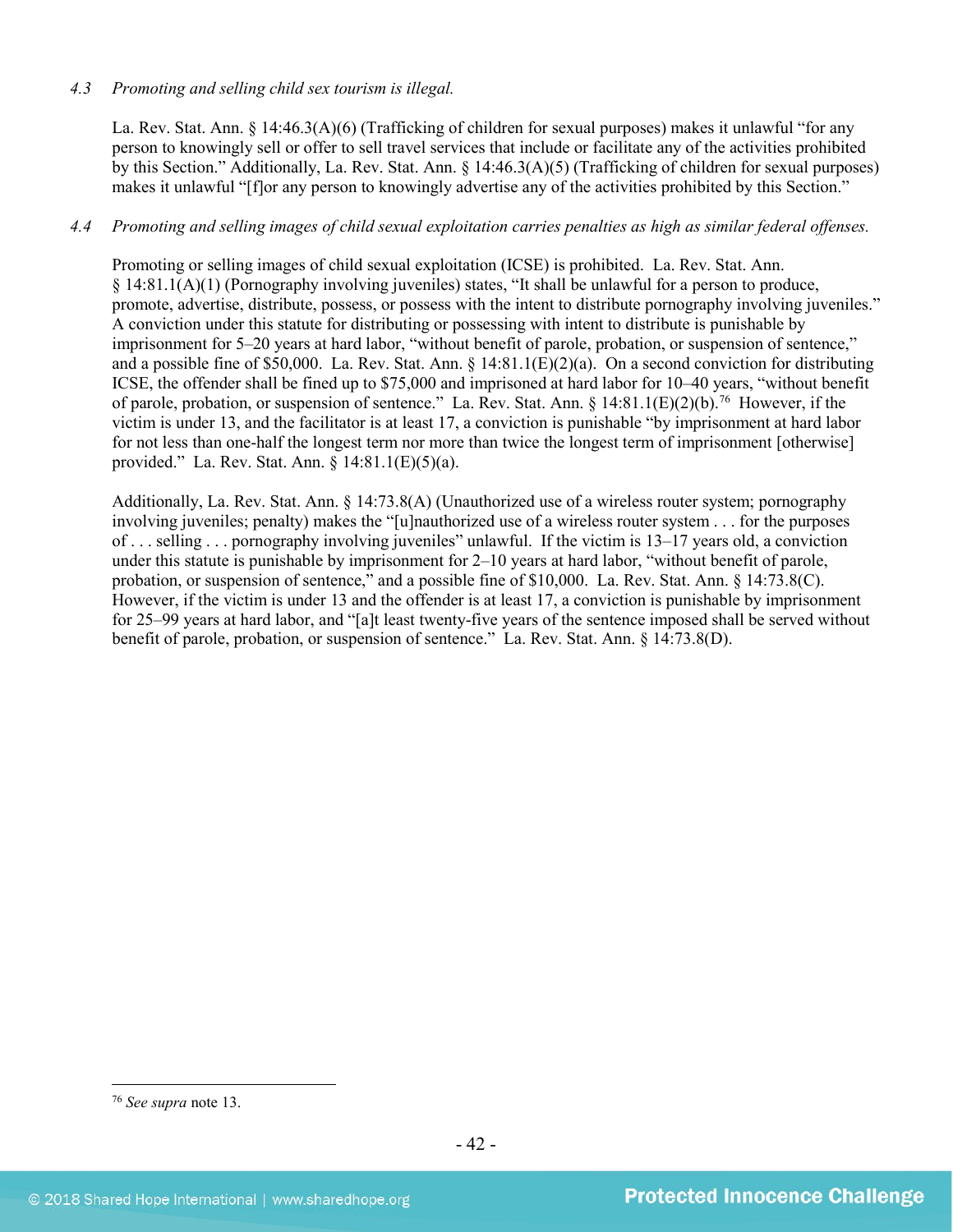*4.3 Promoting and selling child sex tourism is illegal.*

La. Rev. Stat. Ann. § 14:46.3(A)(6) (Trafficking of children for sexual purposes) makes it unlawful "for any person to knowingly sell or offer to sell travel services that include or facilitate any of the activities prohibited by this Section." Additionally, La. Rev. Stat. Ann. § 14:46.3(A)(5) (Trafficking of children for sexual purposes) makes it unlawful "[f]or any person to knowingly advertise any of the activities prohibited by this Section."

*4.4 Promoting and selling images of child sexual exploitation carries penalties as high as similar federal offenses.*

Promoting or selling images of child sexual exploitation (ICSE) is prohibited. La. Rev. Stat. Ann. § 14:81.1(A)(1) (Pornography involving juveniles) states, "It shall be unlawful for a person to produce, promote, advertise, distribute, possess, or possess with the intent to distribute pornography involving juveniles." A conviction under this statute for distributing or possessing with intent to distribute is punishable by imprisonment for 5–20 years at hard labor, "without benefit of parole, probation, or suspension of sentence," and a possible fine of $50,000. La. Rev. Stat. Ann. § 14:81.1(E)(2)(a). On a second conviction for distributing ICSE, the offender shall be fined up to $75,000 and imprisoned at hard labor for 10–40 years, "without benefit of parole, probation, or suspension of sentence." La. Rev. Stat. Ann. § 14:81.1(E)(2)(b).[76] However, if the victim is under 13, and the facilitator is at least 17, a conviction is punishable "by imprisonment at hard labor for not less than one-half the longest term nor more than twice the longest term of imprisonment [otherwise] provided." La. Rev. Stat. Ann. § 14:81.1(E)(5)(a).

Additionally, La. Rev. Stat. Ann. § 14:73.8(A) (Unauthorized use of a wireless router system; pornography involving juveniles; penalty) makes the "[u]nauthorized use of a wireless router system . . . for the purposes of . . . selling . . . pornography involving juveniles" unlawful. If the victim is 13–17 years old, a conviction under this statute is punishable by imprisonment for 2–10 years at hard labor, "without benefit of parole, probation, or suspension of sentence," and a possible fine of $10,000. La. Rev. Stat. Ann. § 14:73.8(C). However, if the victim is under 13 and the offender is at least 17, a conviction is punishable by imprisonment for 25–99 years at hard labor, and "[a]t least twenty-five years of the sentence imposed shall be served without benefit of parole, probation, or suspension of sentence." La. Rev. Stat. Ann. § 14:73.8(D).

---

[76] *See supra* note 13.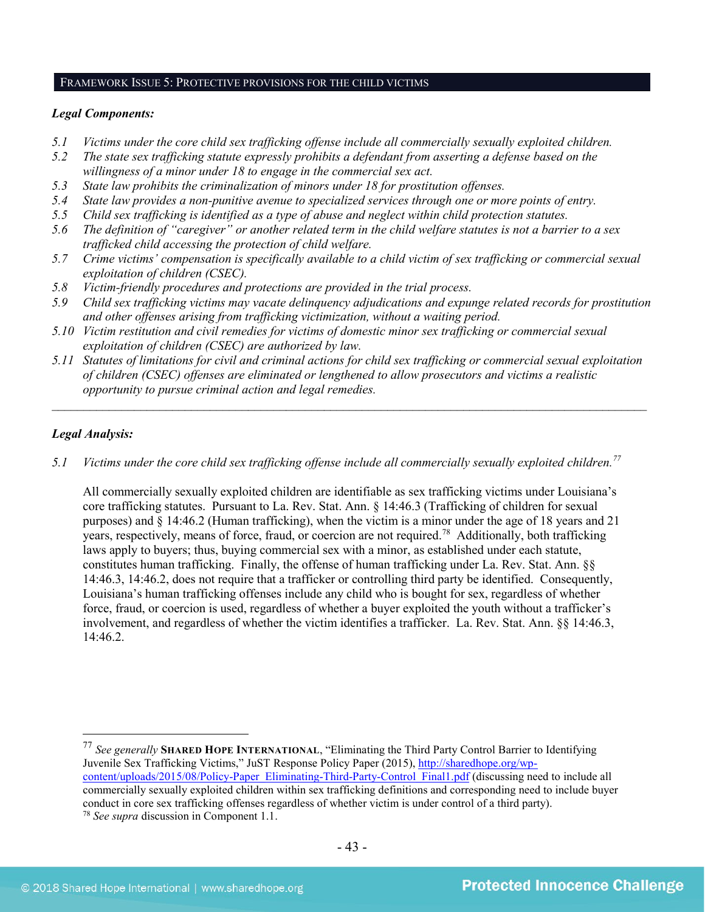## FRAMEWORK ISSUE 5: PROTECTIVE PROVISIONS FOR THE CHILD VICTIMS

***Legal Components:***

*5.1 Victims under the core child sex trafficking offense include all commercially sexually exploited children.*
*5.2 The state sex trafficking statute expressly prohibits a defendant from asserting a defense based on the willingness of a minor under 18 to engage in the commercial sex act.*
*5.3 State law prohibits the criminalization of minors under 18 for prostitution offenses.*
*5.4 State law provides a non-punitive avenue to specialized services through one or more points of entry.*
*5.5 Child sex trafficking is identified as a type of abuse and neglect within child protection statutes.*
*5.6 The definition of "caregiver" or another related term in the child welfare statutes is not a barrier to a sex trafficked child accessing the protection of child welfare.*
*5.7 Crime victims' compensation is specifically available to a child victim of sex trafficking or commercial sexual exploitation of children (CSEC).*
*5.8 Victim-friendly procedures and protections are provided in the trial process.*
*5.9 Child sex trafficking victims may vacate delinquency adjudications and expunge related records for prostitution and other offenses arising from trafficking victimization, without a waiting period.*
*5.10 Victim restitution and civil remedies for victims of domestic minor sex trafficking or commercial sexual exploitation of children (CSEC) are authorized by law.*
*5.11 Statutes of limitations for civil and criminal actions for child sex trafficking or commercial sexual exploitation of children (CSEC) offenses are eliminated or lengthened to allow prosecutors and victims a realistic opportunity to pursue criminal action and legal remedies.*

---

***Legal Analysis:***

*5.1 Victims under the core child sex trafficking offense include all commercially sexually exploited children.*[77]

All commercially sexually exploited children are identifiable as sex trafficking victims under Louisiana's core trafficking statutes. Pursuant to La. Rev. Stat. Ann. § 14:46.3 (Trafficking of children for sexual purposes) and § 14:46.2 (Human trafficking), when the victim is a minor under the age of 18 years and 21 years, respectively, means of force, fraud, or coercion are not required.[78] Additionally, both trafficking laws apply to buyers; thus, buying commercial sex with a minor, as established under each statute, constitutes human trafficking. Finally, the offense of human trafficking under La. Rev. Stat. Ann. §§ 14:46.3, 14:46.2, does not require that a trafficker or controlling third party be identified. Consequently, Louisiana's human trafficking offenses include any child who is bought for sex, regardless of whether force, fraud, or coercion is used, regardless of whether a buyer exploited the youth without a trafficker's involvement, and regardless of whether the victim identifies a trafficker. La. Rev. Stat. Ann. §§ 14:46.3, 14:46.2.

---

[77] *See generally* **SHARED HOPE INTERNATIONAL**, "Eliminating the Third Party Control Barrier to Identifying Juvenile Sex Trafficking Victims," JuST Response Policy Paper (2015), http://sharedhope.org/wp-content/uploads/2015/08/Policy-Paper_Eliminating-Third-Party-Control_Final1.pdf (discussing need to include all commercially sexually exploited children within sex trafficking definitions and corresponding need to include buyer conduct in core sex trafficking offenses regardless of whether victim is under control of a third party).
[78] *See supra* discussion in Component 1.1.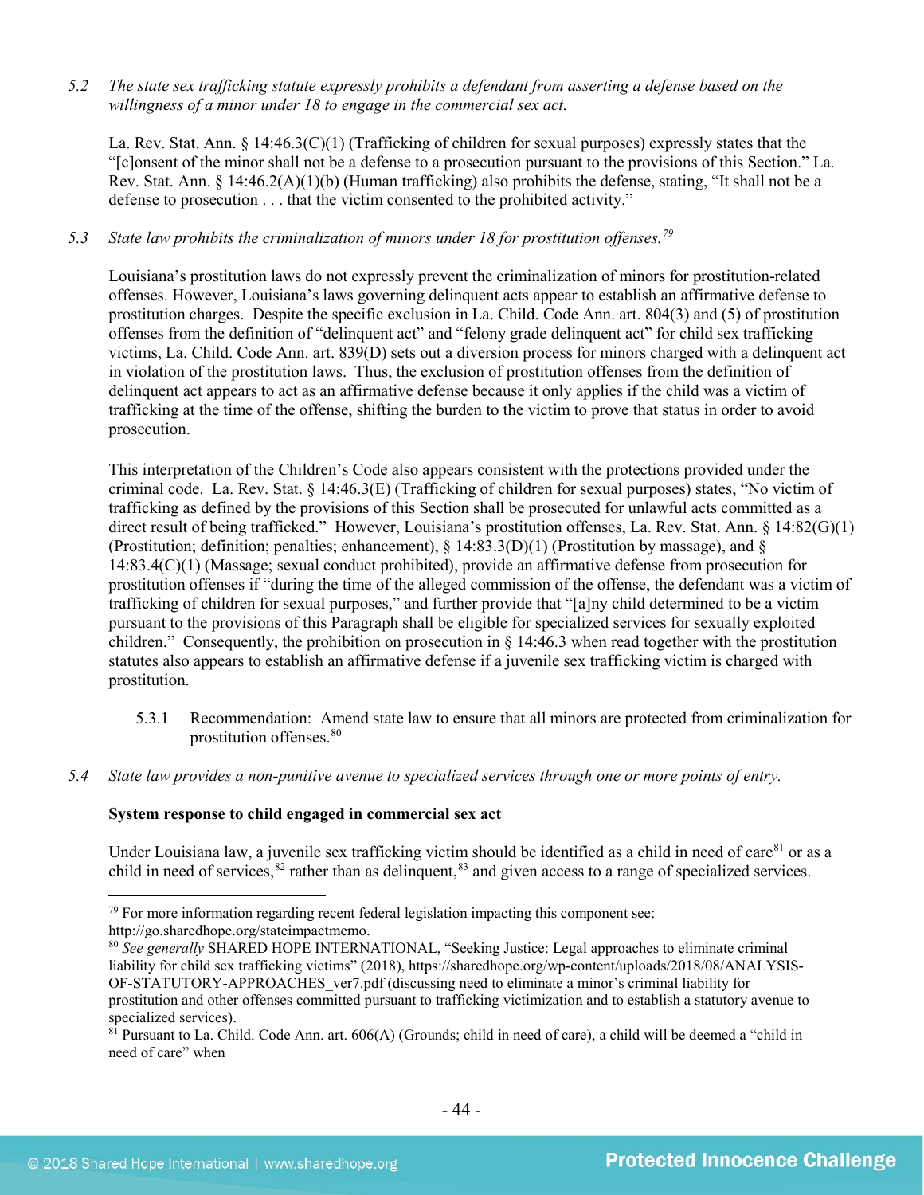*5.2 The state sex trafficking statute expressly prohibits a defendant from asserting a defense based on the willingness of a minor under 18 to engage in the commercial sex act.*

La. Rev. Stat. Ann. § 14:46.3(C)(1) (Trafficking of children for sexual purposes) expressly states that the "[c]onsent of the minor shall not be a defense to a prosecution pursuant to the provisions of this Section." La. Rev. Stat. Ann. § 14:46.2(A)(1)(b) (Human trafficking) also prohibits the defense, stating, "It shall not be a defense to prosecution . . . that the victim consented to the prohibited activity."

*5.3 State law prohibits the criminalization of minors under 18 for prostitution offenses.*[79]

Louisiana's prostitution laws do not expressly prevent the criminalization of minors for prostitution-related offenses. However, Louisiana's laws governing delinquent acts appear to establish an affirmative defense to prostitution charges. Despite the specific exclusion in La. Child. Code Ann. art. 804(3) and (5) of prostitution offenses from the definition of "delinquent act" and "felony grade delinquent act" for child sex trafficking victims, La. Child. Code Ann. art. 839(D) sets out a diversion process for minors charged with a delinquent act in violation of the prostitution laws. Thus, the exclusion of prostitution offenses from the definition of delinquent act appears to act as an affirmative defense because it only applies if the child was a victim of trafficking at the time of the offense, shifting the burden to the victim to prove that status in order to avoid prosecution.

This interpretation of the Children's Code also appears consistent with the protections provided under the criminal code. La. Rev. Stat. § 14:46.3(E) (Trafficking of children for sexual purposes) states, "No victim of trafficking as defined by the provisions of this Section shall be prosecuted for unlawful acts committed as a direct result of being trafficked." However, Louisiana's prostitution offenses, La. Rev. Stat. Ann. § 14:82(G)(1) (Prostitution; definition; penalties; enhancement), § 14:83.3(D)(1) (Prostitution by massage), and § 14:83.4(C)(1) (Massage; sexual conduct prohibited), provide an affirmative defense from prosecution for prostitution offenses if "during the time of the alleged commission of the offense, the defendant was a victim of trafficking of children for sexual purposes," and further provide that "[a]ny child determined to be a victim pursuant to the provisions of this Paragraph shall be eligible for specialized services for sexually exploited children." Consequently, the prohibition on prosecution in § 14:46.3 when read together with the prostitution statutes also appears to establish an affirmative defense if a juvenile sex trafficking victim is charged with prostitution.

5.3.1 Recommendation: Amend state law to ensure that all minors are protected from criminalization for prostitution offenses.[80]

*5.4 State law provides a non-punitive avenue to specialized services through one or more points of entry.*

**System response to child engaged in commercial sex act**

Under Louisiana law, a juvenile sex trafficking victim should be identified as a child in need of care[81] or as a child in need of services,[82] rather than as delinquent,[83] and given access to a range of specialized services.

---

[79] For more information regarding recent federal legislation impacting this component see: http://go.sharedhope.org/stateimpactmemo.

[80] *See generally* SHARED HOPE INTERNATIONAL, "Seeking Justice: Legal approaches to eliminate criminal liability for child sex trafficking victims" (2018), https://sharedhope.org/wp-content/uploads/2018/08/ANALYSIS-OF-STATUTORY-APPROACHES_ver7.pdf (discussing need to eliminate a minor's criminal liability for prostitution and other offenses committed pursuant to trafficking victimization and to establish a statutory avenue to specialized services).

[81] Pursuant to La. Child. Code Ann. art. 606(A) (Grounds; child in need of care), a child will be deemed a "child in need of care" when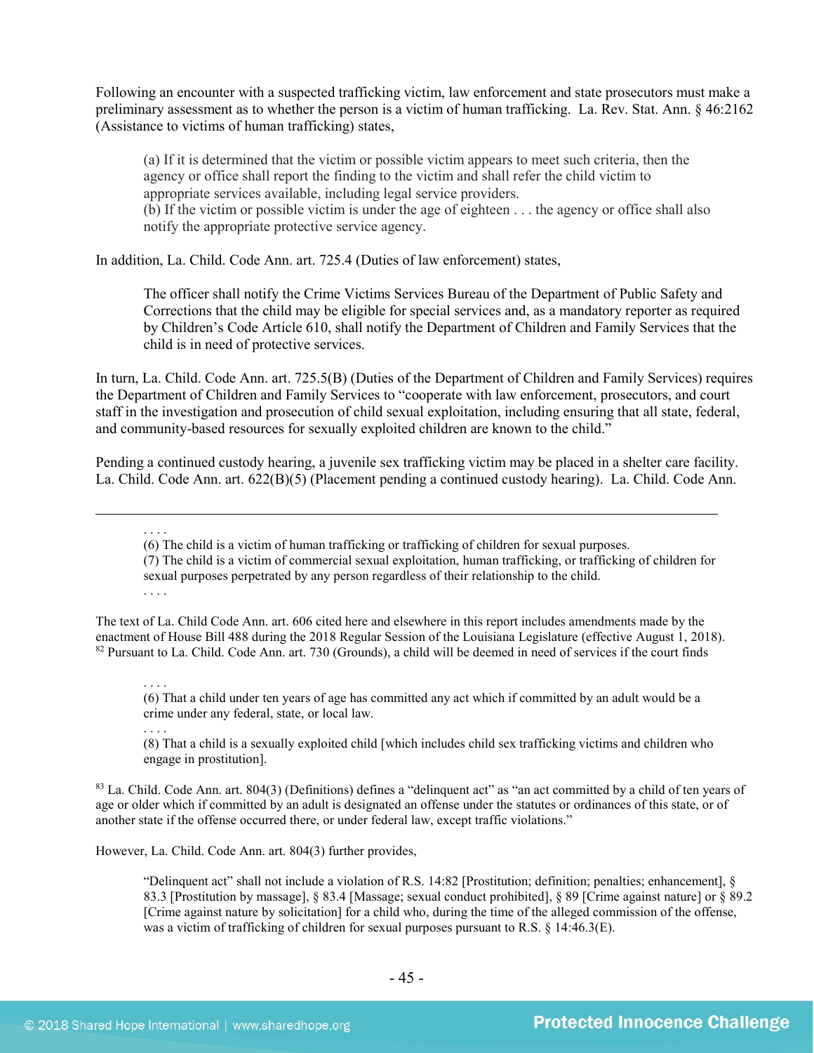Following an encounter with a suspected trafficking victim, law enforcement and state prosecutors must make a preliminary assessment as to whether the person is a victim of human trafficking. La. Rev. Stat. Ann. § 46:2162 (Assistance to victims of human trafficking) states,

> (a) If it is determined that the victim or possible victim appears to meet such criteria, then the agency or office shall report the finding to the victim and shall refer the child victim to appropriate services available, including legal service providers.
> (b) If the victim or possible victim is under the age of eighteen . . . the agency or office shall also notify the appropriate protective service agency.

In addition, La. Child. Code Ann. art. 725.4 (Duties of law enforcement) states,

> The officer shall notify the Crime Victims Services Bureau of the Department of Public Safety and Corrections that the child may be eligible for special services and, as a mandatory reporter as required by Children's Code Article 610, shall notify the Department of Children and Family Services that the child is in need of protective services.

In turn, La. Child. Code Ann. art. 725.5(B) (Duties of the Department of Children and Family Services) requires the Department of Children and Family Services to "cooperate with law enforcement, prosecutors, and court staff in the investigation and prosecution of child sexual exploitation, including ensuring that all state, federal, and community-based resources for sexually exploited children are known to the child."

Pending a continued custody hearing, a juvenile sex trafficking victim may be placed in a shelter care facility. La. Child. Code Ann. art. 622(B)(5) (Placement pending a continued custody hearing). La. Child. Code Ann.

---

> . . . .
> (6) The child is a victim of human trafficking or trafficking of children for sexual purposes.
> (7) The child is a victim of commercial sexual exploitation, human trafficking, or trafficking of children for sexual purposes perpetrated by any person regardless of their relationship to the child.
> . . . .

The text of La. Child Code Ann. art. 606 cited here and elsewhere in this report includes amendments made by the enactment of House Bill 488 during the 2018 Regular Session of the Louisiana Legislature (effective August 1, 2018).

[82] Pursuant to La. Child. Code Ann. art. 730 (Grounds), a child will be deemed in need of services if the court finds

> . . . .
> (6) That a child under ten years of age has committed any act which if committed by an adult would be a crime under any federal, state, or local law.
> . . . .
> (8) That a child is a sexually exploited child [which includes child sex trafficking victims and children who engage in prostitution].

[83] La. Child. Code Ann. art. 804(3) (Definitions) defines a "delinquent act" as "an act committed by a child of ten years of age or older which if committed by an adult is designated an offense under the statutes or ordinances of this state, or of another state if the offense occurred there, or under federal law, except traffic violations."

However, La. Child. Code Ann. art. 804(3) further provides,

> "Delinquent act" shall not include a violation of R.S. 14:82 [Prostitution; definition; penalties; enhancement], § 83.3 [Prostitution by massage], § 83.4 [Massage; sexual conduct prohibited], § 89 [Crime against nature] or § 89.2 [Crime against nature by solicitation] for a child who, during the time of the alleged commission of the offense, was a victim of trafficking of children for sexual purposes pursuant to R.S. § 14:46.3(E).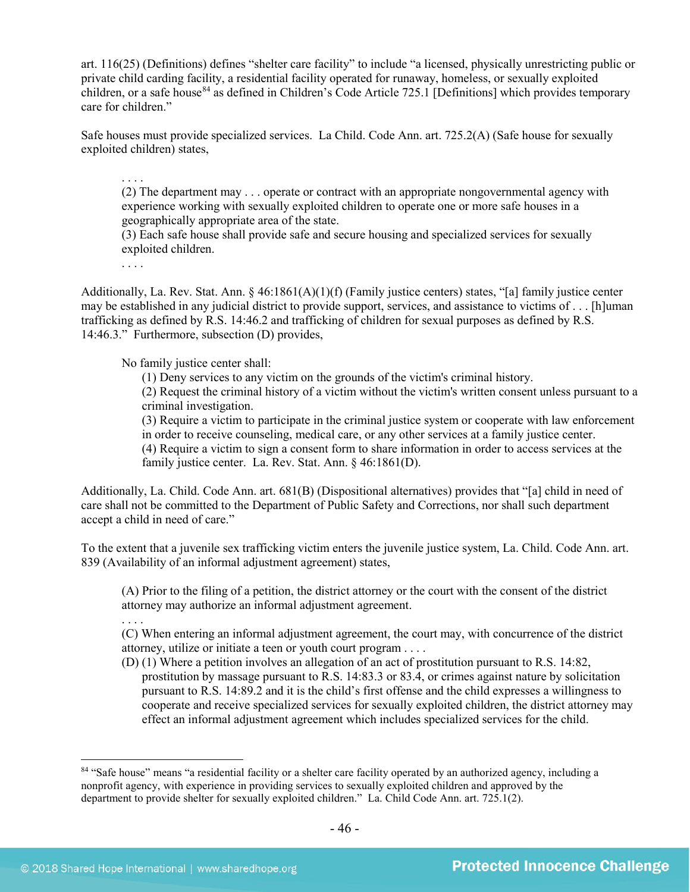art. 116(25) (Definitions) defines "shelter care facility" to include "a licensed, physically unrestricting public or private child carding facility, a residential facility operated for runaway, homeless, or sexually exploited children, or a safe house[84] as defined in Children's Code Article 725.1 [Definitions] which provides temporary care for children."

Safe houses must provide specialized services. La Child. Code Ann. art. 725.2(A) (Safe house for sexually exploited children) states,

> . . . .
> (2) The department may . . . operate or contract with an appropriate nongovernmental agency with experience working with sexually exploited children to operate one or more safe houses in a geographically appropriate area of the state.
> (3) Each safe house shall provide safe and secure housing and specialized services for sexually exploited children.
> . . . .

Additionally, La. Rev. Stat. Ann. § 46:1861(A)(1)(f) (Family justice centers) states, "[a] family justice center may be established in any judicial district to provide support, services, and assistance to victims of . . . [h]uman trafficking as defined by R.S. 14:46.2 and trafficking of children for sexual purposes as defined by R.S. 14:46.3." Furthermore, subsection (D) provides,

> No family justice center shall:
> (1) Deny services to any victim on the grounds of the victim's criminal history.
> (2) Request the criminal history of a victim without the victim's written consent unless pursuant to a criminal investigation.
> (3) Require a victim to participate in the criminal justice system or cooperate with law enforcement in order to receive counseling, medical care, or any other services at a family justice center.
> (4) Require a victim to sign a consent form to share information in order to access services at the family justice center. La. Rev. Stat. Ann. § 46:1861(D).

Additionally, La. Child. Code Ann. art. 681(B) (Dispositional alternatives) provides that "[a] child in need of care shall not be committed to the Department of Public Safety and Corrections, nor shall such department accept a child in need of care."

To the extent that a juvenile sex trafficking victim enters the juvenile justice system, La. Child. Code Ann. art. 839 (Availability of an informal adjustment agreement) states,

> (A) Prior to the filing of a petition, the district attorney or the court with the consent of the district attorney may authorize an informal adjustment agreement.
> . . . .
> (C) When entering an informal adjustment agreement, the court may, with concurrence of the district attorney, utilize or initiate a teen or youth court program . . . .
> (D) (1) Where a petition involves an allegation of an act of prostitution pursuant to R.S. 14:82, prostitution by massage pursuant to R.S. 14:83.3 or 83.4, or crimes against nature by solicitation pursuant to R.S. 14:89.2 and it is the child's first offense and the child expresses a willingness to cooperate and receive specialized services for sexually exploited children, the district attorney may effect an informal adjustment agreement which includes specialized services for the child.

[84] "Safe house" means "a residential facility or a shelter care facility operated by an authorized agency, including a nonprofit agency, with experience in providing services to sexually exploited children and approved by the department to provide shelter for sexually exploited children." La. Child Code Ann. art. 725.1(2).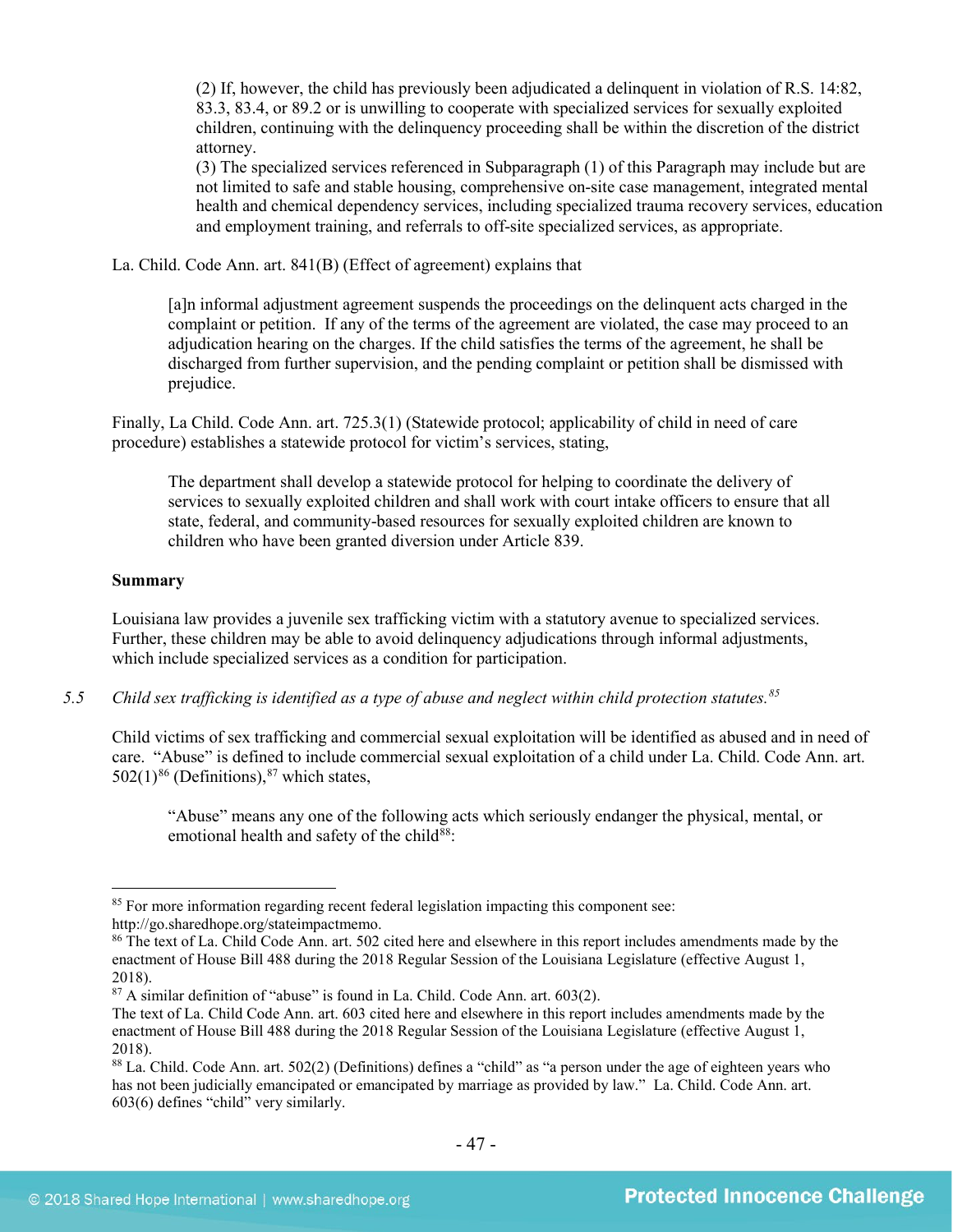> (2) If, however, the child has previously been adjudicated a delinquent in violation of R.S. 14:82, 83.3, 83.4, or 89.2 or is unwilling to cooperate with specialized services for sexually exploited children, continuing with the delinquency proceeding shall be within the discretion of the district attorney.
> (3) The specialized services referenced in Subparagraph (1) of this Paragraph may include but are not limited to safe and stable housing, comprehensive on-site case management, integrated mental health and chemical dependency services, including specialized trauma recovery services, education and employment training, and referrals to off-site specialized services, as appropriate.

La. Child. Code Ann. art. 841(B) (Effect of agreement) explains that

> [a]n informal adjustment agreement suspends the proceedings on the delinquent acts charged in the complaint or petition. If any of the terms of the agreement are violated, the case may proceed to an adjudication hearing on the charges. If the child satisfies the terms of the agreement, he shall be discharged from further supervision, and the pending complaint or petition shall be dismissed with prejudice.

Finally, La Child. Code Ann. art. 725.3(1) (Statewide protocol; applicability of child in need of care procedure) establishes a statewide protocol for victim's services, stating,

> The department shall develop a statewide protocol for helping to coordinate the delivery of services to sexually exploited children and shall work with court intake officers to ensure that all state, federal, and community-based resources for sexually exploited children are known to children who have been granted diversion under Article 839.

**Summary**

Louisiana law provides a juvenile sex trafficking victim with a statutory avenue to specialized services. Further, these children may be able to avoid delinquency adjudications through informal adjustments, which include specialized services as a condition for participation.

*5.5 Child sex trafficking is identified as a type of abuse and neglect within child protection statutes.*[85]

Child victims of sex trafficking and commercial sexual exploitation will be identified as abused and in need of care. "Abuse" is defined to include commercial sexual exploitation of a child under La. Child. Code Ann. art. 502(1)[86] (Definitions),[87] which states,

> "Abuse" means any one of the following acts which seriously endanger the physical, mental, or emotional health and safety of the child[88]:

---

[85] For more information regarding recent federal legislation impacting this component see: http://go.sharedhope.org/stateimpactmemo.

[86] The text of La. Child Code Ann. art. 502 cited here and elsewhere in this report includes amendments made by the enactment of House Bill 488 during the 2018 Regular Session of the Louisiana Legislature (effective August 1, 2018).

[87] A similar definition of "abuse" is found in La. Child. Code Ann. art. 603(2).
The text of La. Child Code Ann. art. 603 cited here and elsewhere in this report includes amendments made by the enactment of House Bill 488 during the 2018 Regular Session of the Louisiana Legislature (effective August 1, 2018).

[88] La. Child. Code Ann. art. 502(2) (Definitions) defines a "child" as "a person under the age of eighteen years who has not been judicially emancipated or emancipated by marriage as provided by law." La. Child. Code Ann. art. 603(6) defines "child" very similarly.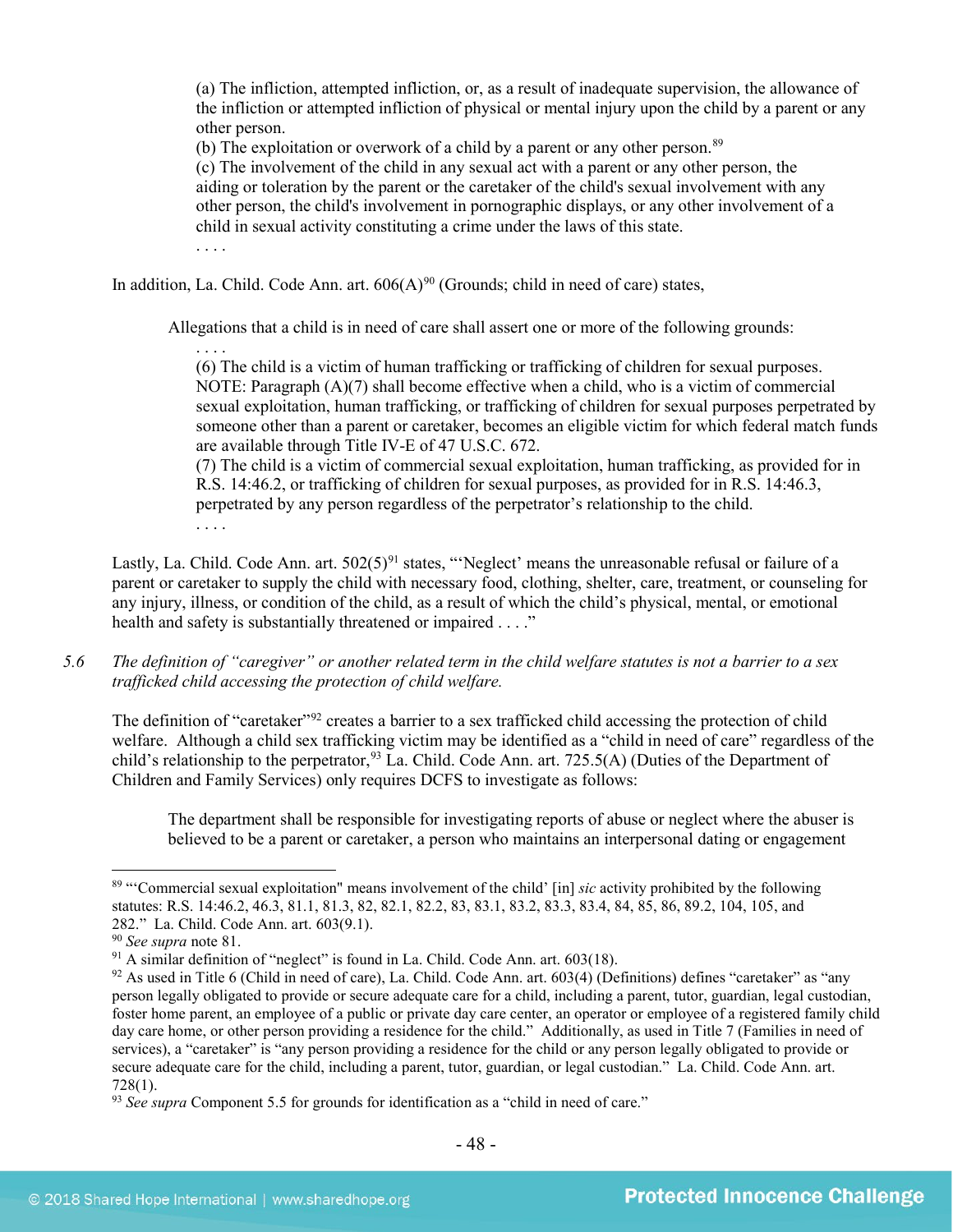(a) The infliction, attempted infliction, or, as a result of inadequate supervision, the allowance of the infliction or attempted infliction of physical or mental injury upon the child by a parent or any other person.
(b) The exploitation or overwork of a child by a parent or any other person.[89]
(c) The involvement of the child in any sexual act with a parent or any other person, the aiding or toleration by the parent or the caretaker of the child's sexual involvement with any other person, the child's involvement in pornographic displays, or any other involvement of a child in sexual activity constituting a crime under the laws of this state.
. . . .

In addition, La. Child. Code Ann. art. 606(A)[90] (Grounds; child in need of care) states,

> Allegations that a child is in need of care shall assert one or more of the following grounds:
> . . . .
> (6) The child is a victim of human trafficking or trafficking of children for sexual purposes.
> NOTE: Paragraph (A)(7) shall become effective when a child, who is a victim of commercial sexual exploitation, human trafficking, or trafficking of children for sexual purposes perpetrated by someone other than a parent or caretaker, becomes an eligible victim for which federal match funds are available through Title IV-E of 47 U.S.C. 672.
> (7) The child is a victim of commercial sexual exploitation, human trafficking, as provided for in R.S. 14:46.2, or trafficking of children for sexual purposes, as provided for in R.S. 14:46.3, perpetrated by any person regardless of the perpetrator's relationship to the child.
> . . . .

Lastly, La. Child. Code Ann. art. 502(5)[91] states, "'Neglect' means the unreasonable refusal or failure of a parent or caretaker to supply the child with necessary food, clothing, shelter, care, treatment, or counseling for any injury, illness, or condition of the child, as a result of which the child's physical, mental, or emotional health and safety is substantially threatened or impaired . . . ."

*5.6 The definition of "caregiver" or another related term in the child welfare statutes is not a barrier to a sex trafficked child accessing the protection of child welfare.*

The definition of "caretaker"[92] creates a barrier to a sex trafficked child accessing the protection of child welfare. Although a child sex trafficking victim may be identified as a "child in need of care" regardless of the child's relationship to the perpetrator,[93] La. Child. Code Ann. art. 725.5(A) (Duties of the Department of Children and Family Services) only requires DCFS to investigate as follows:

> The department shall be responsible for investigating reports of abuse or neglect where the abuser is believed to be a parent or caretaker, a person who maintains an interpersonal dating or engagement

---

[89] "'Commercial sexual exploitation" means involvement of the child' [in] *sic* activity prohibited by the following statutes: R.S. 14:46.2, 46.3, 81.1, 81.3, 82, 82.1, 82.2, 83, 83.1, 83.2, 83.3, 83.4, 84, 85, 86, 89.2, 104, 105, and 282." La. Child. Code Ann. art. 603(9.1).
[90] *See supra* note 81.
[91] A similar definition of "neglect" is found in La. Child. Code Ann. art. 603(18).
[92] As used in Title 6 (Child in need of care), La. Child. Code Ann. art. 603(4) (Definitions) defines "caretaker" as "any person legally obligated to provide or secure adequate care for a child, including a parent, tutor, guardian, legal custodian, foster home parent, an employee of a public or private day care center, an operator or employee of a registered family child day care home, or other person providing a residence for the child." Additionally, as used in Title 7 (Families in need of services), a "caretaker" is "any person providing a residence for the child or any person legally obligated to provide or secure adequate care for the child, including a parent, tutor, guardian, or legal custodian." La. Child. Code Ann. art. 728(1).
[93] *See supra* Component 5.5 for grounds for identification as a "child in need of care."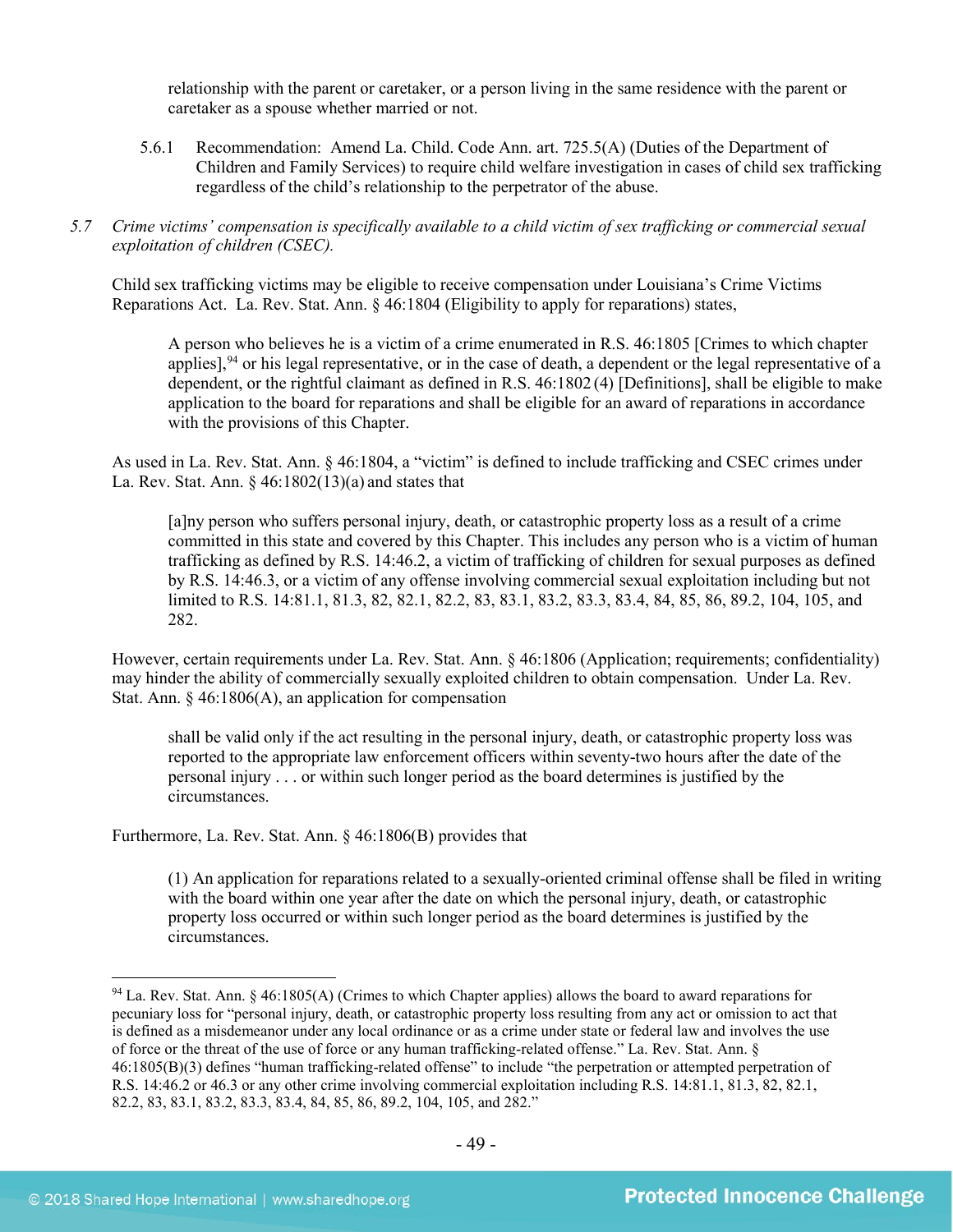relationship with the parent or caretaker, or a person living in the same residence with the parent or caretaker as a spouse whether married or not.

5.6.1 Recommendation: Amend La. Child. Code Ann. art. 725.5(A) (Duties of the Department of Children and Family Services) to require child welfare investigation in cases of child sex trafficking regardless of the child's relationship to the perpetrator of the abuse.

*5.7 Crime victims' compensation is specifically available to a child victim of sex trafficking or commercial sexual exploitation of children (CSEC).*

Child sex trafficking victims may be eligible to receive compensation under Louisiana's Crime Victims Reparations Act. La. Rev. Stat. Ann. § 46:1804 (Eligibility to apply for reparations) states,

> A person who believes he is a victim of a crime enumerated in R.S. 46:1805 [Crimes to which chapter applies],[94] or his legal representative, or in the case of death, a dependent or the legal representative of a dependent, or the rightful claimant as defined in R.S. 46:1802 (4) [Definitions], shall be eligible to make application to the board for reparations and shall be eligible for an award of reparations in accordance with the provisions of this Chapter.

As used in La. Rev. Stat. Ann. § 46:1804, a "victim" is defined to include trafficking and CSEC crimes under La. Rev. Stat. Ann. § 46:1802(13)(a) and states that

> [a]ny person who suffers personal injury, death, or catastrophic property loss as a result of a crime committed in this state and covered by this Chapter. This includes any person who is a victim of human trafficking as defined by R.S. 14:46.2, a victim of trafficking of children for sexual purposes as defined by R.S. 14:46.3, or a victim of any offense involving commercial sexual exploitation including but not limited to R.S. 14:81.1, 81.3, 82, 82.1, 82.2, 83, 83.1, 83.2, 83.3, 83.4, 84, 85, 86, 89.2, 104, 105, and 282.

However, certain requirements under La. Rev. Stat. Ann. § 46:1806 (Application; requirements; confidentiality) may hinder the ability of commercially sexually exploited children to obtain compensation. Under La. Rev. Stat. Ann. § 46:1806(A), an application for compensation

> shall be valid only if the act resulting in the personal injury, death, or catastrophic property loss was reported to the appropriate law enforcement officers within seventy-two hours after the date of the personal injury . . . or within such longer period as the board determines is justified by the circumstances.

Furthermore, La. Rev. Stat. Ann. § 46:1806(B) provides that

> (1) An application for reparations related to a sexually-oriented criminal offense shall be filed in writing with the board within one year after the date on which the personal injury, death, or catastrophic property loss occurred or within such longer period as the board determines is justified by the circumstances.

---

[94] La. Rev. Stat. Ann. § 46:1805(A) (Crimes to which Chapter applies) allows the board to award reparations for pecuniary loss for "personal injury, death, or catastrophic property loss resulting from any act or omission to act that is defined as a misdemeanor under any local ordinance or as a crime under state or federal law and involves the use of force or the threat of the use of force or any human trafficking-related offense." La. Rev. Stat. Ann. § 46:1805(B)(3) defines "human trafficking-related offense" to include "the perpetration or attempted perpetration of R.S. 14:46.2 or 46.3 or any other crime involving commercial exploitation including R.S. 14:81.1, 81.3, 82, 82.1, 82.2, 83, 83.1, 83.2, 83.3, 83.4, 84, 85, 86, 89.2, 104, 105, and 282."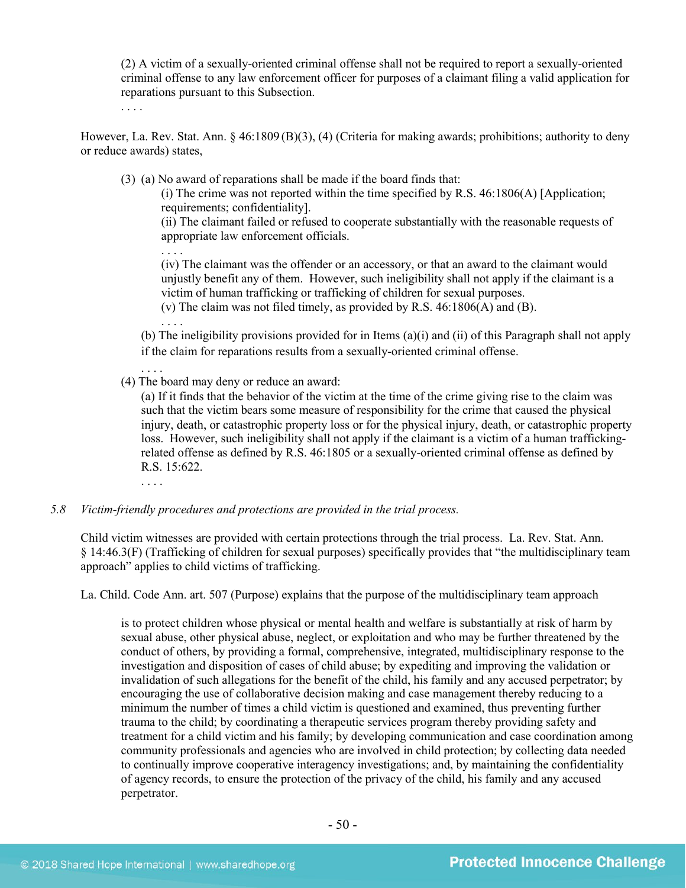(2) A victim of a sexually-oriented criminal offense shall not be required to report a sexually-oriented criminal offense to any law enforcement officer for purposes of a claimant filing a valid application for reparations pursuant to this Subsection.

. . . .

However, La. Rev. Stat. Ann. § 46:1809(B)(3), (4) (Criteria for making awards; prohibitions; authority to deny or reduce awards) states,

> (3) (a) No award of reparations shall be made if the board finds that:
>
> (i) The crime was not reported within the time specified by R.S. 46:1806(A) [Application; requirements; confidentiality].
>
> (ii) The claimant failed or refused to cooperate substantially with the reasonable requests of appropriate law enforcement officials.
>
> . . . .
>
> (iv) The claimant was the offender or an accessory, or that an award to the claimant would unjustly benefit any of them. However, such ineligibility shall not apply if the claimant is a victim of human trafficking or trafficking of children for sexual purposes.
>
> (v) The claim was not filed timely, as provided by R.S. 46:1806(A) and (B).
>
> . . . .
>
> (b) The ineligibility provisions provided for in Items (a)(i) and (ii) of this Paragraph shall not apply if the claim for reparations results from a sexually-oriented criminal offense.
>
> . . . .
>
> (4) The board may deny or reduce an award:
>
> (a) If it finds that the behavior of the victim at the time of the crime giving rise to the claim was such that the victim bears some measure of responsibility for the crime that caused the physical injury, death, or catastrophic property loss or for the physical injury, death, or catastrophic property loss. However, such ineligibility shall not apply if the claimant is a victim of a human trafficking-related offense as defined by R.S. 46:1805 or a sexually-oriented criminal offense as defined by R.S. 15:622.
>
> . . . .

*5.8 Victim-friendly procedures and protections are provided in the trial process.*

Child victim witnesses are provided with certain protections through the trial process. La. Rev. Stat. Ann. § 14:46.3(F) (Trafficking of children for sexual purposes) specifically provides that "the multidisciplinary team approach" applies to child victims of trafficking.

La. Child. Code Ann. art. 507 (Purpose) explains that the purpose of the multidisciplinary team approach

> is to protect children whose physical or mental health and welfare is substantially at risk of harm by sexual abuse, other physical abuse, neglect, or exploitation and who may be further threatened by the conduct of others, by providing a formal, comprehensive, integrated, multidisciplinary response to the investigation and disposition of cases of child abuse; by expediting and improving the validation or invalidation of such allegations for the benefit of the child, his family and any accused perpetrator; by encouraging the use of collaborative decision making and case management thereby reducing to a minimum the number of times a child victim is questioned and examined, thus preventing further trauma to the child; by coordinating a therapeutic services program thereby providing safety and treatment for a child victim and his family; by developing communication and case coordination among community professionals and agencies who are involved in child protection; by collecting data needed to continually improve cooperative interagency investigations; and, by maintaining the confidentiality of agency records, to ensure the protection of the privacy of the child, his family and any accused perpetrator.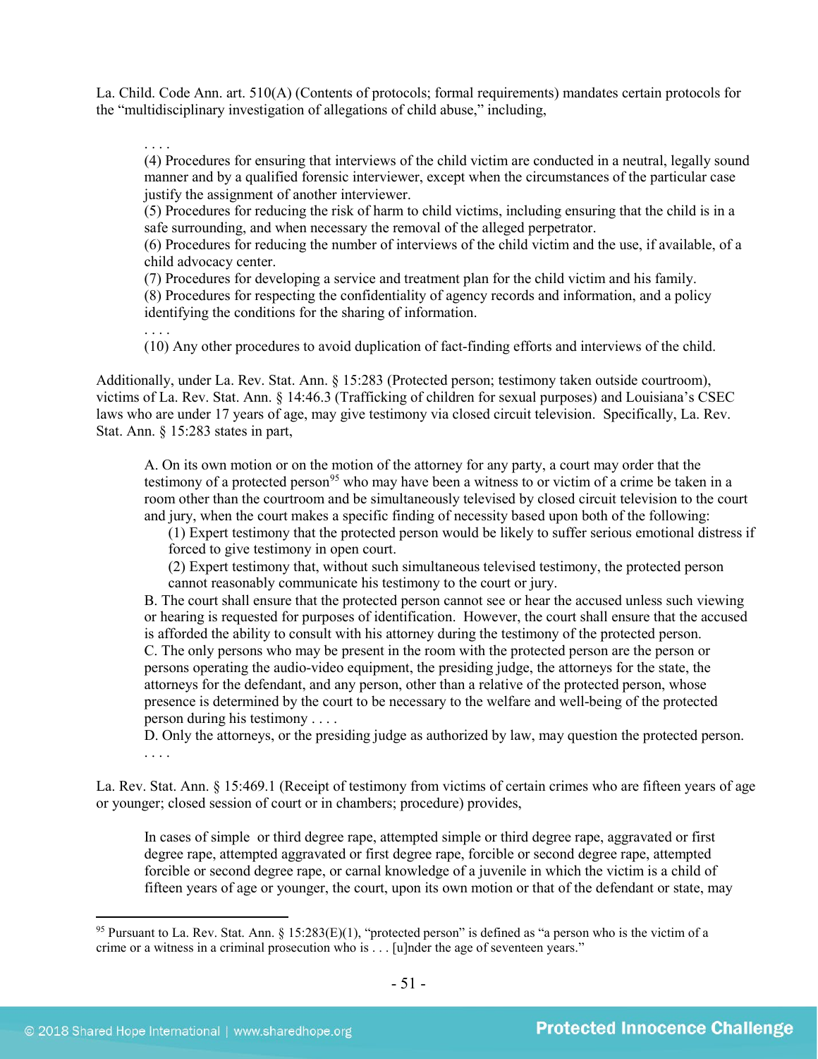La. Child. Code Ann. art. 510(A) (Contents of protocols; formal requirements) mandates certain protocols for the "multidisciplinary investigation of allegations of child abuse," including,

> . . . .
> (4) Procedures for ensuring that interviews of the child victim are conducted in a neutral, legally sound manner and by a qualified forensic interviewer, except when the circumstances of the particular case justify the assignment of another interviewer.
> (5) Procedures for reducing the risk of harm to child victims, including ensuring that the child is in a safe surrounding, and when necessary the removal of the alleged perpetrator.
> (6) Procedures for reducing the number of interviews of the child victim and the use, if available, of a child advocacy center.
> (7) Procedures for developing a service and treatment plan for the child victim and his family.
> (8) Procedures for respecting the confidentiality of agency records and information, and a policy identifying the conditions for the sharing of information.
> . . . .
> (10) Any other procedures to avoid duplication of fact-finding efforts and interviews of the child.

Additionally, under La. Rev. Stat. Ann. § 15:283 (Protected person; testimony taken outside courtroom), victims of La. Rev. Stat. Ann. § 14:46.3 (Trafficking of children for sexual purposes) and Louisiana's CSEC laws who are under 17 years of age, may give testimony via closed circuit television. Specifically, La. Rev. Stat. Ann. § 15:283 states in part,

> A. On its own motion or on the motion of the attorney for any party, a court may order that the testimony of a protected person[95] who may have been a witness to or victim of a crime be taken in a room other than the courtroom and be simultaneously televised by closed circuit television to the court and jury, when the court makes a specific finding of necessity based upon both of the following:
>
> (1) Expert testimony that the protected person would be likely to suffer serious emotional distress if forced to give testimony in open court.
> (2) Expert testimony that, without such simultaneous televised testimony, the protected person cannot reasonably communicate his testimony to the court or jury.
>
> B. The court shall ensure that the protected person cannot see or hear the accused unless such viewing or hearing is requested for purposes of identification. However, the court shall ensure that the accused is afforded the ability to consult with his attorney during the testimony of the protected person.
> C. The only persons who may be present in the room with the protected person are the person or persons operating the audio-video equipment, the presiding judge, the attorneys for the state, the attorneys for the defendant, and any person, other than a relative of the protected person, whose presence is determined by the court to be necessary to the welfare and well-being of the protected person during his testimony . . . .
> D. Only the attorneys, or the presiding judge as authorized by law, may question the protected person.
> . . . .

La. Rev. Stat. Ann. § 15:469.1 (Receipt of testimony from victims of certain crimes who are fifteen years of age or younger; closed session of court or in chambers; procedure) provides,

> In cases of simple or third degree rape, attempted simple or third degree rape, aggravated or first degree rape, attempted aggravated or first degree rape, forcible or second degree rape, attempted forcible or second degree rape, or carnal knowledge of a juvenile in which the victim is a child of fifteen years of age or younger, the court, upon its own motion or that of the defendant or state, may

---

[95] Pursuant to La. Rev. Stat. Ann. § 15:283(E)(1), "protected person" is defined as "a person who is the victim of a crime or a witness in a criminal prosecution who is . . . [u]nder the age of seventeen years."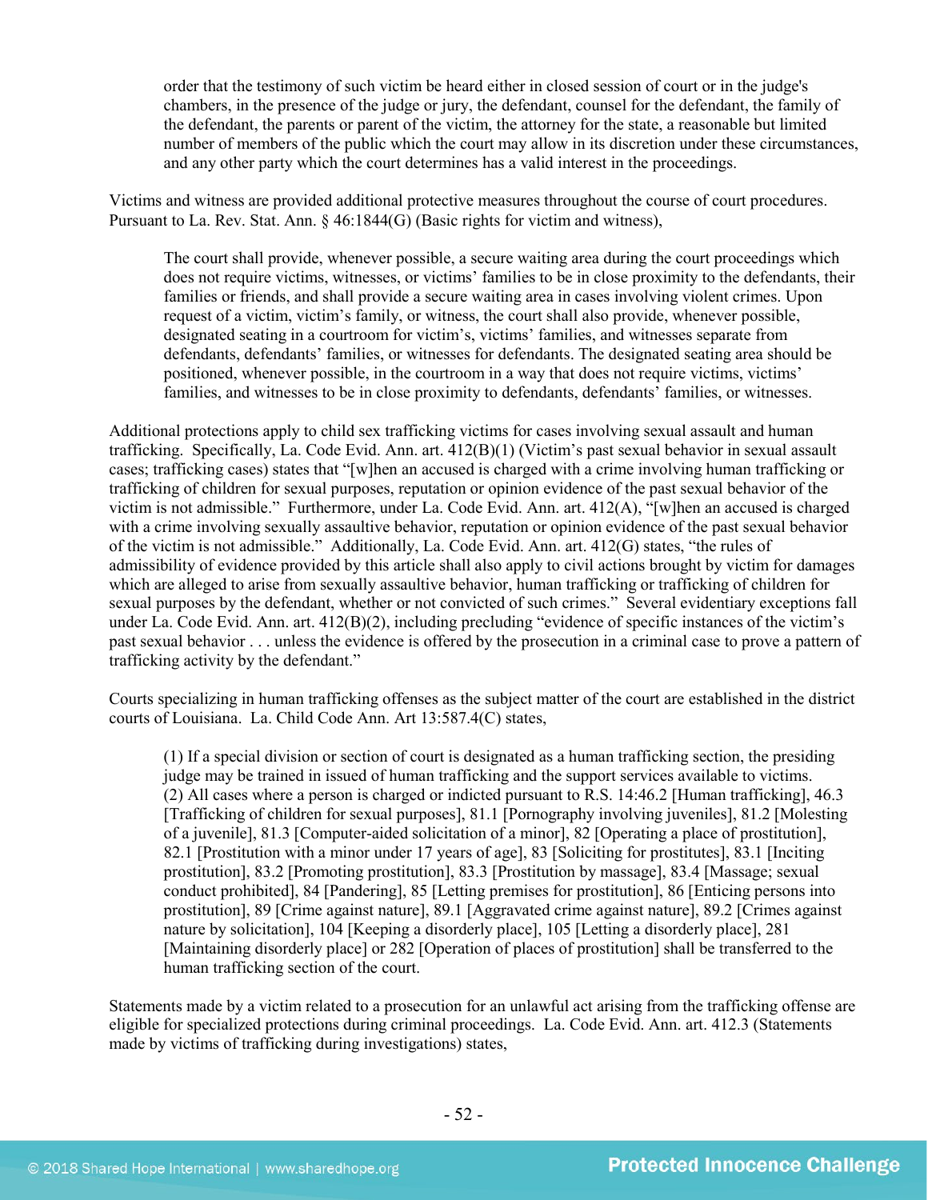> order that the testimony of such victim be heard either in closed session of court or in the judge's chambers, in the presence of the judge or jury, the defendant, counsel for the defendant, the family of the defendant, the parents or parent of the victim, the attorney for the state, a reasonable but limited number of members of the public which the court may allow in its discretion under these circumstances, and any other party which the court determines has a valid interest in the proceedings.

Victims and witness are provided additional protective measures throughout the course of court procedures. Pursuant to La. Rev. Stat. Ann. § 46:1844(G) (Basic rights for victim and witness),

> The court shall provide, whenever possible, a secure waiting area during the court proceedings which does not require victims, witnesses, or victims' families to be in close proximity to the defendants, their families or friends, and shall provide a secure waiting area in cases involving violent crimes. Upon request of a victim, victim's family, or witness, the court shall also provide, whenever possible, designated seating in a courtroom for victim's, victims' families, and witnesses separate from defendants, defendants' families, or witnesses for defendants. The designated seating area should be positioned, whenever possible, in the courtroom in a way that does not require victims, victims' families, and witnesses to be in close proximity to defendants, defendants' families, or witnesses.

Additional protections apply to child sex trafficking victims for cases involving sexual assault and human trafficking. Specifically, La. Code Evid. Ann. art. 412(B)(1) (Victim's past sexual behavior in sexual assault cases; trafficking cases) states that "[w]hen an accused is charged with a crime involving human trafficking or trafficking of children for sexual purposes, reputation or opinion evidence of the past sexual behavior of the victim is not admissible." Furthermore, under La. Code Evid. Ann. art. 412(A), "[w]hen an accused is charged with a crime involving sexually assaultive behavior, reputation or opinion evidence of the past sexual behavior of the victim is not admissible." Additionally, La. Code Evid. Ann. art. 412(G) states, "the rules of admissibility of evidence provided by this article shall also apply to civil actions brought by victim for damages which are alleged to arise from sexually assaultive behavior, human trafficking or trafficking of children for sexual purposes by the defendant, whether or not convicted of such crimes." Several evidentiary exceptions fall under La. Code Evid. Ann. art. 412(B)(2), including precluding "evidence of specific instances of the victim's past sexual behavior . . . unless the evidence is offered by the prosecution in a criminal case to prove a pattern of trafficking activity by the defendant."

Courts specializing in human trafficking offenses as the subject matter of the court are established in the district courts of Louisiana. La. Child Code Ann. Art 13:587.4(C) states,

> (1) If a special division or section of court is designated as a human trafficking section, the presiding judge may be trained in issued of human trafficking and the support services available to victims.
> (2) All cases where a person is charged or indicted pursuant to R.S. 14:46.2 [Human trafficking], 46.3 [Trafficking of children for sexual purposes], 81.1 [Pornography involving juveniles], 81.2 [Molesting of a juvenile], 81.3 [Computer-aided solicitation of a minor], 82 [Operating a place of prostitution], 82.1 [Prostitution with a minor under 17 years of age], 83 [Soliciting for prostitutes], 83.1 [Inciting prostitution], 83.2 [Promoting prostitution], 83.3 [Prostitution by massage], 83.4 [Massage; sexual conduct prohibited], 84 [Pandering], 85 [Letting premises for prostitution], 86 [Enticing persons into prostitution], 89 [Crime against nature], 89.1 [Aggravated crime against nature], 89.2 [Crimes against nature by solicitation], 104 [Keeping a disorderly place], 105 [Letting a disorderly place], 281 [Maintaining disorderly place] or 282 [Operation of places of prostitution] shall be transferred to the human trafficking section of the court.

Statements made by a victim related to a prosecution for an unlawful act arising from the trafficking offense are eligible for specialized protections during criminal proceedings. La. Code Evid. Ann. art. 412.3 (Statements made by victims of trafficking during investigations) states,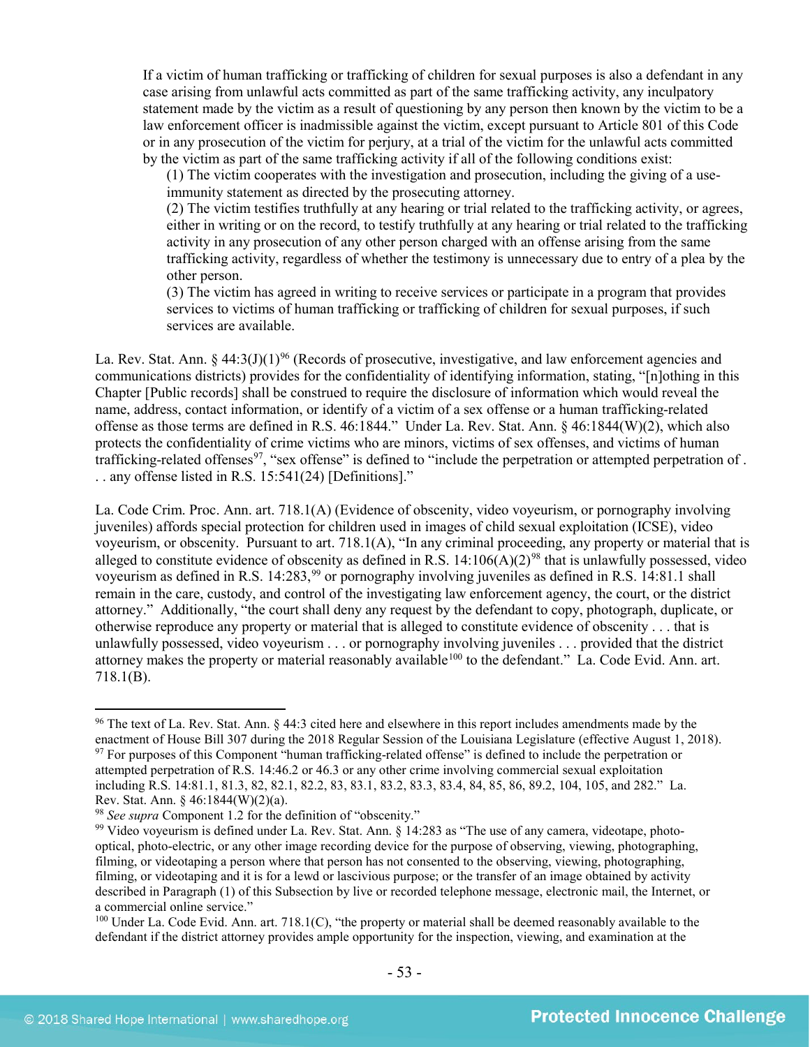If a victim of human trafficking or trafficking of children for sexual purposes is also a defendant in any case arising from unlawful acts committed as part of the same trafficking activity, any inculpatory statement made by the victim as a result of questioning by any person then known by the victim to be a law enforcement officer is inadmissible against the victim, except pursuant to Article 801 of this Code or in any prosecution of the victim for perjury, at a trial of the victim for the unlawful acts committed by the victim as part of the same trafficking activity if all of the following conditions exist:

(1) The victim cooperates with the investigation and prosecution, including the giving of a use-immunity statement as directed by the prosecuting attorney.

(2) The victim testifies truthfully at any hearing or trial related to the trafficking activity, or agrees, either in writing or on the record, to testify truthfully at any hearing or trial related to the trafficking activity in any prosecution of any other person charged with an offense arising from the same trafficking activity, regardless of whether the testimony is unnecessary due to entry of a plea by the other person.

(3) The victim has agreed in writing to receive services or participate in a program that provides services to victims of human trafficking or trafficking of children for sexual purposes, if such services are available.

La. Rev. Stat. Ann. § 44:3(J)(1)[96] (Records of prosecutive, investigative, and law enforcement agencies and communications districts) provides for the confidentiality of identifying information, stating, "[n]othing in this Chapter [Public records] shall be construed to require the disclosure of information which would reveal the name, address, contact information, or identify of a victim of a sex offense or a human trafficking-related offense as those terms are defined in R.S. 46:1844." Under La. Rev. Stat. Ann. § 46:1844(W)(2), which also protects the confidentiality of crime victims who are minors, victims of sex offenses, and victims of human trafficking-related offenses[97], "sex offense" is defined to "include the perpetration or attempted perpetration of . . . any offense listed in R.S. 15:541(24) [Definitions]."

La. Code Crim. Proc. Ann. art. 718.1(A) (Evidence of obscenity, video voyeurism, or pornography involving juveniles) affords special protection for children used in images of child sexual exploitation (ICSE), video voyeurism, or obscenity. Pursuant to art. 718.1(A), "In any criminal proceeding, any property or material that is alleged to constitute evidence of obscenity as defined in R.S. 14:106(A)(2)[98] that is unlawfully possessed, video voyeurism as defined in R.S. 14:283,[99] or pornography involving juveniles as defined in R.S. 14:81.1 shall remain in the care, custody, and control of the investigating law enforcement agency, the court, or the district attorney." Additionally, "the court shall deny any request by the defendant to copy, photograph, duplicate, or otherwise reproduce any property or material that is alleged to constitute evidence of obscenity . . . that is unlawfully possessed, video voyeurism . . . or pornography involving juveniles . . . provided that the district attorney makes the property or material reasonably available[100] to the defendant." La. Code Evid. Ann. art. 718.1(B).

---

[96] The text of La. Rev. Stat. Ann. § 44:3 cited here and elsewhere in this report includes amendments made by the enactment of House Bill 307 during the 2018 Regular Session of the Louisiana Legislature (effective August 1, 2018).

[97] For purposes of this Component "human trafficking-related offense" is defined to include the perpetration or attempted perpetration of R.S. 14:46.2 or 46.3 or any other crime involving commercial sexual exploitation including R.S. 14:81.1, 81.3, 82, 82.1, 82.2, 83, 83.1, 83.2, 83.3, 83.4, 84, 85, 86, 89.2, 104, 105, and 282." La. Rev. Stat. Ann. § 46:1844(W)(2)(a).

[98] *See supra* Component 1.2 for the definition of "obscenity."

[99] Video voyeurism is defined under La. Rev. Stat. Ann. § 14:283 as "The use of any camera, videotape, photo-optical, photo-electric, or any other image recording device for the purpose of observing, viewing, photographing, filming, or videotaping a person where that person has not consented to the observing, viewing, photographing, filming, or videotaping and it is for a lewd or lascivious purpose; or the transfer of an image obtained by activity described in Paragraph (1) of this Subsection by live or recorded telephone message, electronic mail, the Internet, or a commercial online service."

[100] Under La. Code Evid. Ann. art. 718.1(C), "the property or material shall be deemed reasonably available to the defendant if the district attorney provides ample opportunity for the inspection, viewing, and examination at the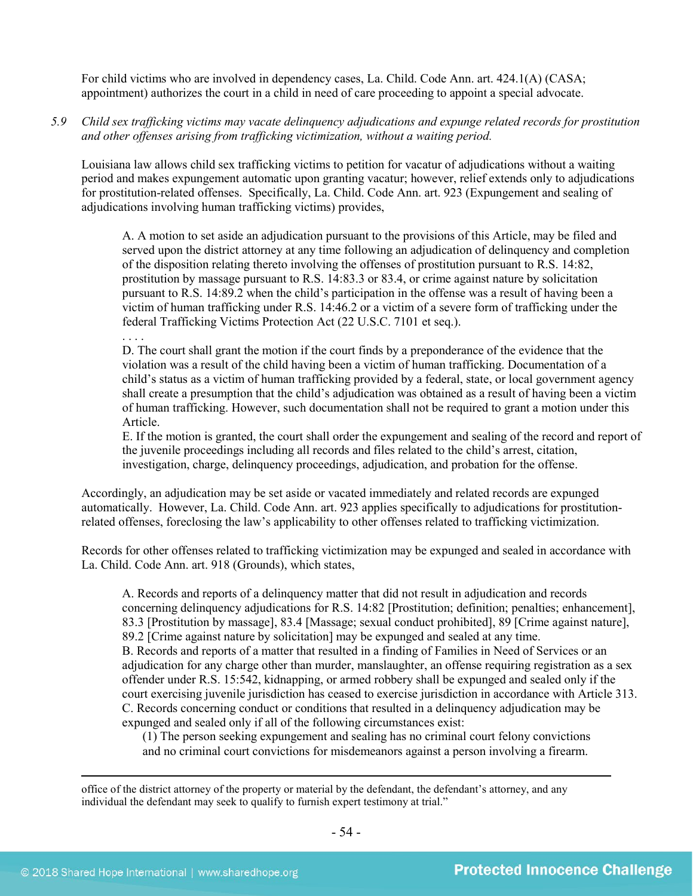For child victims who are involved in dependency cases, La. Child. Code Ann. art. 424.1(A) (CASA; appointment) authorizes the court in a child in need of care proceeding to appoint a special advocate.

*5.9 Child sex trafficking victims may vacate delinquency adjudications and expunge related records for prostitution and other offenses arising from trafficking victimization, without a waiting period.*

Louisiana law allows child sex trafficking victims to petition for vacatur of adjudications without a waiting period and makes expungement automatic upon granting vacatur; however, relief extends only to adjudications for prostitution-related offenses. Specifically, La. Child. Code Ann. art. 923 (Expungement and sealing of adjudications involving human trafficking victims) provides,

> A. A motion to set aside an adjudication pursuant to the provisions of this Article, may be filed and served upon the district attorney at any time following an adjudication of delinquency and completion of the disposition relating thereto involving the offenses of prostitution pursuant to R.S. 14:82, prostitution by massage pursuant to R.S. 14:83.3 or 83.4, or crime against nature by solicitation pursuant to R.S. 14:89.2 when the child's participation in the offense was a result of having been a victim of human trafficking under R.S. 14:46.2 or a victim of a severe form of trafficking under the federal Trafficking Victims Protection Act (22 U.S.C. 7101 et seq.).
> . . . .
> D. The court shall grant the motion if the court finds by a preponderance of the evidence that the violation was a result of the child having been a victim of human trafficking. Documentation of a child's status as a victim of human trafficking provided by a federal, state, or local government agency shall create a presumption that the child's adjudication was obtained as a result of having been a victim of human trafficking. However, such documentation shall not be required to grant a motion under this Article.
> E. If the motion is granted, the court shall order the expungement and sealing of the record and report of the juvenile proceedings including all records and files related to the child's arrest, citation, investigation, charge, delinquency proceedings, adjudication, and probation for the offense.

Accordingly, an adjudication may be set aside or vacated immediately and related records are expunged automatically. However, La. Child. Code Ann. art. 923 applies specifically to adjudications for prostitution-related offenses, foreclosing the law's applicability to other offenses related to trafficking victimization.

Records for other offenses related to trafficking victimization may be expunged and sealed in accordance with La. Child. Code Ann. art. 918 (Grounds), which states,

> A. Records and reports of a delinquency matter that did not result in adjudication and records concerning delinquency adjudications for R.S. 14:82 [Prostitution; definition; penalties; enhancement], 83.3 [Prostitution by massage], 83.4 [Massage; sexual conduct prohibited], 89 [Crime against nature], 89.2 [Crime against nature by solicitation] may be expunged and sealed at any time.
> B. Records and reports of a matter that resulted in a finding of Families in Need of Services or an adjudication for any charge other than murder, manslaughter, an offense requiring registration as a sex offender under R.S. 15:542, kidnapping, or armed robbery shall be expunged and sealed only if the court exercising juvenile jurisdiction has ceased to exercise jurisdiction in accordance with Article 313.
> C. Records concerning conduct or conditions that resulted in a delinquency adjudication may be expunged and sealed only if all of the following circumstances exist:
>
> (1) The person seeking expungement and sealing has no criminal court felony convictions and no criminal court convictions for misdemeanors against a person involving a firearm.

---

office of the district attorney of the property or material by the defendant, the defendant's attorney, and any individual the defendant may seek to qualify to furnish expert testimony at trial."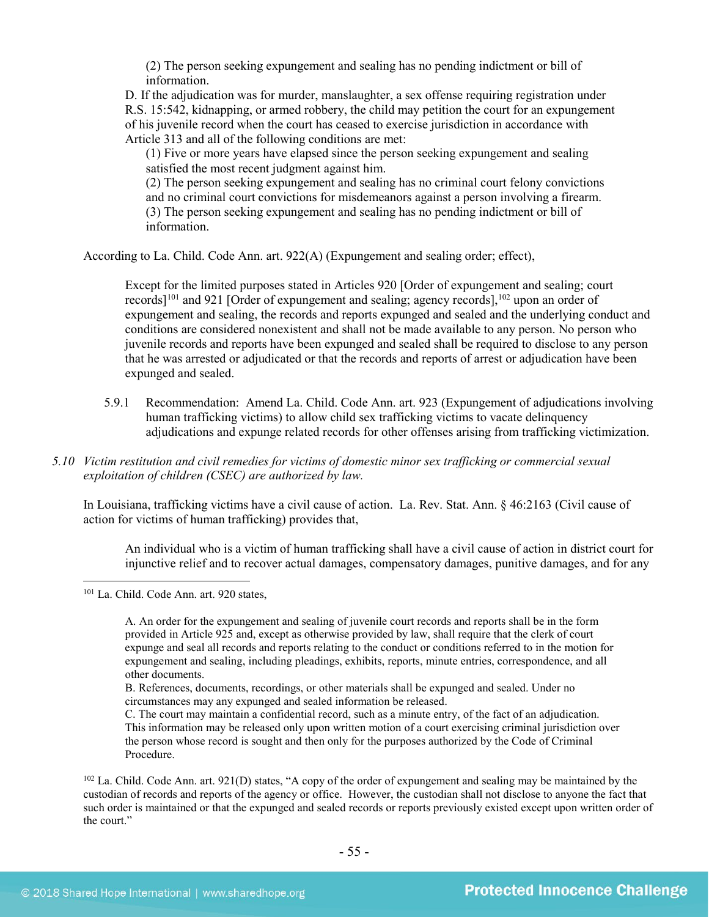(2) The person seeking expungement and sealing has no pending indictment or bill of information.

D. If the adjudication was for murder, manslaughter, a sex offense requiring registration under R.S. 15:542, kidnapping, or armed robbery, the child may petition the court for an expungement of his juvenile record when the court has ceased to exercise jurisdiction in accordance with Article 313 and all of the following conditions are met:

(1) Five or more years have elapsed since the person seeking expungement and sealing satisfied the most recent judgment against him.

(2) The person seeking expungement and sealing has no criminal court felony convictions and no criminal court convictions for misdemeanors against a person involving a firearm.

(3) The person seeking expungement and sealing has no pending indictment or bill of information.

According to La. Child. Code Ann. art. 922(A) (Expungement and sealing order; effect),

> Except for the limited purposes stated in Articles 920 [Order of expungement and sealing; court records][101] and 921 [Order of expungement and sealing; agency records],[102] upon an order of expungement and sealing, the records and reports expunged and sealed and the underlying conduct and conditions are considered nonexistent and shall not be made available to any person. No person who juvenile records and reports have been expunged and sealed shall be required to disclose to any person that he was arrested or adjudicated or that the records and reports of arrest or adjudication have been expunged and sealed.

5.9.1 Recommendation: Amend La. Child. Code Ann. art. 923 (Expungement of adjudications involving human trafficking victims) to allow child sex trafficking victims to vacate delinquency adjudications and expunge related records for other offenses arising from trafficking victimization.

*5.10 Victim restitution and civil remedies for victims of domestic minor sex trafficking or commercial sexual exploitation of children (CSEC) are authorized by law.*

In Louisiana, trafficking victims have a civil cause of action. La. Rev. Stat. Ann. § 46:2163 (Civil cause of action for victims of human trafficking) provides that,

> An individual who is a victim of human trafficking shall have a civil cause of action in district court for injunctive relief and to recover actual damages, compensatory damages, punitive damages, and for any

---

[101] La. Child. Code Ann. art. 920 states,

> A. An order for the expungement and sealing of juvenile court records and reports shall be in the form provided in Article 925 and, except as otherwise provided by law, shall require that the clerk of court expunge and seal all records and reports relating to the conduct or conditions referred to in the motion for expungement and sealing, including pleadings, exhibits, reports, minute entries, correspondence, and all other documents.
>
> B. References, documents, recordings, or other materials shall be expunged and sealed. Under no circumstances may any expunged and sealed information be released.
>
> C. The court may maintain a confidential record, such as a minute entry, of the fact of an adjudication. This information may be released only upon written motion of a court exercising criminal jurisdiction over the person whose record is sought and then only for the purposes authorized by the Code of Criminal Procedure.

[102] La. Child. Code Ann. art. 921(D) states, "A copy of the order of expungement and sealing may be maintained by the custodian of records and reports of the agency or office. However, the custodian shall not disclose to anyone the fact that such order is maintained or that the expunged and sealed records or reports previously existed except upon written order of the court."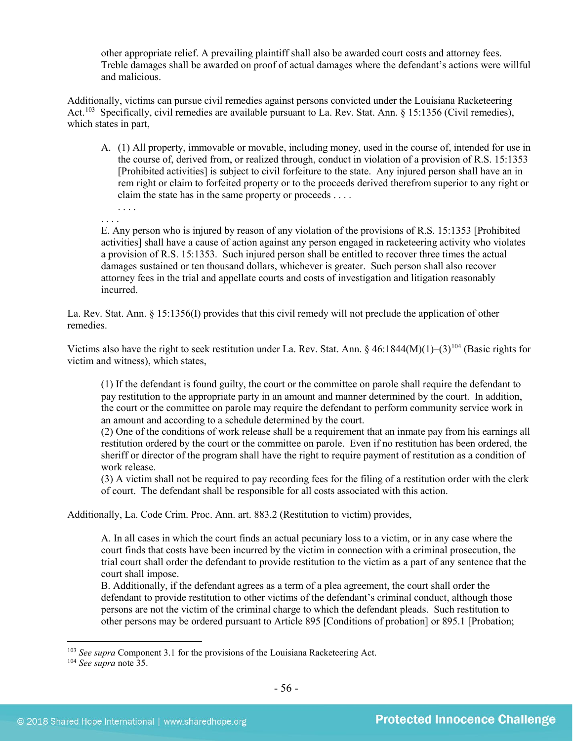> other appropriate relief. A prevailing plaintiff shall also be awarded court costs and attorney fees. Treble damages shall be awarded on proof of actual damages where the defendant's actions were willful and malicious.

Additionally, victims can pursue civil remedies against persons convicted under the Louisiana Racketeering Act.[103] Specifically, civil remedies are available pursuant to La. Rev. Stat. Ann. § 15:1356 (Civil remedies), which states in part,

> A. (1) All property, immovable or movable, including money, used in the course of, intended for use in the course of, derived from, or realized through, conduct in violation of a provision of R.S. 15:1353 [Prohibited activities] is subject to civil forfeiture to the state. Any injured person shall have an in rem right or claim to forfeited property or to the proceeds derived therefrom superior to any right or claim the state has in the same property or proceeds . . . .
> . . . .
> . . . .
> E. Any person who is injured by reason of any violation of the provisions of R.S. 15:1353 [Prohibited activities] shall have a cause of action against any person engaged in racketeering activity who violates a provision of R.S. 15:1353. Such injured person shall be entitled to recover three times the actual damages sustained or ten thousand dollars, whichever is greater. Such person shall also recover attorney fees in the trial and appellate courts and costs of investigation and litigation reasonably incurred.

La. Rev. Stat. Ann. § 15:1356(I) provides that this civil remedy will not preclude the application of other remedies.

Victims also have the right to seek restitution under La. Rev. Stat. Ann. § 46:1844(M)(1)–(3)[104] (Basic rights for victim and witness), which states,

> (1) If the defendant is found guilty, the court or the committee on parole shall require the defendant to pay restitution to the appropriate party in an amount and manner determined by the court. In addition, the court or the committee on parole may require the defendant to perform community service work in an amount and according to a schedule determined by the court.
> (2) One of the conditions of work release shall be a requirement that an inmate pay from his earnings all restitution ordered by the court or the committee on parole. Even if no restitution has been ordered, the sheriff or director of the program shall have the right to require payment of restitution as a condition of work release.
> (3) A victim shall not be required to pay recording fees for the filing of a restitution order with the clerk of court. The defendant shall be responsible for all costs associated with this action.

Additionally, La. Code Crim. Proc. Ann. art. 883.2 (Restitution to victim) provides,

> A. In all cases in which the court finds an actual pecuniary loss to a victim, or in any case where the court finds that costs have been incurred by the victim in connection with a criminal prosecution, the trial court shall order the defendant to provide restitution to the victim as a part of any sentence that the court shall impose.
> B. Additionally, if the defendant agrees as a term of a plea agreement, the court shall order the defendant to provide restitution to other victims of the defendant's criminal conduct, although those persons are not the victim of the criminal charge to which the defendant pleads. Such restitution to other persons may be ordered pursuant to Article 895 [Conditions of probation] or 895.1 [Probation;

---

[103] *See supra* Component 3.1 for the provisions of the Louisiana Racketeering Act.
[104] *See supra* note 35.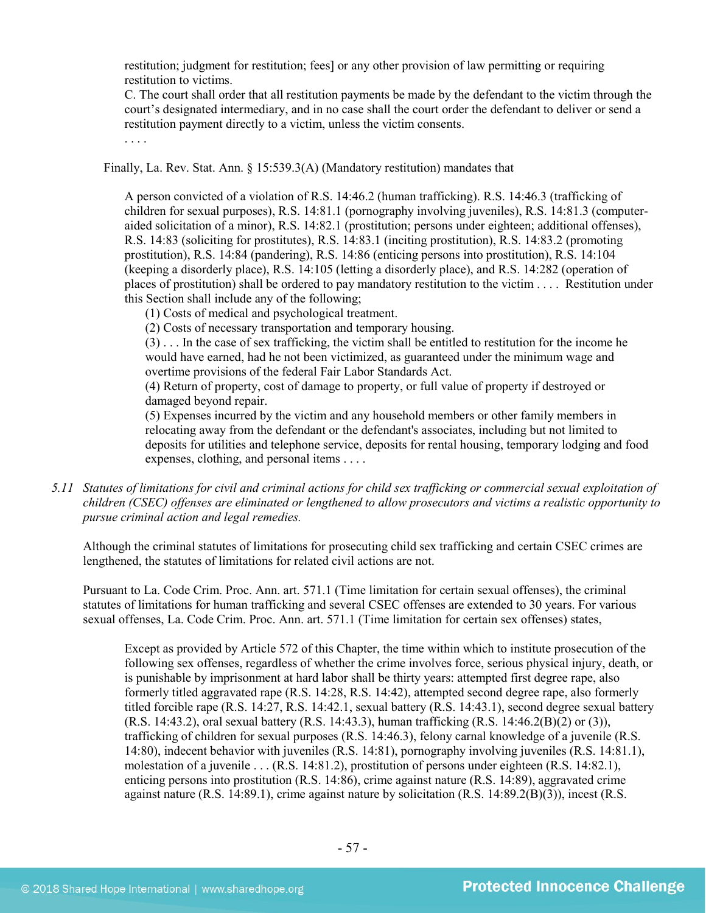> restitution; judgment for restitution; fees] or any other provision of law permitting or requiring restitution to victims.
>
> C. The court shall order that all restitution payments be made by the defendant to the victim through the court's designated intermediary, and in no case shall the court order the defendant to deliver or send a restitution payment directly to a victim, unless the victim consents.
>
> . . . .

Finally, La. Rev. Stat. Ann. § 15:539.3(A) (Mandatory restitution) mandates that

> A person convicted of a violation of R.S. 14:46.2 (human trafficking). R.S. 14:46.3 (trafficking of children for sexual purposes), R.S. 14:81.1 (pornography involving juveniles), R.S. 14:81.3 (computer-aided solicitation of a minor), R.S. 14:82.1 (prostitution; persons under eighteen; additional offenses), R.S. 14:83 (soliciting for prostitutes), R.S. 14:83.1 (inciting prostitution), R.S. 14:83.2 (promoting prostitution), R.S. 14:84 (pandering), R.S. 14:86 (enticing persons into prostitution), R.S. 14:104 (keeping a disorderly place), R.S. 14:105 (letting a disorderly place), and R.S. 14:282 (operation of places of prostitution) shall be ordered to pay mandatory restitution to the victim . . . . Restitution under this Section shall include any of the following;
>
> (1) Costs of medical and psychological treatment.
>
> (2) Costs of necessary transportation and temporary housing.
>
> (3) . . . In the case of sex trafficking, the victim shall be entitled to restitution for the income he would have earned, had he not been victimized, as guaranteed under the minimum wage and overtime provisions of the federal Fair Labor Standards Act.
>
> (4) Return of property, cost of damage to property, or full value of property if destroyed or damaged beyond repair.
>
> (5) Expenses incurred by the victim and any household members or other family members in relocating away from the defendant or the defendant's associates, including but not limited to deposits for utilities and telephone service, deposits for rental housing, temporary lodging and food expenses, clothing, and personal items . . . .

*5.11 Statutes of limitations for civil and criminal actions for child sex trafficking or commercial sexual exploitation of children (CSEC) offenses are eliminated or lengthened to allow prosecutors and victims a realistic opportunity to pursue criminal action and legal remedies.*

Although the criminal statutes of limitations for prosecuting child sex trafficking and certain CSEC crimes are lengthened, the statutes of limitations for related civil actions are not.

Pursuant to La. Code Crim. Proc. Ann. art. 571.1 (Time limitation for certain sexual offenses), the criminal statutes of limitations for human trafficking and several CSEC offenses are extended to 30 years. For various sexual offenses, La. Code Crim. Proc. Ann. art. 571.1 (Time limitation for certain sex offenses) states,

> Except as provided by Article 572 of this Chapter, the time within which to institute prosecution of the following sex offenses, regardless of whether the crime involves force, serious physical injury, death, or is punishable by imprisonment at hard labor shall be thirty years: attempted first degree rape, also formerly titled aggravated rape (R.S. 14:28, R.S. 14:42), attempted second degree rape, also formerly titled forcible rape (R.S. 14:27, R.S. 14:42.1, sexual battery (R.S. 14:43.1), second degree sexual battery (R.S. 14:43.2), oral sexual battery (R.S. 14:43.3), human trafficking (R.S. 14:46.2(B)(2) or (3)), trafficking of children for sexual purposes (R.S. 14:46.3), felony carnal knowledge of a juvenile (R.S. 14:80), indecent behavior with juveniles (R.S. 14:81), pornography involving juveniles (R.S. 14:81.1), molestation of a juvenile . . . (R.S. 14:81.2), prostitution of persons under eighteen (R.S. 14:82.1), enticing persons into prostitution (R.S. 14:86), crime against nature (R.S. 14:89), aggravated crime against nature (R.S. 14:89.1), crime against nature by solicitation (R.S. 14:89.2(B)(3)), incest (R.S.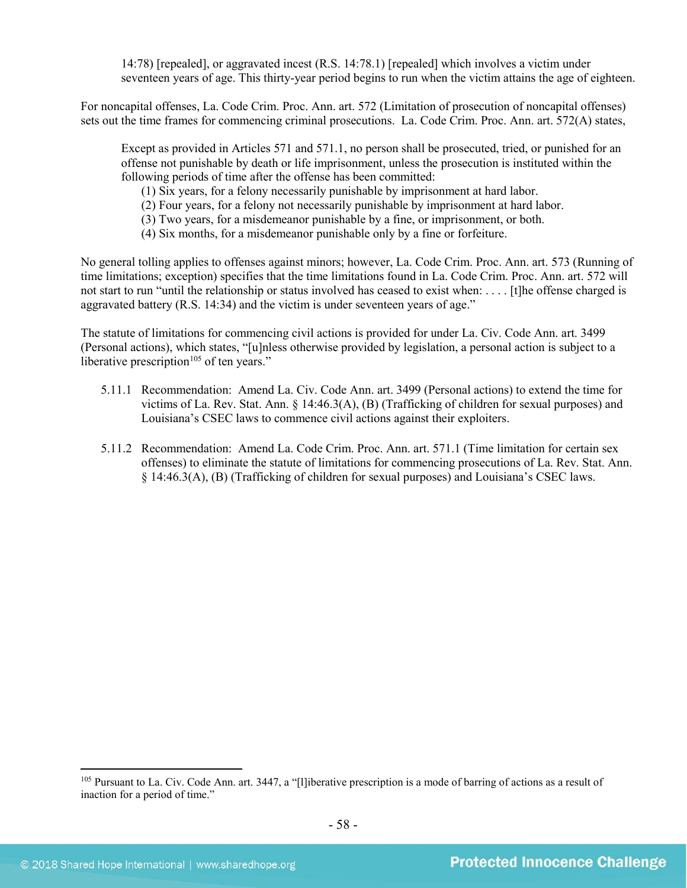14:78) [repealed], or aggravated incest (R.S. 14:78.1) [repealed] which involves a victim under seventeen years of age. This thirty-year period begins to run when the victim attains the age of eighteen.

For noncapital offenses, La. Code Crim. Proc. Ann. art. 572 (Limitation of prosecution of noncapital offenses) sets out the time frames for commencing criminal prosecutions. La. Code Crim. Proc. Ann. art. 572(A) states,

> Except as provided in Articles 571 and 571.1, no person shall be prosecuted, tried, or punished for an offense not punishable by death or life imprisonment, unless the prosecution is instituted within the following periods of time after the offense has been committed:
> (1) Six years, for a felony necessarily punishable by imprisonment at hard labor.
> (2) Four years, for a felony not necessarily punishable by imprisonment at hard labor.
> (3) Two years, for a misdemeanor punishable by a fine, or imprisonment, or both.
> (4) Six months, for a misdemeanor punishable only by a fine or forfeiture.

No general tolling applies to offenses against minors; however, La. Code Crim. Proc. Ann. art. 573 (Running of time limitations; exception) specifies that the time limitations found in La. Code Crim. Proc. Ann. art. 572 will not start to run "until the relationship or status involved has ceased to exist when: . . . . [t]he offense charged is aggravated battery (R.S. 14:34) and the victim is under seventeen years of age."

The statute of limitations for commencing civil actions is provided for under La. Civ. Code Ann. art. 3499 (Personal actions), which states, "[u]nless otherwise provided by legislation, a personal action is subject to a liberative prescription[105] of ten years."

5.11.1 Recommendation: Amend La. Civ. Code Ann. art. 3499 (Personal actions) to extend the time for victims of La. Rev. Stat. Ann. § 14:46.3(A), (B) (Trafficking of children for sexual purposes) and Louisiana's CSEC laws to commence civil actions against their exploiters.

5.11.2 Recommendation: Amend La. Code Crim. Proc. Ann. art. 571.1 (Time limitation for certain sex offenses) to eliminate the statute of limitations for commencing prosecutions of La. Rev. Stat. Ann. § 14:46.3(A), (B) (Trafficking of children for sexual purposes) and Louisiana's CSEC laws.

---

[105] Pursuant to La. Civ. Code Ann. art. 3447, a "[l]iberative prescription is a mode of barring of actions as a result of inaction for a period of time."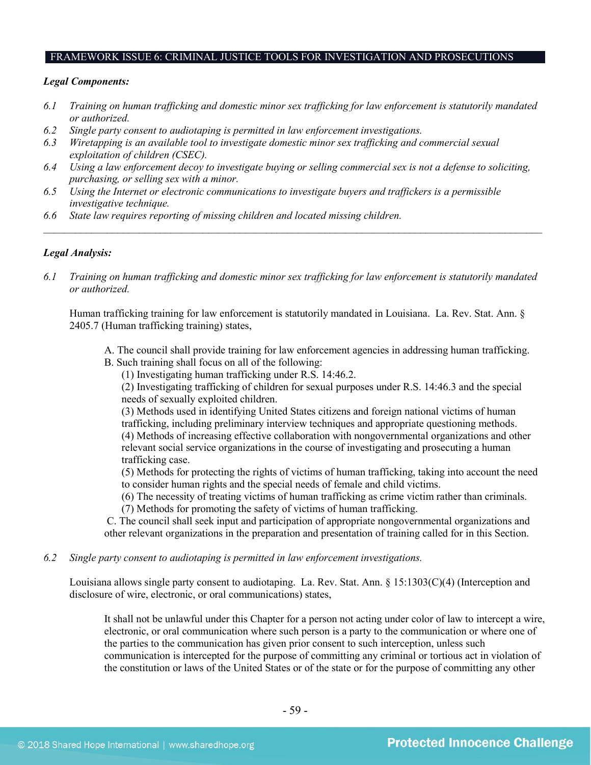## FRAMEWORK ISSUE 6: CRIMINAL JUSTICE TOOLS FOR INVESTIGATION AND PROSECUTIONS

***Legal Components:***

*6.1 Training on human trafficking and domestic minor sex trafficking for law enforcement is statutorily mandated or authorized.*
*6.2 Single party consent to audiotaping is permitted in law enforcement investigations.*
*6.3 Wiretapping is an available tool to investigate domestic minor sex trafficking and commercial sexual exploitation of children (CSEC).*
*6.4 Using a law enforcement decoy to investigate buying or selling commercial sex is not a defense to soliciting, purchasing, or selling sex with a minor.*
*6.5 Using the Internet or electronic communications to investigate buyers and traffickers is a permissible investigative technique.*
*6.6 State law requires reporting of missing children and located missing children.*

---

***Legal Analysis:***

*6.1 Training on human trafficking and domestic minor sex trafficking for law enforcement is statutorily mandated or authorized.*

Human trafficking training for law enforcement is statutorily mandated in Louisiana. La. Rev. Stat. Ann. § 2405.7 (Human trafficking training) states,

> A. The council shall provide training for law enforcement agencies in addressing human trafficking.
> B. Such training shall focus on all of the following:
> (1) Investigating human trafficking under R.S. 14:46.2.
> (2) Investigating trafficking of children for sexual purposes under R.S. 14:46.3 and the special needs of sexually exploited children.
> (3) Methods used in identifying United States citizens and foreign national victims of human trafficking, including preliminary interview techniques and appropriate questioning methods.
> (4) Methods of increasing effective collaboration with nongovernmental organizations and other relevant social service organizations in the course of investigating and prosecuting a human trafficking case.
> (5) Methods for protecting the rights of victims of human trafficking, taking into account the need to consider human rights and the special needs of female and child victims.
> (6) The necessity of treating victims of human trafficking as crime victim rather than criminals.
> (7) Methods for promoting the safety of victims of human trafficking.
> C. The council shall seek input and participation of appropriate nongovernmental organizations and other relevant organizations in the preparation and presentation of training called for in this Section.

*6.2 Single party consent to audiotaping is permitted in law enforcement investigations.*

Louisiana allows single party consent to audiotaping. La. Rev. Stat. Ann. § 15:1303(C)(4) (Interception and disclosure of wire, electronic, or oral communications) states,

> It shall not be unlawful under this Chapter for a person not acting under color of law to intercept a wire, electronic, or oral communication where such person is a party to the communication or where one of the parties to the communication has given prior consent to such interception, unless such communication is intercepted for the purpose of committing any criminal or tortious act in violation of the constitution or laws of the United States or of the state or for the purpose of committing any other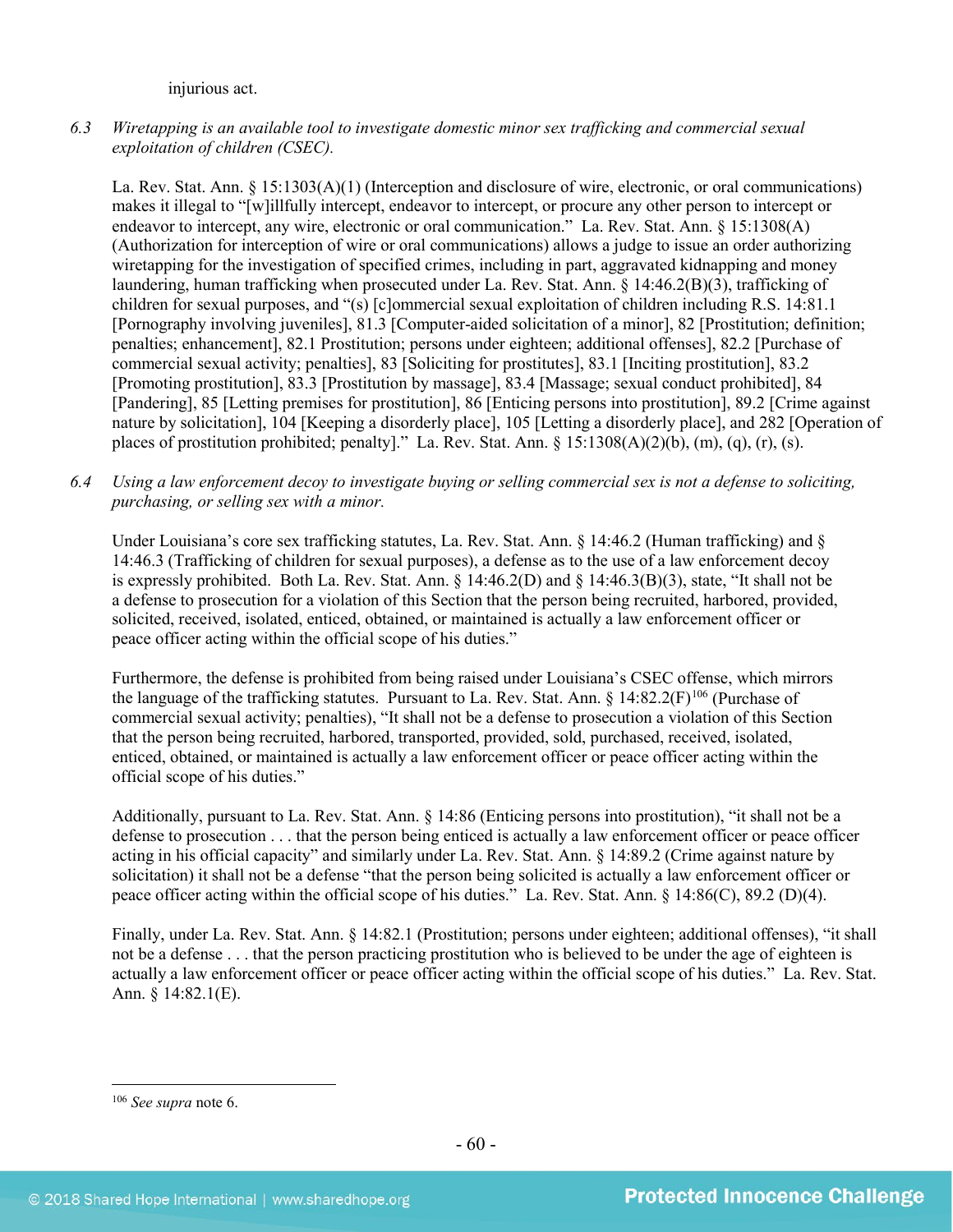injurious act.

*6.3 Wiretapping is an available tool to investigate domestic minor sex trafficking and commercial sexual exploitation of children (CSEC).*

La. Rev. Stat. Ann. § 15:1303(A)(1) (Interception and disclosure of wire, electronic, or oral communications) makes it illegal to "[w]illfully intercept, endeavor to intercept, or procure any other person to intercept or endeavor to intercept, any wire, electronic or oral communication." La. Rev. Stat. Ann. § 15:1308(A) (Authorization for interception of wire or oral communications) allows a judge to issue an order authorizing wiretapping for the investigation of specified crimes, including in part, aggravated kidnapping and money laundering, human trafficking when prosecuted under La. Rev. Stat. Ann. § 14:46.2(B)(3), trafficking of children for sexual purposes, and "(s) [c]ommercial sexual exploitation of children including R.S. 14:81.1 [Pornography involving juveniles], 81.3 [Computer-aided solicitation of a minor], 82 [Prostitution; definition; penalties; enhancement], 82.1 Prostitution; persons under eighteen; additional offenses], 82.2 [Purchase of commercial sexual activity; penalties], 83 [Soliciting for prostitutes], 83.1 [Inciting prostitution], 83.2 [Promoting prostitution], 83.3 [Prostitution by massage], 83.4 [Massage; sexual conduct prohibited], 84 [Pandering], 85 [Letting premises for prostitution], 86 [Enticing persons into prostitution], 89.2 [Crime against nature by solicitation], 104 [Keeping a disorderly place], 105 [Letting a disorderly place], and 282 [Operation of places of prostitution prohibited; penalty]." La. Rev. Stat. Ann. § 15:1308(A)(2)(b), (m), (q), (r), (s).

*6.4 Using a law enforcement decoy to investigate buying or selling commercial sex is not a defense to soliciting, purchasing, or selling sex with a minor.*

Under Louisiana's core sex trafficking statutes, La. Rev. Stat. Ann. § 14:46.2 (Human trafficking) and § 14:46.3 (Trafficking of children for sexual purposes), a defense as to the use of a law enforcement decoy is expressly prohibited. Both La. Rev. Stat. Ann. § 14:46.2(D) and § 14:46.3(B)(3), state, "It shall not be a defense to prosecution for a violation of this Section that the person being recruited, harbored, provided, solicited, received, isolated, enticed, obtained, or maintained is actually a law enforcement officer or peace officer acting within the official scope of his duties."

Furthermore, the defense is prohibited from being raised under Louisiana's CSEC offense, which mirrors the language of the trafficking statutes. Pursuant to La. Rev. Stat. Ann. § 14:82.2(F)[106] (Purchase of commercial sexual activity; penalties), "It shall not be a defense to prosecution a violation of this Section that the person being recruited, harbored, transported, provided, sold, purchased, received, isolated, enticed, obtained, or maintained is actually a law enforcement officer or peace officer acting within the official scope of his duties."

Additionally, pursuant to La. Rev. Stat. Ann. § 14:86 (Enticing persons into prostitution), "it shall not be a defense to prosecution . . . that the person being enticed is actually a law enforcement officer or peace officer acting in his official capacity" and similarly under La. Rev. Stat. Ann. § 14:89.2 (Crime against nature by solicitation) it shall not be a defense "that the person being solicited is actually a law enforcement officer or peace officer acting within the official scope of his duties." La. Rev. Stat. Ann. § 14:86(C), 89.2 (D)(4).

Finally, under La. Rev. Stat. Ann. § 14:82.1 (Prostitution; persons under eighteen; additional offenses), "it shall not be a defense . . . that the person practicing prostitution who is believed to be under the age of eighteen is actually a law enforcement officer or peace officer acting within the official scope of his duties." La. Rev. Stat. Ann. § 14:82.1(E).

---

[106] *See supra* note 6.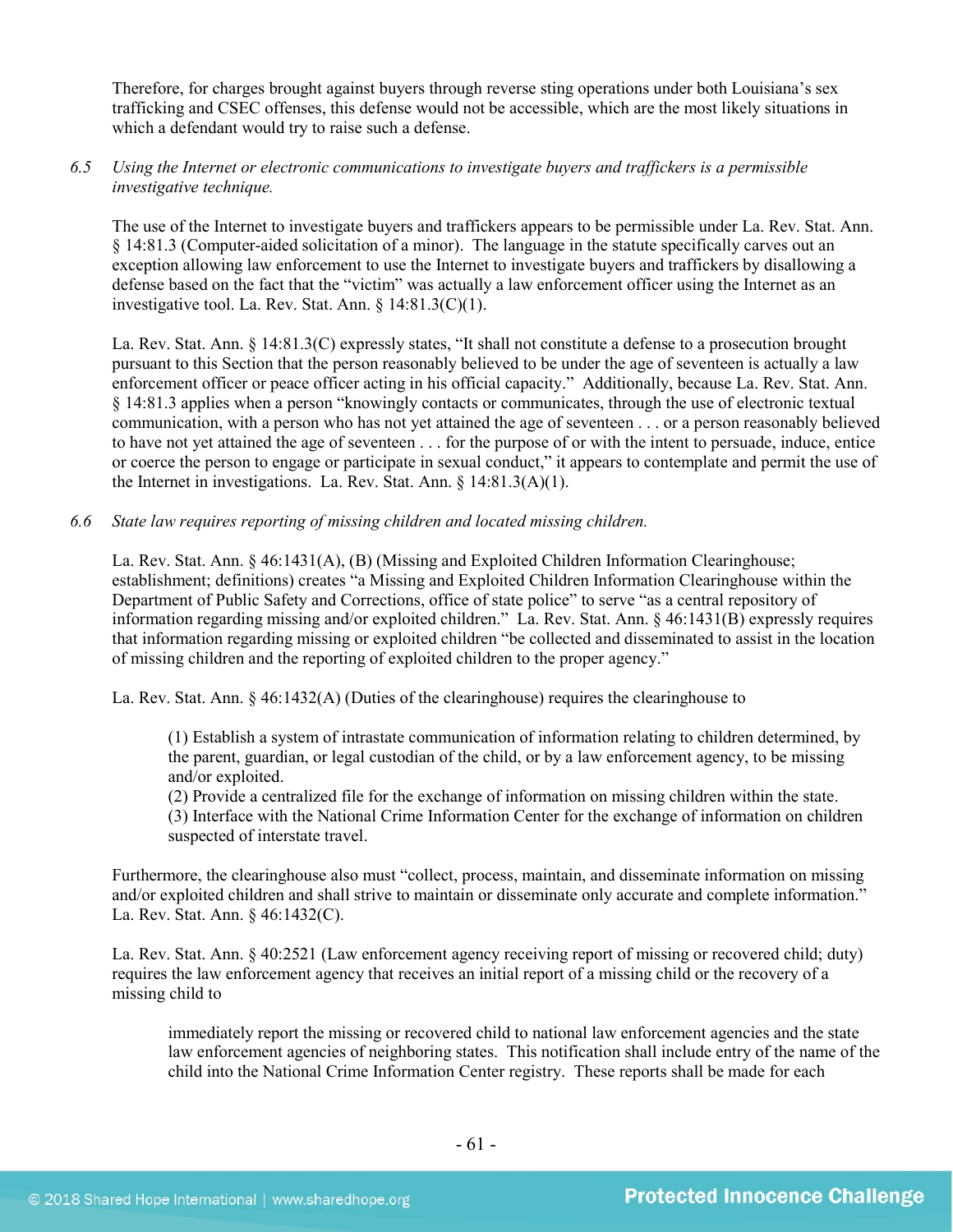Therefore, for charges brought against buyers through reverse sting operations under both Louisiana's sex trafficking and CSEC offenses, this defense would not be accessible, which are the most likely situations in which a defendant would try to raise such a defense.

*6.5 Using the Internet or electronic communications to investigate buyers and traffickers is a permissible investigative technique.*

The use of the Internet to investigate buyers and traffickers appears to be permissible under La. Rev. Stat. Ann. § 14:81.3 (Computer-aided solicitation of a minor). The language in the statute specifically carves out an exception allowing law enforcement to use the Internet to investigate buyers and traffickers by disallowing a defense based on the fact that the "victim" was actually a law enforcement officer using the Internet as an investigative tool. La. Rev. Stat. Ann. § 14:81.3(C)(1).

La. Rev. Stat. Ann. § 14:81.3(C) expressly states, "It shall not constitute a defense to a prosecution brought pursuant to this Section that the person reasonably believed to be under the age of seventeen is actually a law enforcement officer or peace officer acting in his official capacity." Additionally, because La. Rev. Stat. Ann. § 14:81.3 applies when a person "knowingly contacts or communicates, through the use of electronic textual communication, with a person who has not yet attained the age of seventeen . . . or a person reasonably believed to have not yet attained the age of seventeen . . . for the purpose of or with the intent to persuade, induce, entice or coerce the person to engage or participate in sexual conduct," it appears to contemplate and permit the use of the Internet in investigations. La. Rev. Stat. Ann. § 14:81.3(A)(1).

*6.6 State law requires reporting of missing children and located missing children.*

La. Rev. Stat. Ann. § 46:1431(A), (B) (Missing and Exploited Children Information Clearinghouse; establishment; definitions) creates "a Missing and Exploited Children Information Clearinghouse within the Department of Public Safety and Corrections, office of state police" to serve "as a central repository of information regarding missing and/or exploited children." La. Rev. Stat. Ann. § 46:1431(B) expressly requires that information regarding missing or exploited children "be collected and disseminated to assist in the location of missing children and the reporting of exploited children to the proper agency."

La. Rev. Stat. Ann. § 46:1432(A) (Duties of the clearinghouse) requires the clearinghouse to

> (1) Establish a system of intrastate communication of information relating to children determined, by the parent, guardian, or legal custodian of the child, or by a law enforcement agency, to be missing and/or exploited.
> (2) Provide a centralized file for the exchange of information on missing children within the state.
> (3) Interface with the National Crime Information Center for the exchange of information on children suspected of interstate travel.

Furthermore, the clearinghouse also must "collect, process, maintain, and disseminate information on missing and/or exploited children and shall strive to maintain or disseminate only accurate and complete information." La. Rev. Stat. Ann. § 46:1432(C).

La. Rev. Stat. Ann. § 40:2521 (Law enforcement agency receiving report of missing or recovered child; duty) requires the law enforcement agency that receives an initial report of a missing child or the recovery of a missing child to

> immediately report the missing or recovered child to national law enforcement agencies and the state law enforcement agencies of neighboring states. This notification shall include entry of the name of the child into the National Crime Information Center registry. These reports shall be made for each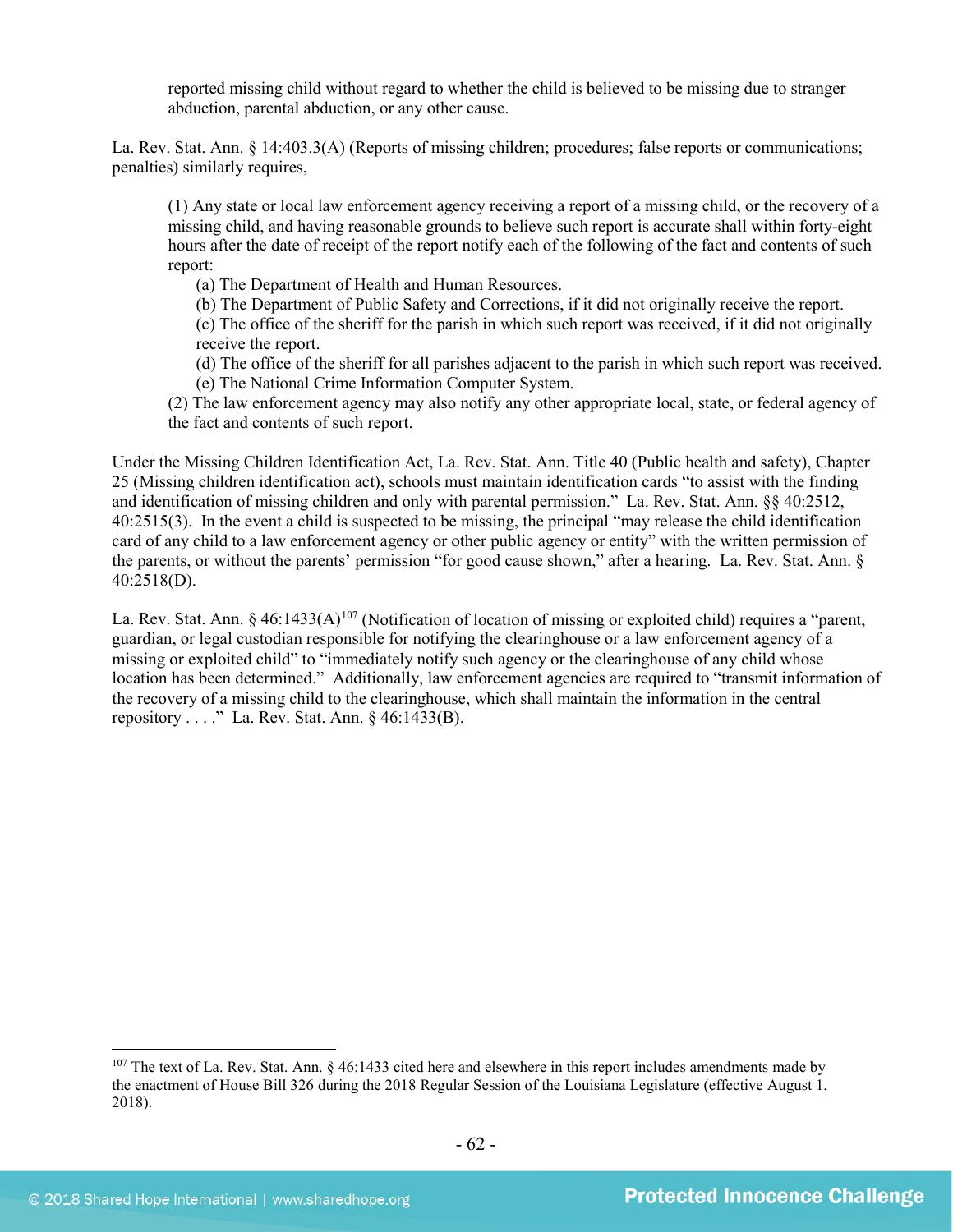reported missing child without regard to whether the child is believed to be missing due to stranger abduction, parental abduction, or any other cause.

La. Rev. Stat. Ann. § 14:403.3(A) (Reports of missing children; procedures; false reports or communications; penalties) similarly requires,

> (1) Any state or local law enforcement agency receiving a report of a missing child, or the recovery of a missing child, and having reasonable grounds to believe such report is accurate shall within forty-eight hours after the date of receipt of the report notify each of the following of the fact and contents of such report:
>
> (a) The Department of Health and Human Resources.
>
> (b) The Department of Public Safety and Corrections, if it did not originally receive the report.
>
> (c) The office of the sheriff for the parish in which such report was received, if it did not originally receive the report.
>
> (d) The office of the sheriff for all parishes adjacent to the parish in which such report was received.
>
> (e) The National Crime Information Computer System.
>
> (2) The law enforcement agency may also notify any other appropriate local, state, or federal agency of the fact and contents of such report.

Under the Missing Children Identification Act, La. Rev. Stat. Ann. Title 40 (Public health and safety), Chapter 25 (Missing children identification act), schools must maintain identification cards "to assist with the finding and identification of missing children and only with parental permission." La. Rev. Stat. Ann. §§ 40:2512, 40:2515(3). In the event a child is suspected to be missing, the principal "may release the child identification card of any child to a law enforcement agency or other public agency or entity" with the written permission of the parents, or without the parents' permission "for good cause shown," after a hearing. La. Rev. Stat. Ann. § 40:2518(D).

La. Rev. Stat. Ann. § 46:1433(A)[107] (Notification of location of missing or exploited child) requires a "parent, guardian, or legal custodian responsible for notifying the clearinghouse or a law enforcement agency of a missing or exploited child" to "immediately notify such agency or the clearinghouse of any child whose location has been determined." Additionally, law enforcement agencies are required to "transmit information of the recovery of a missing child to the clearinghouse, which shall maintain the information in the central repository . . . ." La. Rev. Stat. Ann. § 46:1433(B).

---

[107] The text of La. Rev. Stat. Ann. § 46:1433 cited here and elsewhere in this report includes amendments made by the enactment of House Bill 326 during the 2018 Regular Session of the Louisiana Legislature (effective August 1, 2018).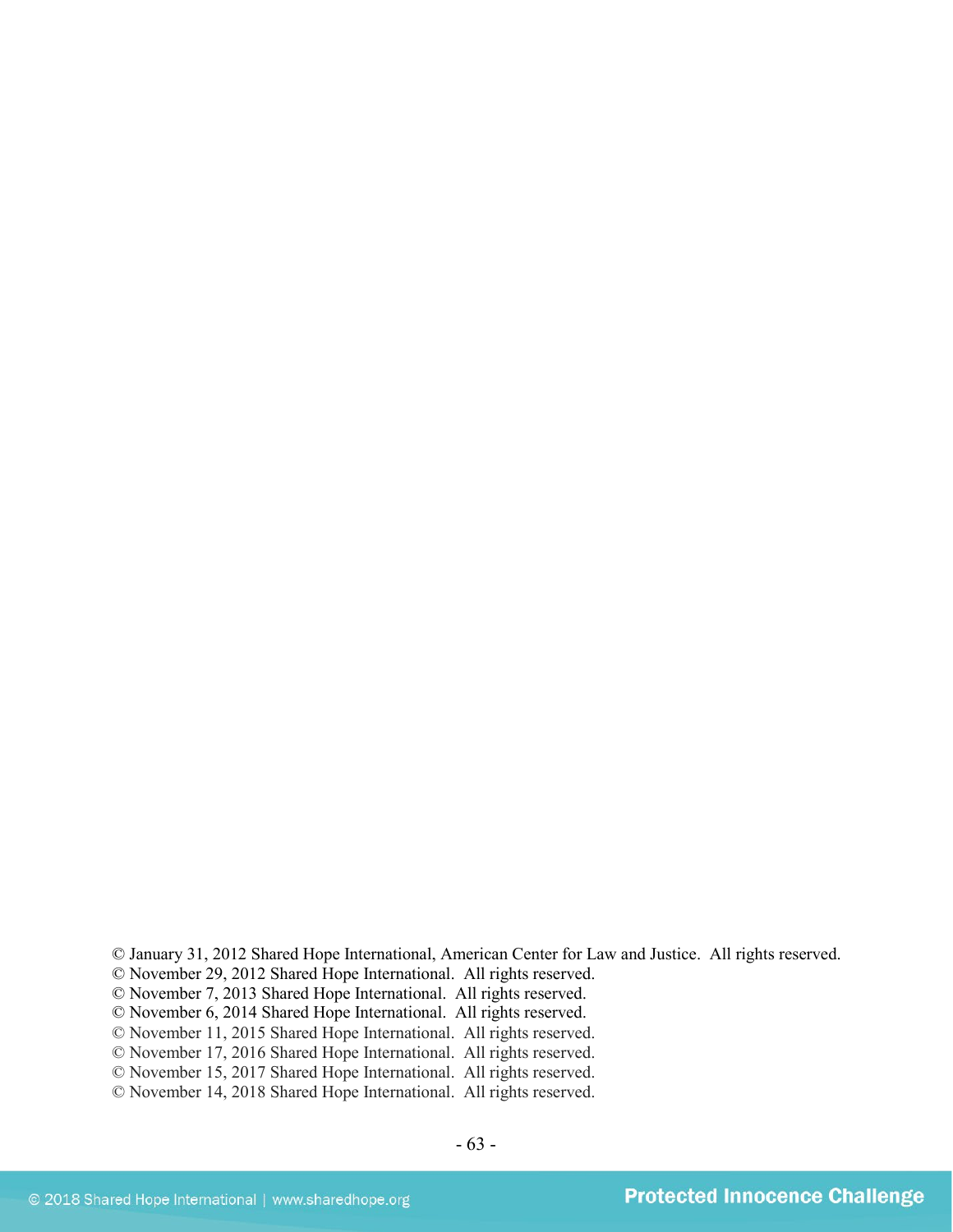© January 31, 2012 Shared Hope International, American Center for Law and Justice. All rights reserved.
© November 29, 2012 Shared Hope International. All rights reserved.
© November 7, 2013 Shared Hope International. All rights reserved.
© November 6, 2014 Shared Hope International. All rights reserved.
© November 11, 2015 Shared Hope International. All rights reserved.
© November 17, 2016 Shared Hope International. All rights reserved.
© November 15, 2017 Shared Hope International. All rights reserved.
© November 14, 2018 Shared Hope International. All rights reserved.